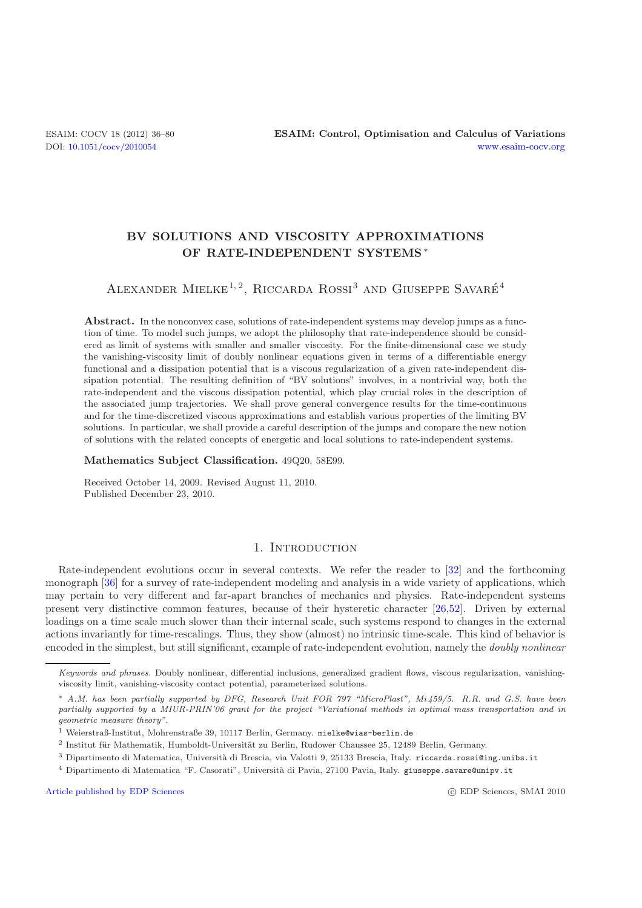# BV SOLUTIONS AND VISCOSITY APPROXIMATIONS OF RATE-INDEPENDENT SYSTEMS *

Alexander Mielke[1,2], Riccarda Rossi[3] and Giuseppe Savaré[4]

**Abstract.** In the nonconvex case, solutions of rate-independent systems may develop jumps as a function of time. To model such jumps, we adopt the philosophy that rate-independence should be considered as limit of systems with smaller and smaller viscosity. For the finite-dimensional case we study the vanishing-viscosity limit of doubly nonlinear equations given in terms of a differentiable energy functional and a dissipation potential that is a viscous regularization of a given rate-independent dissipation potential. The resulting definition of "BV solutions" involves, in a nontrivial way, both the rate-independent and the viscous dissipation potential, which play crucial roles in the description of the associated jump trajectories. We shall prove general convergence results for the time-continuous and for the time-discretized viscous approximations and establish various properties of the limiting BV solutions. In particular, we shall provide a careful description of the jumps and compare the new notion of solutions with the related concepts of energetic and local solutions to rate-independent systems.

**Mathematics Subject Classification.** 49Q20, 58E99.

Received October 14, 2009. Revised August 11, 2010.
Published December 23, 2010.

## 1. Introduction

Rate-independent evolutions occur in several contexts. We refer the reader to [32] and the forthcoming monograph [36] for a survey of rate-independent modeling and analysis in a wide variety of applications, which may pertain to very different and far-apart branches of mechanics and physics. Rate-independent systems present very distinctive common features, because of their hysteretic character [26,52]. Driven by external loadings on a time scale much slower than their internal scale, such systems respond to changes in the external actions invariantly for time-rescalings. Thus, they show (almost) no intrinsic time-scale. This kind of behavior is encoded in the simplest, but still significant, example of rate-independent evolution, namely the *doubly nonlinear*

---

*Keywords and phrases.* Doubly nonlinear, differential inclusions, generalized gradient flows, viscous regularization, vanishing-viscosity limit, vanishing-viscosity contact potential, parameterized solutions.

\* *A.M. has been partially supported by DFG, Research Unit FOR 797 "MicroPlast", Mi 459/5. R.R. and G.S. have been partially supported by a MIUR-PRIN'06 grant for the project "Variational methods in optimal mass transportation and in geometric measure theory".*

[1] Weierstraß-Institut, Mohrenstraße 39, 10117 Berlin, Germany. mielke@wias-berlin.de

[2] Institut für Mathematik, Humboldt-Universität zu Berlin, Rudower Chaussee 25, 12489 Berlin, Germany.

[3] Dipartimento di Matematica, Università di Brescia, via Valotti 9, 25133 Brescia, Italy. riccarda.rossi@ing.unibs.it

[4] Dipartimento di Matematica "F. Casorati", Università di Pavia, 27100 Pavia, Italy. giuseppe.savare@unipv.it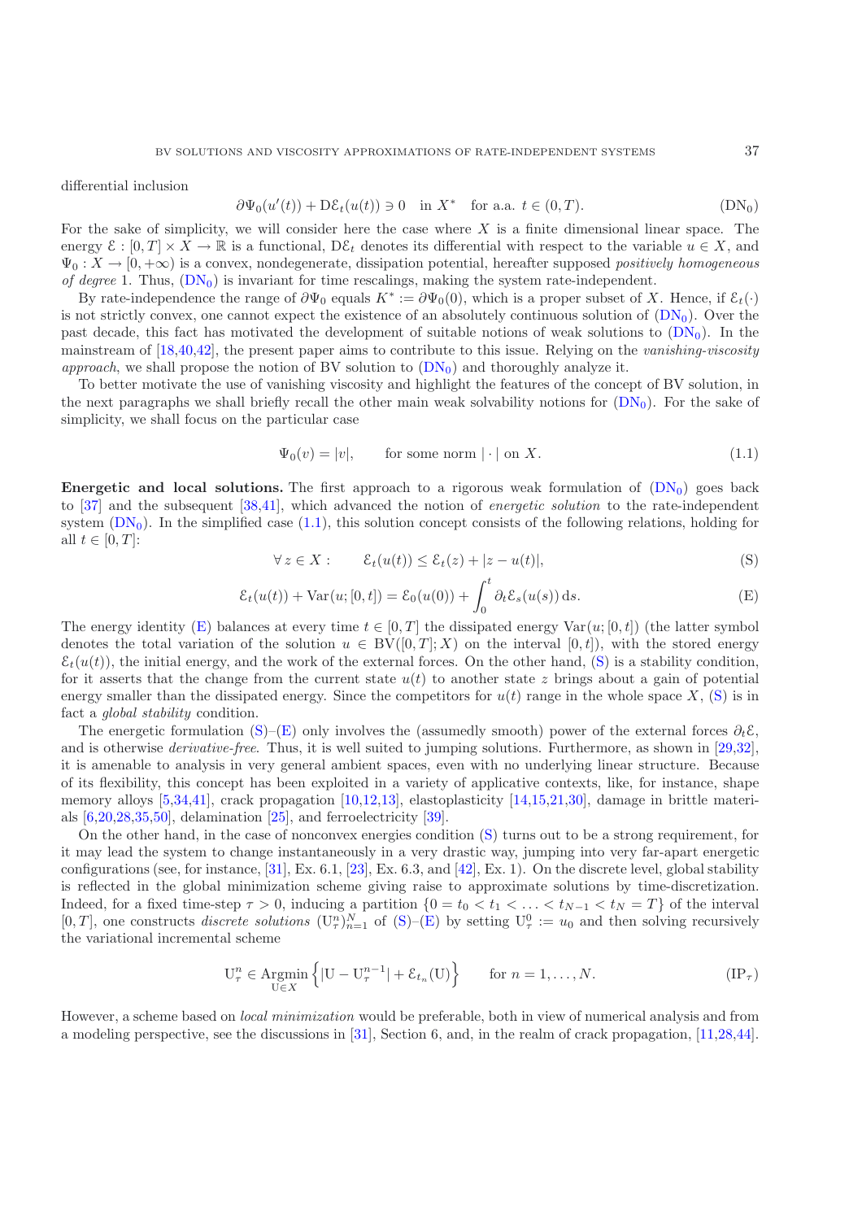differential inclusion

$$\partial\Psi_0(u'(t)) + \mathrm{D}\mathcal{E}_t(u(t)) \ni 0 \quad \text{in } X^* \quad \text{for a.a. } t \in (0,T). \tag{$\mathrm{DN}_0$}$$

For the sake of simplicity, we will consider here the case where $X$ is a finite dimensional linear space. The energy $\mathcal{E} : [0,T] \times X \to \mathbb{R}$ is a functional, $\mathrm{D}\mathcal{E}_t$ denotes its differential with respect to the variable $u \in X$, and $\Psi_0 : X \to [0,+\infty)$ is a convex, nondegenerate, dissipation potential, hereafter supposed *positively homogeneous of degree* 1. Thus, ($\mathrm{DN}_0$) is invariant for time rescalings, making the system rate-independent.

By rate-independence the range of $\partial\Psi_0$ equals $K^* := \partial\Psi_0(0)$, which is a proper subset of $X$. Hence, if $\mathcal{E}_t(\cdot)$ is not strictly convex, one cannot expect the existence of an absolutely continuous solution of ($\mathrm{DN}_0$). Over the past decade, this fact has motivated the development of suitable notions of weak solutions to ($\mathrm{DN}_0$). In the mainstream of [18,40,42], the present paper aims to contribute to this issue. Relying on the *vanishing-viscosity approach*, we shall propose the notion of BV solution to ($\mathrm{DN}_0$) and thoroughly analyze it.

To better motivate the use of vanishing viscosity and highlight the features of the concept of BV solution, in the next paragraphs we shall briefly recall the other main weak solvability notions for ($\mathrm{DN}_0$). For the sake of simplicity, we shall focus on the particular case

$$\Psi_0(v) = |v|, \qquad \text{for some norm } |\cdot| \text{ on } X. \tag{1.1}$$

**Energetic and local solutions.** The first approach to a rigorous weak formulation of ($\mathrm{DN}_0$) goes back to [37] and the subsequent [38,41], which advanced the notion of *energetic solution* to the rate-independent system ($\mathrm{DN}_0$). In the simplified case (1.1), this solution concept consists of the following relations, holding for all $t \in [0,T]$:

$$\forall\, z \in X: \qquad \mathcal{E}_t(u(t)) \le \mathcal{E}_t(z) + |z - u(t)|, \tag{S}$$

$$\mathcal{E}_t(u(t)) + \mathrm{Var}(u;[0,t]) = \mathcal{E}_0(u(0)) + \int_0^t \partial_t \mathcal{E}_s(u(s))\,\mathrm{d}s. \tag{E}$$

The energy identity (E) balances at every time $t \in [0,T]$ the dissipated energy $\mathrm{Var}(u;[0,t])$ (the latter symbol denotes the total variation of the solution $u \in \mathrm{BV}([0,T];X)$ on the interval $[0,t]$), with the stored energy $\mathcal{E}_t(u(t))$, the initial energy, and the work of the external forces. On the other hand, (S) is a stability condition, for it asserts that the change from the current state $u(t)$ to another state $z$ brings about a gain of potential energy smaller than the dissipated energy. Since the competitors for $u(t)$ range in the whole space $X$, (S) is in fact a *global stability* condition.

The energetic formulation (S)–(E) only involves the (assumedly smooth) power of the external forces $\partial_t\mathcal{E}$, and is otherwise *derivative-free*. Thus, it is well suited to jumping solutions. Furthermore, as shown in [29,32], it is amenable to analysis in very general ambient spaces, even with no underlying linear structure. Because of its flexibility, this concept has been exploited in a variety of applicative contexts, like, for instance, shape memory alloys [5,34,41], crack propagation [10,12,13], elastoplasticity [14,15,21,30], damage in brittle materials [6,20,28,35,50], delamination [25], and ferroelectricity [39].

On the other hand, in the case of nonconvex energies condition (S) turns out to be a strong requirement, for it may lead the system to change instantaneously in a very drastic way, jumping into very far-apart energetic configurations (see, for instance, [31], Ex. 6.1, [23], Ex. 6.3, and [42], Ex. 1). On the discrete level, global stability is reflected in the global minimization scheme giving raise to approximate solutions by time-discretization. Indeed, for a fixed time-step $\tau > 0$, inducing a partition $\{0 = t_0 < t_1 < \ldots < t_{N-1} < t_N = T\}$ of the interval $[0,T]$, one constructs *discrete solutions* $(\mathrm{U}_\tau^n)_{n=1}^N$ of (S)–(E) by setting $\mathrm{U}_\tau^0 := u_0$ and then solving recursively the variational incremental scheme

$$\mathrm{U}_\tau^n \in \operatorname*{Argmin}_{\mathrm{U} \in X} \left\{ |\mathrm{U} - \mathrm{U}_\tau^{n-1}| + \mathcal{E}_{t_n}(\mathrm{U}) \right\} \qquad \text{for } n = 1, \ldots, N. \tag{$\mathrm{IP}_\tau$}$$

However, a scheme based on *local minimization* would be preferable, both in view of numerical analysis and from a modeling perspective, see the discussions in [31], Section 6, and, in the realm of crack propagation, [11,28,44].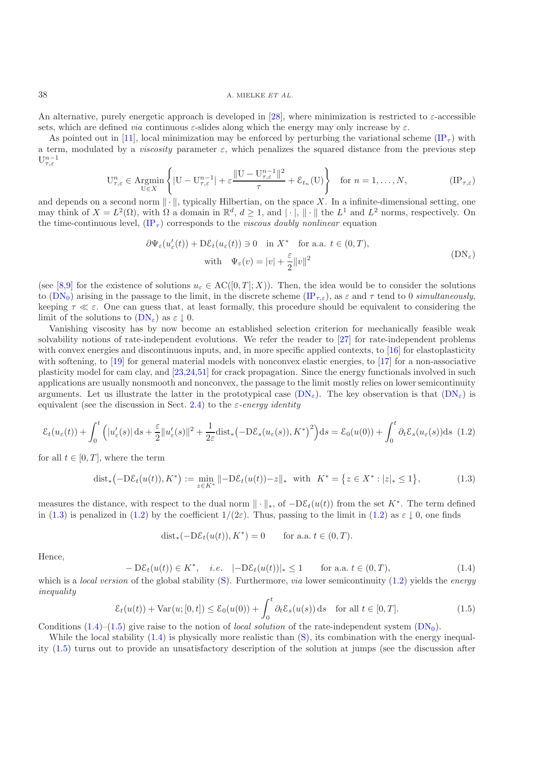An alternative, purely energetic approach is developed in [28], where minimization is restricted to $\varepsilon$-accessible sets, which are defined *via* continuous $\varepsilon$-slides along which the energy may only increase by $\varepsilon$.

As pointed out in [11], local minimization may be enforced by perturbing the variational scheme ($\mathrm{IP}_\tau$) with a term, modulated by a *viscosity* parameter $\varepsilon$, which penalizes the squared distance from the previous step $\mathrm{U}^{n-1}_{\tau,\varepsilon}$

$$\mathrm{U}^n_{\tau,\varepsilon} \in \operatorname*{Argmin}_{\mathrm{U}\in X} \left\{ |\mathrm{U} - \mathrm{U}^{n-1}_{\tau,\varepsilon}| + \varepsilon \frac{\|\mathrm{U} - \mathrm{U}^{n-1}_{\tau,\varepsilon}\|^2}{\tau} + \mathcal{E}_{t_n}(\mathrm{U}) \right\} \quad \text{for } n = 1, \ldots, N, \tag{$\mathrm{IP}_{\tau,\varepsilon}$}$$

and depends on a second norm $\|\cdot\|$, typically Hilbertian, on the space $X$. In a infinite-dimensional setting, one may think of $X = L^2(\Omega)$, with $\Omega$ a domain in $\mathbb{R}^d$, $d \geq 1$, and $|\cdot|$, $\|\cdot\|$ the $L^1$ and $L^2$ norms, respectively. On the time-continuous level, ($\mathrm{IP}_\tau$) corresponds to the *viscous doubly nonlinear* equation

$$\begin{aligned} \partial\Psi_\varepsilon(u_\varepsilon'(t)) + \mathrm{D}\mathcal{E}_t(u_\varepsilon(t)) \ni 0 \quad \text{in } X^* \quad \text{for a.a. } t \in (0, T), \\ \text{with} \quad \Psi_\varepsilon(v) = |v| + \frac{\varepsilon}{2}\|v\|^2 \end{aligned} \tag{$\mathrm{DN}_\varepsilon$}$$

(see [8,9] for the existence of solutions $u_\varepsilon \in \mathrm{AC}([0, T]; X)$). Then, the idea would be to consider the solutions to ($\mathrm{DN}_0$) arising in the passage to the limit, in the discrete scheme ($\mathrm{IP}_{\tau,\varepsilon}$), as $\varepsilon$ and $\tau$ tend to 0 *simultaneously*, keeping $\tau \ll \varepsilon$. One can guess that, at least formally, this procedure should be equivalent to considering the limit of the solutions to ($\mathrm{DN}_\varepsilon$) as $\varepsilon \downarrow 0$.

Vanishing viscosity has by now become an established selection criterion for mechanically feasible weak solvability notions of rate-independent evolutions. We refer the reader to [27] for rate-independent problems with convex energies and discontinuous inputs, and, in more specific applied contexts, to [16] for elastoplasticity with softening, to [19] for general material models with nonconvex elastic energies, to [17] for a non-associative plasticity model for cam clay, and [23,24,51] for crack propagation. Since the energy functionals involved in such applications are usually nonsmooth and nonconvex, the passage to the limit mostly relies on lower semicontinuity arguments. Let us illustrate the latter in the prototypical case ($\mathrm{DN}_\varepsilon$). The key observation is that ($\mathrm{DN}_\varepsilon$) is equivalent (see the discussion in Sect. 2.4) to the *$\varepsilon$-energy identity*

$$\mathcal{E}_t(u_\varepsilon(t)) + \int_0^t \Big( |u_\varepsilon'(s)|\,\mathrm{d}s + \frac{\varepsilon}{2}\|u_\varepsilon'(s)\|^2 + \frac{1}{2\varepsilon}\mathrm{dist}_*\big(-\mathrm{D}\mathcal{E}_s(u_\varepsilon(s)), K^*\big)^2 \Big)\mathrm{d}s = \mathcal{E}_0(u(0)) + \int_0^t \partial_t\mathcal{E}_s(u_\varepsilon(s))\mathrm{d}s \tag{1.2}$$

for all $t \in [0, T]$, where the term

$$\mathrm{dist}_*\big(-\mathrm{D}\mathcal{E}_t(u(t)), K^*\big) := \min_{z\in K^*} \|-\mathrm{D}\mathcal{E}_t(u(t)) - z\|_* \quad \text{with} \quad K^* = \big\{ z \in X^* : |z|_* \leq 1 \big\}, \tag{1.3}$$

measures the distance, with respect to the dual norm $\|\cdot\|_*$, of $-\mathrm{D}\mathcal{E}_t(u(t))$ from the set $K^*$. The term defined in (1.3) is penalized in (1.2) by the coefficient $1/(2\varepsilon)$. Thus, passing to the limit in (1.2) as $\varepsilon \downarrow 0$, one finds

$$\mathrm{dist}_*(-\mathrm{D}\mathcal{E}_t(u(t)), K^*) = 0 \qquad \text{for a.a. } t \in (0, T).$$

Hence,

$$-\mathrm{D}\mathcal{E}_t(u(t)) \in K^*, \quad \textit{i.e.} \quad |-\mathrm{D}\mathcal{E}_t(u(t))|_* \leq 1 \qquad \text{for a.a. } t \in (0, T), \tag{1.4}$$

which is a *local version* of the global stability (S). Furthermore, *via* lower semicontinuity (1.2) yields the *energy inequality*

$$\mathcal{E}_t(u(t)) + \mathrm{Var}(u; [0, t]) \leq \mathcal{E}_0(u(0)) + \int_0^t \partial_t\mathcal{E}_s(u(s))\,\mathrm{d}s \quad \text{for all } t \in [0, T]. \tag{1.5}$$

Conditions (1.4)–(1.5) give raise to the notion of *local solution* of the rate-independent system ($\mathrm{DN}_0$).

While the local stability (1.4) is physically more realistic than (S), its combination with the energy inequality (1.5) turns out to provide an unsatisfactory description of the solution at jumps (see the discussion after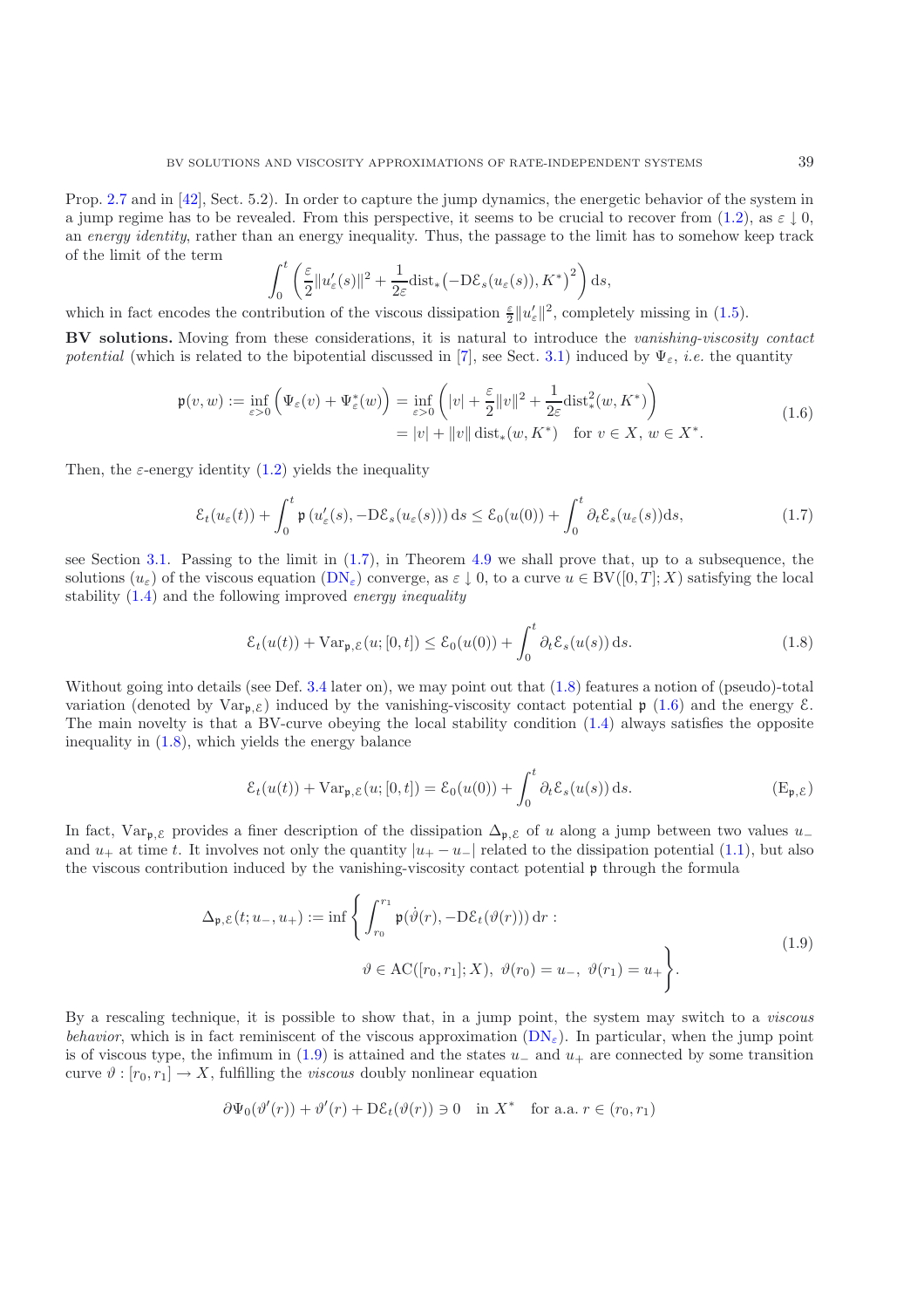Prop. 2.7 and in [42], Sect. 5.2). In order to capture the jump dynamics, the energetic behavior of the system in a jump regime has to be revealed. From this perspective, it seems to be crucial to recover from (1.2), as $\varepsilon \downarrow 0$, an *energy identity*, rather than an energy inequality. Thus, the passage to the limit has to somehow keep track of the limit of the term

$$\int_0^t \left( \frac{\varepsilon}{2}\|u_\varepsilon'(s)\|^2 + \frac{1}{2\varepsilon}\mathrm{dist}_*\big(-\mathrm{D}\mathcal{E}_s(u_\varepsilon(s)), K^*\big)^2 \right) \mathrm{d}s,$$

which in fact encodes the contribution of the viscous dissipation $\frac{\varepsilon}{2}\|u_\varepsilon'\|^2$, completely missing in (1.5).

**BV solutions.** Moving from these considerations, it is natural to introduce the *vanishing-viscosity contact potential* (which is related to the bipotential discussed in [7], see Sect. 3.1) induced by $\Psi_\varepsilon$, *i.e.* the quantity

$$\begin{aligned}\mathfrak{p}(v,w) := \inf_{\varepsilon>0}\Big(\Psi_\varepsilon(v) + \Psi_\varepsilon^*(w)\Big) &= \inf_{\varepsilon>0}\left(|v| + \frac{\varepsilon}{2}\|v\|^2 + \frac{1}{2\varepsilon}\mathrm{dist}_*^2(w,K^*)\right) \\ &= |v| + \|v\|\,\mathrm{dist}_*(w,K^*) \quad \text{for } v \in X,\ w \in X^*.\end{aligned} \tag{1.6}$$

Then, the $\varepsilon$-energy identity (1.2) yields the inequality

$$\mathcal{E}_t(u_\varepsilon(t)) + \int_0^t \mathfrak{p}\left(u_\varepsilon'(s), -\mathrm{D}\mathcal{E}_s(u_\varepsilon(s))\right) \mathrm{d}s \le \mathcal{E}_0(u(0)) + \int_0^t \partial_t\mathcal{E}_s(u_\varepsilon(s))\mathrm{d}s, \tag{1.7}$$

see Section 3.1. Passing to the limit in (1.7), in Theorem 4.9 we shall prove that, up to a subsequence, the solutions $(u_\varepsilon)$ of the viscous equation (DN$_\varepsilon$) converge, as $\varepsilon \downarrow 0$, to a curve $u \in \mathrm{BV}([0,T];X)$ satisfying the local stability (1.4) and the following improved *energy inequality*

$$\mathcal{E}_t(u(t)) + \mathrm{Var}_{\mathfrak{p},\mathcal{E}}(u;[0,t]) \le \mathcal{E}_0(u(0)) + \int_0^t \partial_t\mathcal{E}_s(u(s))\,\mathrm{d}s. \tag{1.8}$$

Without going into details (see Def. 3.4 later on), we may point out that (1.8) features a notion of (pseudo)-total variation (denoted by $\mathrm{Var}_{\mathfrak{p},\mathcal{E}}$) induced by the vanishing-viscosity contact potential $\mathfrak{p}$ (1.6) and the energy $\mathcal{E}$. The main novelty is that a BV-curve obeying the local stability condition (1.4) always satisfies the opposite inequality in (1.8), which yields the energy balance

$$\mathcal{E}_t(u(t)) + \mathrm{Var}_{\mathfrak{p},\mathcal{E}}(u;[0,t]) = \mathcal{E}_0(u(0)) + \int_0^t \partial_t\mathcal{E}_s(u(s))\,\mathrm{d}s. \tag{E$_{\mathfrak{p},\mathcal{E}}$}$$

In fact, $\mathrm{Var}_{\mathfrak{p},\mathcal{E}}$ provides a finer description of the dissipation $\Delta_{\mathfrak{p},\mathcal{E}}$ of $u$ along a jump between two values $u_-$ and $u_+$ at time $t$. It involves not only the quantity $|u_+ - u_-|$ related to the dissipation potential (1.1), but also the viscous contribution induced by the vanishing-viscosity contact potential $\mathfrak{p}$ through the formula

$$\Delta_{\mathfrak{p},\mathcal{E}}(t;u_-,u_+) := \inf\left\{ \int_{r_0}^{r_1} \mathfrak{p}(\dot\vartheta(r), -\mathrm{D}\mathcal{E}_t(\vartheta(r)))\,\mathrm{d}r : \vartheta \in \mathrm{AC}([r_0,r_1];X),\ \vartheta(r_0) = u_-,\ \vartheta(r_1) = u_+ \right\}. \tag{1.9}$$

By a rescaling technique, it is possible to show that, in a jump point, the system may switch to a *viscous behavior*, which is in fact reminiscent of the viscous approximation (DN$_\varepsilon$). In particular, when the jump point is of viscous type, the infimum in (1.9) is attained and the states $u_-$ and $u_+$ are connected by some transition curve $\vartheta : [r_0,r_1] \to X$, fulfilling the *viscous* doubly nonlinear equation

$$\partial\Psi_0(\vartheta'(r)) + \vartheta'(r) + \mathrm{D}\mathcal{E}_t(\vartheta(r)) \ni 0 \quad \text{in } X^* \quad \text{for a.a. } r \in (r_0,r_1)$$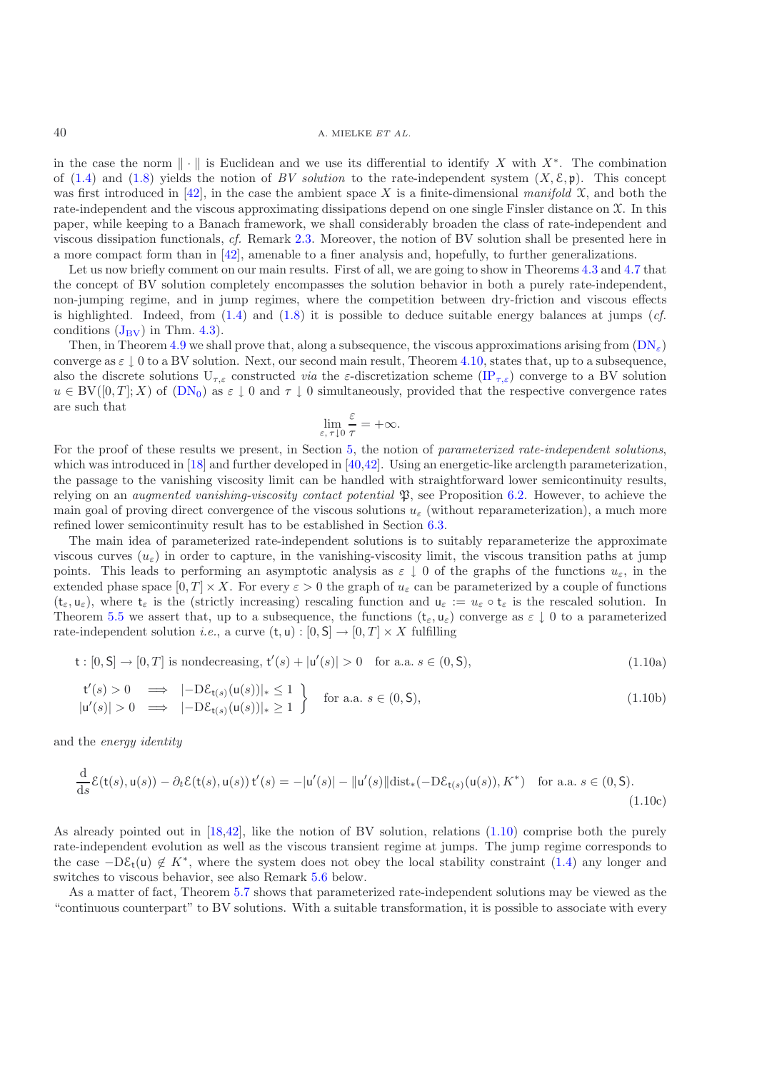in the case the norm $\|\cdot\|$ is Euclidean and we use its differential to identify $X$ with $X^*$. The combination of (1.4) and (1.8) yields the notion of *BV solution* to the rate-independent system $(X, \mathcal{E}, \mathfrak{p})$. This concept was first introduced in [42], in the case the ambient space $X$ is a finite-dimensional *manifold* $\mathfrak{X}$, and both the rate-independent and the viscous approximating dissipations depend on one single Finsler distance on $\mathfrak{X}$. In this paper, while keeping to a Banach framework, we shall considerably broaden the class of rate-independent and viscous dissipation functionals, *cf.* Remark 2.3. Moreover, the notion of BV solution shall be presented here in a more compact form than in [42], amenable to a finer analysis and, hopefully, to further generalizations.

Let us now briefly comment on our main results. First of all, we are going to show in Theorems 4.3 and 4.7 that the concept of BV solution completely encompasses the solution behavior in both a purely rate-independent, non-jumping regime, and in jump regimes, where the competition between dry-friction and viscous effects is highlighted. Indeed, from (1.4) and (1.8) it is possible to deduce suitable energy balances at jumps (*cf.* conditions ($\mathrm{J}_{\mathrm{BV}}$) in Thm. 4.3).

Then, in Theorem 4.9 we shall prove that, along a subsequence, the viscous approximations arising from ($\mathrm{DN}_{\varepsilon}$) converge as $\varepsilon \downarrow 0$ to a BV solution. Next, our second main result, Theorem 4.10, states that, up to a subsequence, also the discrete solutions $\mathrm{U}_{\tau,\varepsilon}$ constructed *via* the $\varepsilon$-discretization scheme ($\mathrm{IP}_{\tau,\varepsilon}$) converge to a BV solution $u \in \mathrm{BV}([0,T];X)$ of ($\mathrm{DN}_0$) as $\varepsilon \downarrow 0$ and $\tau \downarrow 0$ simultaneously, provided that the respective convergence rates are such that

$$\lim_{\varepsilon,\,\tau \downarrow 0} \frac{\varepsilon}{\tau} = +\infty.$$

For the proof of these results we present, in Section 5, the notion of *parameterized rate-independent solutions*, which was introduced in [18] and further developed in [40,42]. Using an energetic-like arclength parameterization, the passage to the vanishing viscosity limit can be handled with straightforward lower semicontinuity results, relying on an *augmented vanishing-viscosity contact potential* $\mathfrak{P}$, see Proposition 6.2. However, to achieve the main goal of proving direct convergence of the viscous solutions $u_\varepsilon$ (without reparameterization), a much more refined lower semicontinuity result has to be established in Section 6.3.

The main idea of parameterized rate-independent solutions is to suitably reparameterize the approximate viscous curves $(u_\varepsilon)$ in order to capture, in the vanishing-viscosity limit, the viscous transition paths at jump points. This leads to performing an asymptotic analysis as $\varepsilon \downarrow 0$ of the graphs of the functions $u_\varepsilon$, in the extended phase space $[0,T] \times X$. For every $\varepsilon > 0$ the graph of $u_\varepsilon$ can be parameterized by a couple of functions $(\mathsf{t}_\varepsilon, \mathsf{u}_\varepsilon)$, where $\mathsf{t}_\varepsilon$ is the (strictly increasing) rescaling function and $\mathsf{u}_\varepsilon := u_\varepsilon \circ \mathsf{t}_\varepsilon$ is the rescaled solution. In Theorem 5.5 we assert that, up to a subsequence, the functions $(\mathsf{t}_\varepsilon, \mathsf{u}_\varepsilon)$ converge as $\varepsilon \downarrow 0$ to a parameterized rate-independent solution *i.e.*, a curve $(\mathsf{t}, \mathsf{u}) : [0, \mathsf{S}] \to [0,T] \times X$ fulfilling

$$\mathsf{t} : [0, \mathsf{S}] \to [0,T] \text{ is nondecreasing, } \mathsf{t}'(s) + |\mathsf{u}'(s)| > 0 \quad \text{for a.a. } s \in (0, \mathsf{S}), \tag{1.10a}$$

$$\left.\begin{array}{lll} \mathsf{t}'(s) > 0 & \Longrightarrow & |-\mathrm{D}\mathcal{E}_{\mathsf{t}(s)}(\mathsf{u}(s))|_* \leq 1 \\ |\mathsf{u}'(s)| > 0 & \Longrightarrow & |-\mathrm{D}\mathcal{E}_{\mathsf{t}(s)}(\mathsf{u}(s))|_* \geq 1 \end{array}\right\} \quad \text{for a.a. } s \in (0, \mathsf{S}), \tag{1.10b}$$

and the *energy identity*

$$\frac{\mathrm{d}}{\mathrm{d}s}\mathcal{E}(\mathsf{t}(s), \mathsf{u}(s)) - \partial_t \mathcal{E}(\mathsf{t}(s), \mathsf{u}(s))\,\mathsf{t}'(s) = -|\mathsf{u}'(s)| - \|\mathsf{u}'(s)\| \mathrm{dist}_*(-\mathrm{D}\mathcal{E}_{\mathsf{t}(s)}(\mathsf{u}(s)), K^*) \quad \text{for a.a. } s \in (0, \mathsf{S}). \tag{1.10c}$$

As already pointed out in [18,42], like the notion of BV solution, relations (1.10) comprise both the purely rate-independent evolution as well as the viscous transient regime at jumps. The jump regime corresponds to the case $-\mathrm{D}\mathcal{E}_t(\mathsf{u}) \notin K^*$, where the system does not obey the local stability constraint (1.4) any longer and switches to viscous behavior, see also Remark 5.6 below.

As a matter of fact, Theorem 5.7 shows that parameterized rate-independent solutions may be viewed as the "continuous counterpart" to BV solutions. With a suitable transformation, it is possible to associate with every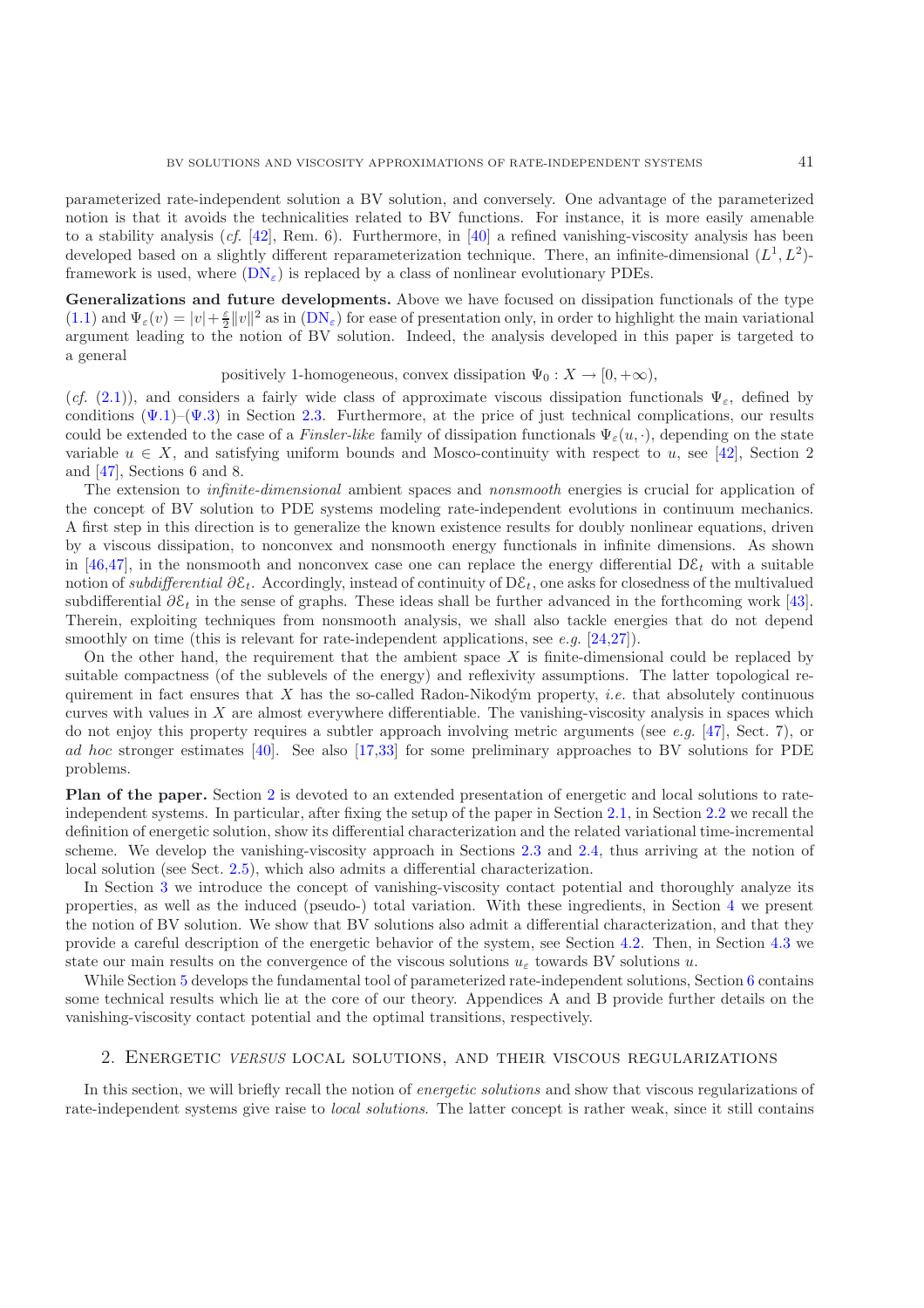parameterized rate-independent solution a BV solution, and conversely. One advantage of the parameterized notion is that it avoids the technicalities related to BV functions. For instance, it is more easily amenable to a stability analysis (*cf.* [42], Rem. 6). Furthermore, in [40] a refined vanishing-viscosity analysis has been developed based on a slightly different reparameterization technique. There, an infinite-dimensional $(L^1, L^2)$-framework is used, where ($\mathrm{DN}_\varepsilon$) is replaced by a class of nonlinear evolutionary PDEs.

**Generalizations and future developments.** Above we have focused on dissipation functionals of the type (1.1) and $\Psi_\varepsilon(v) = |v| + \frac{\varepsilon}{2}\|v\|^2$ as in ($\mathrm{DN}_\varepsilon$) for ease of presentation only, in order to highlight the main variational argument leading to the notion of BV solution. Indeed, the analysis developed in this paper is targeted to a general

$$\text{positively 1-homogeneous, convex dissipation } \Psi_0 : X \to [0, +\infty),$$

(*cf.* (2.1)), and considers a fairly wide class of approximate viscous dissipation functionals $\Psi_\varepsilon$, defined by conditions ($\Psi$.1)–($\Psi$.3) in Section 2.3. Furthermore, at the price of just technical complications, our results could be extended to the case of a *Finsler-like* family of dissipation functionals $\Psi_\varepsilon(u, \cdot)$, depending on the state variable $u \in X$, and satisfying uniform bounds and Mosco-continuity with respect to $u$, see [42], Section 2 and [47], Sections 6 and 8.

The extension to *infinite-dimensional* ambient spaces and *nonsmooth* energies is crucial for application of the concept of BV solution to PDE systems modeling rate-independent evolutions in continuum mechanics. A first step in this direction is to generalize the known existence results for doubly nonlinear equations, driven by a viscous dissipation, to nonconvex and nonsmooth energy functionals in infinite dimensions. As shown in [46,47], in the nonsmooth and nonconvex case one can replace the energy differential $\mathrm{D}\mathcal{E}_t$ with a suitable notion of *subdifferential* $\partial\mathcal{E}_t$. Accordingly, instead of continuity of $\mathrm{D}\mathcal{E}_t$, one asks for closedness of the multivalued subdifferential $\partial\mathcal{E}_t$ in the sense of graphs. These ideas shall be further advanced in the forthcoming work [43]. Therein, exploiting techniques from nonsmooth analysis, we shall also tackle energies that do not depend smoothly on time (this is relevant for rate-independent applications, see *e.g.* [24,27]).

On the other hand, the requirement that the ambient space $X$ is finite-dimensional could be replaced by suitable compactness (of the sublevels of the energy) and reflexivity assumptions. The latter topological requirement in fact ensures that $X$ has the so-called Radon-Nikodým property, *i.e.* that absolutely continuous curves with values in $X$ are almost everywhere differentiable. The vanishing-viscosity analysis in spaces which do not enjoy this property requires a subtler approach involving metric arguments (see *e.g.* [47], Sect. 7), or *ad hoc* stronger estimates [40]. See also [17,33] for some preliminary approaches to BV solutions for PDE problems.

**Plan of the paper.** Section 2 is devoted to an extended presentation of energetic and local solutions to rate-independent systems. In particular, after fixing the setup of the paper in Section 2.1, in Section 2.2 we recall the definition of energetic solution, show its differential characterization and the related variational time-incremental scheme. We develop the vanishing-viscosity approach in Sections 2.3 and 2.4, thus arriving at the notion of local solution (see Sect. 2.5), which also admits a differential characterization.

In Section 3 we introduce the concept of vanishing-viscosity contact potential and thoroughly analyze its properties, as well as the induced (pseudo-) total variation. With these ingredients, in Section 4 we present the notion of BV solution. We show that BV solutions also admit a differential characterization, and that they provide a careful description of the energetic behavior of the system, see Section 4.2. Then, in Section 4.3 we state our main results on the convergence of the viscous solutions $u_\varepsilon$ towards BV solutions $u$.

While Section 5 develops the fundamental tool of parameterized rate-independent solutions, Section 6 contains some technical results which lie at the core of our theory. Appendices A and B provide further details on the vanishing-viscosity contact potential and the optimal transitions, respectively.

## 2. Energetic *versus* local solutions, and their viscous regularizations

In this section, we will briefly recall the notion of *energetic solutions* and show that viscous regularizations of rate-independent systems give raise to *local solutions*. The latter concept is rather weak, since it still contains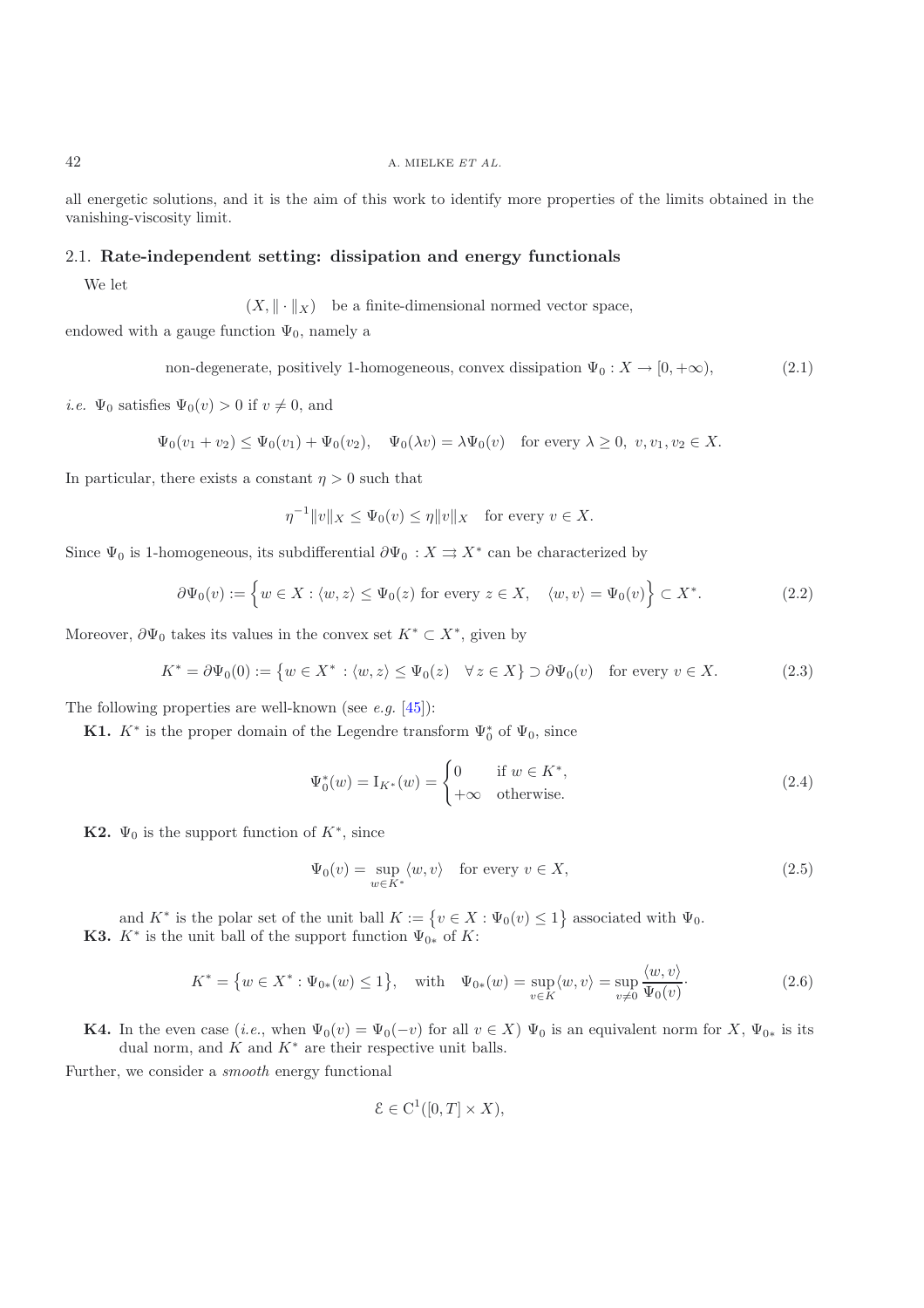all energetic solutions, and it is the aim of this work to identify more properties of the limits obtained in the vanishing-viscosity limit.

### 2.1. **Rate-independent setting: dissipation and energy functionals**

We let

$$(X, \|\cdot\|_X) \quad \text{be a finite-dimensional normed vector space,}$$

endowed with a gauge function $\Psi_0$, namely a

$$\text{non-degenerate, positively 1-homogeneous, convex dissipation } \Psi_0 : X \to [0, +\infty), \tag{2.1}$$

*i.e.* $\Psi_0$ satisfies $\Psi_0(v) > 0$ if $v \neq 0$, and

$$\Psi_0(v_1 + v_2) \leq \Psi_0(v_1) + \Psi_0(v_2), \quad \Psi_0(\lambda v) = \lambda \Psi_0(v) \quad \text{for every } \lambda \geq 0,\ v, v_1, v_2 \in X.$$

In particular, there exists a constant $\eta > 0$ such that

$$\eta^{-1}\|v\|_X \leq \Psi_0(v) \leq \eta \|v\|_X \quad \text{for every } v \in X.$$

Since $\Psi_0$ is 1-homogeneous, its subdifferential $\partial\Psi_0 : X \rightrightarrows X^*$ can be characterized by

$$\partial\Psi_0(v) := \Big\{ w \in X : \langle w, z\rangle \leq \Psi_0(z) \text{ for every } z \in X, \quad \langle w, v\rangle = \Psi_0(v) \Big\} \subset X^*. \tag{2.2}$$

Moreover, $\partial\Psi_0$ takes its values in the convex set $K^* \subset X^*$, given by

$$K^* = \partial\Psi_0(0) := \big\{ w \in X^* : \langle w, z\rangle \leq \Psi_0(z) \quad \forall\, z \in X \big\} \supset \partial\Psi_0(v) \quad \text{for every } v \in X. \tag{2.3}$$

The following properties are well-known (see *e.g.* [45]):

**K1.** $K^*$ is the proper domain of the Legendre transform $\Psi_0^*$ of $\Psi_0$, since

$$\Psi_0^*(w) = \mathrm{I}_{K^*}(w) = \begin{cases} 0 & \text{if } w \in K^*, \\ +\infty & \text{otherwise.} \end{cases} \tag{2.4}$$

**K2.** $\Psi_0$ is the support function of $K^*$, since

$$\Psi_0(v) = \sup_{w \in K^*} \langle w, v\rangle \quad \text{for every } v \in X, \tag{2.5}$$

and $K^*$ is the polar set of the unit ball $K := \big\{ v \in X : \Psi_0(v) \leq 1 \big\}$ associated with $\Psi_0$.

**K3.** $K^*$ is the unit ball of the support function $\Psi_{0*}$ of $K$:

$$K^* = \big\{ w \in X^* : \Psi_{0*}(w) \leq 1 \big\}, \quad \text{with} \quad \Psi_{0*}(w) = \sup_{v \in K} \langle w, v\rangle = \sup_{v \neq 0} \frac{\langle w, v\rangle}{\Psi_0(v)}. \tag{2.6}$$

**K4.** In the even case (*i.e.*, when $\Psi_0(v) = \Psi_0(-v)$ for all $v \in X$) $\Psi_0$ is an equivalent norm for $X$, $\Psi_{0*}$ is its dual norm, and $K$ and $K^*$ are their respective unit balls.

Further, we consider a *smooth* energy functional

$$\mathcal{E} \in \mathrm{C}^1([0, T] \times X),$$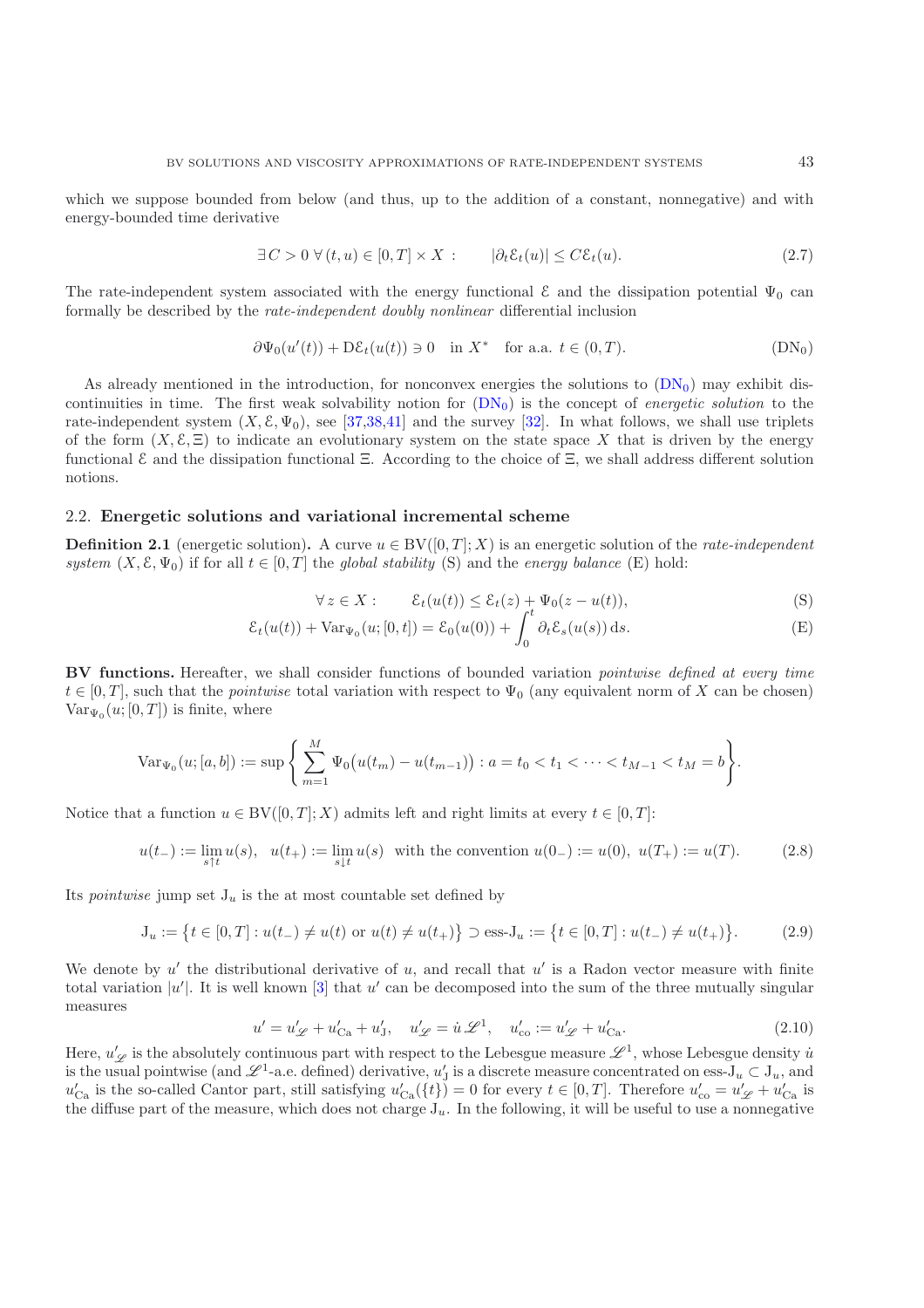which we suppose bounded from below (and thus, up to the addition of a constant, nonnegative) and with energy-bounded time derivative

$$\exists\, C > 0\ \forall\, (t,u) \in [0,T] \times X : \qquad |\partial_t \mathcal{E}_t(u)| \le C \mathcal{E}_t(u). \tag{2.7}$$

The rate-independent system associated with the energy functional $\mathcal{E}$ and the dissipation potential $\Psi_0$ can formally be described by the *rate-independent doubly nonlinear* differential inclusion

$$\partial \Psi_0(u'(t)) + \mathrm{D}\mathcal{E}_t(u(t)) \ni 0 \quad \text{in } X^* \quad \text{for a.a. } t \in (0,T). \tag{DN$_0$}$$

As already mentioned in the introduction, for nonconvex energies the solutions to (DN$_0$) may exhibit discontinuities in time. The first weak solvability notion for (DN$_0$) is the concept of *energetic solution* to the rate-independent system $(X, \mathcal{E}, \Psi_0)$, see [37,38,41] and the survey [32]. In what follows, we shall use triplets of the form $(X, \mathcal{E}, \Xi)$ to indicate an evolutionary system on the state space $X$ that is driven by the energy functional $\mathcal{E}$ and the dissipation functional $\Xi$. According to the choice of $\Xi$, we shall address different solution notions.

### 2.2. Energetic solutions and variational incremental scheme

**Definition 2.1** (energetic solution)**.** A curve $u \in \mathrm{BV}([0,T];X)$ is an energetic solution of the *rate-independent system* $(X, \mathcal{E}, \Psi_0)$ if for all $t \in [0,T]$ the *global stability* (S) and the *energy balance* (E) hold:

$$\forall\, z \in X : \qquad \mathcal{E}_t(u(t)) \le \mathcal{E}_t(z) + \Psi_0(z - u(t)), \tag{S}$$

$$\mathcal{E}_t(u(t)) + \mathrm{Var}_{\Psi_0}(u;[0,t]) = \mathcal{E}_0(u(0)) + \int_0^t \partial_t \mathcal{E}_s(u(s))\,\mathrm{d}s. \tag{E}$$

**BV functions.** Hereafter, we shall consider functions of bounded variation *pointwise defined at every time* $t \in [0,T]$, such that the *pointwise* total variation with respect to $\Psi_0$ (any equivalent norm of $X$ can be chosen) $\mathrm{Var}_{\Psi_0}(u;[0,T])$ is finite, where

$$\mathrm{Var}_{\Psi_0}(u;[a,b]) := \sup \left\{ \sum_{m=1}^{M} \Psi_0\big(u(t_m) - u(t_{m-1})\big) : a = t_0 < t_1 < \cdots < t_{M-1} < t_M = b \right\}.$$

Notice that a function $u \in \mathrm{BV}([0,T];X)$ admits left and right limits at every $t \in [0,T]$:

$$u(t_-) := \lim_{s \uparrow t} u(s), \quad u(t_+) := \lim_{s \downarrow t} u(s) \ \text{ with the convention } u(0_-) := u(0),\ u(T_+) := u(T). \tag{2.8}$$

Its *pointwise* jump set $\mathrm{J}_u$ is the at most countable set defined by

$$\mathrm{J}_u := \big\{ t \in [0,T] : u(t_-) \ne u(t) \text{ or } u(t) \ne u(t_+) \big\} \supset \text{ess-}\mathrm{J}_u := \big\{ t \in [0,T] : u(t_-) \ne u(t_+) \big\}. \tag{2.9}$$

We denote by $u'$ the distributional derivative of $u$, and recall that $u'$ is a Radon vector measure with finite total variation $|u'|$. It is well known [3] that $u'$ can be decomposed into the sum of the three mutually singular measures

$$u' = u'_{\mathscr{L}} + u'_{\mathrm{Ca}} + u'_{\mathrm{J}}, \quad u'_{\mathscr{L}} = \dot{u}\,\mathscr{L}^1, \quad u'_{\mathrm{co}} := u'_{\mathscr{L}} + u'_{\mathrm{Ca}}. \tag{2.10}$$

Here, $u'_{\mathscr{L}}$ is the absolutely continuous part with respect to the Lebesgue measure $\mathscr{L}^1$, whose Lebesgue density $\dot{u}$ is the usual pointwise (and $\mathscr{L}^1$-a.e. defined) derivative, $u'_{\mathrm{J}}$ is a discrete measure concentrated on ess-$\mathrm{J}_u \subset \mathrm{J}_u$, and $u'_{\mathrm{Ca}}$ is the so-called Cantor part, still satisfying $u'_{\mathrm{Ca}}(\{t\}) = 0$ for every $t \in [0,T]$. Therefore $u'_{\mathrm{co}} = u'_{\mathscr{L}} + u'_{\mathrm{Ca}}$ is the diffuse part of the measure, which does not charge $\mathrm{J}_u$. In the following, it will be useful to use a nonnegative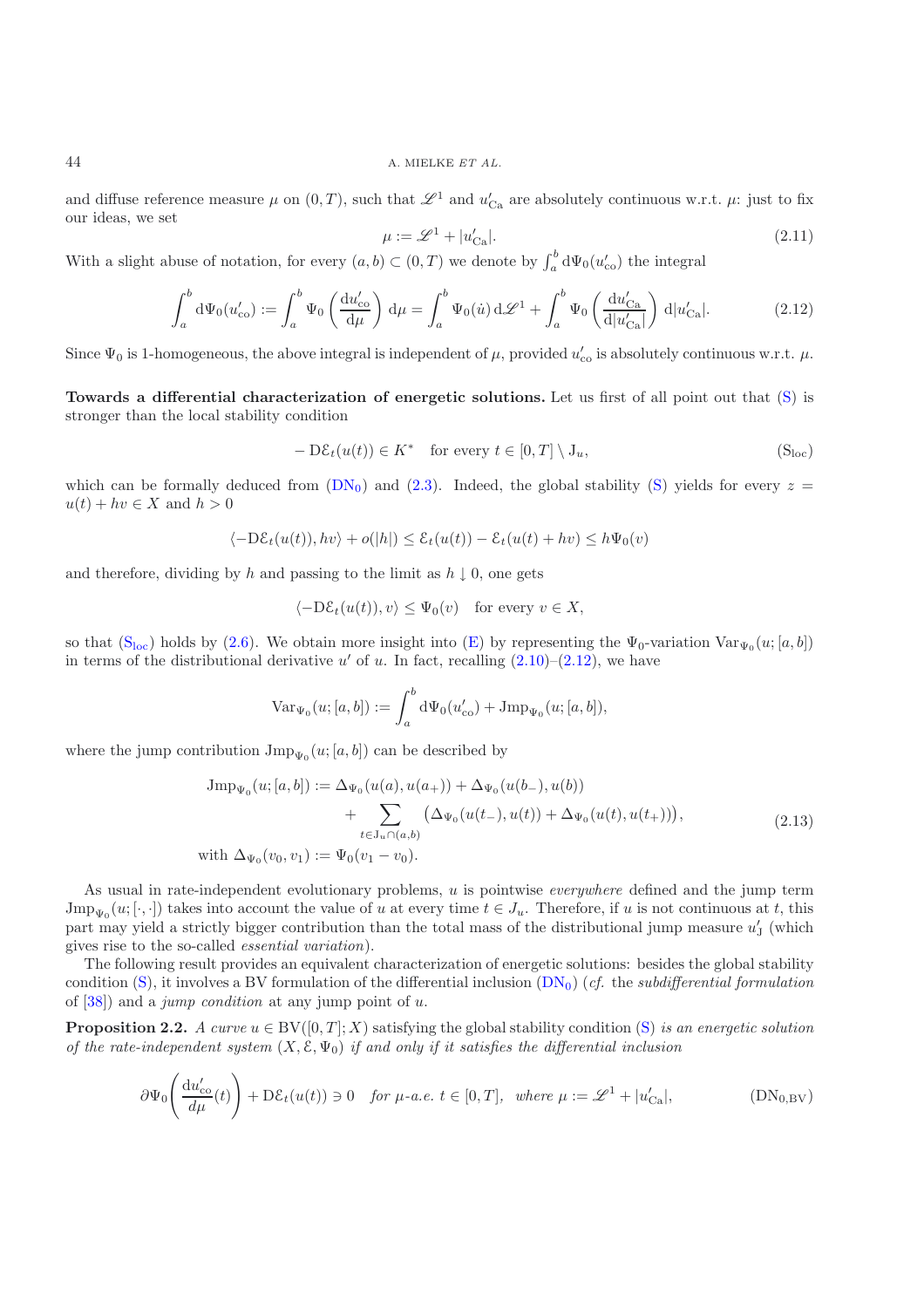and diffuse reference measure $\mu$ on $(0,T)$, such that $\mathscr{L}^1$ and $u'_{\mathrm{Ca}}$ are absolutely continuous w.r.t. $\mu$: just to fix our ideas, we set

$$\mu := \mathscr{L}^1 + |u'_{\mathrm{Ca}}|. \tag{2.11}$$

With a slight abuse of notation, for every $(a,b) \subset (0,T)$ we denote by $\int_a^b \mathrm{d}\Psi_0(u'_{\mathrm{co}})$ the integral

$$\int_a^b \mathrm{d}\Psi_0(u'_{\mathrm{co}}) := \int_a^b \Psi_0\left(\frac{\mathrm{d}u'_{\mathrm{co}}}{\mathrm{d}\mu}\right)\mathrm{d}\mu = \int_a^b \Psi_0(\dot u)\,\mathrm{d}\mathscr{L}^1 + \int_a^b \Psi_0\left(\frac{\mathrm{d}u'_{\mathrm{Ca}}}{\mathrm{d}|u'_{\mathrm{Ca}}|}\right)\mathrm{d}|u'_{\mathrm{Ca}}|. \tag{2.12}$$

Since $\Psi_0$ is 1-homogeneous, the above integral is independent of $\mu$, provided $u'_{\mathrm{co}}$ is absolutely continuous w.r.t. $\mu$.

**Towards a differential characterization of energetic solutions.** Let us first of all point out that (S) is stronger than the local stability condition

$$-\mathrm{D}\mathcal{E}_t(u(t)) \in K^* \quad \text{for every } t \in [0,T] \setminus \mathrm{J}_u, \tag{$\mathrm{S_{loc}}$}$$

which can be formally deduced from ($\mathrm{DN_0}$) and (2.3). Indeed, the global stability (S) yields for every $z = u(t) + hv \in X$ and $h > 0$

$$\langle -\mathrm{D}\mathcal{E}_t(u(t)), hv\rangle + o(|h|) \le \mathcal{E}_t(u(t)) - \mathcal{E}_t(u(t)+hv) \le h\Psi_0(v)$$

and therefore, dividing by $h$ and passing to the limit as $h \downarrow 0$, one gets

$$\langle -\mathrm{D}\mathcal{E}_t(u(t)), v\rangle \le \Psi_0(v) \quad \text{for every } v \in X,$$

so that ($\mathrm{S_{loc}}$) holds by (2.6). We obtain more insight into (E) by representing the $\Psi_0$-variation $\mathrm{Var}_{\Psi_0}(u;[a,b])$ in terms of the distributional derivative $u'$ of $u$. In fact, recalling (2.10)–(2.12), we have

$$\mathrm{Var}_{\Psi_0}(u;[a,b]) := \int_a^b \mathrm{d}\Psi_0(u'_{\mathrm{co}}) + \mathrm{Jmp}_{\Psi_0}(u;[a,b]),$$

where the jump contribution $\mathrm{Jmp}_{\Psi_0}(u;[a,b])$ can be described by

$$\begin{aligned}
\mathrm{Jmp}_{\Psi_0}(u;[a,b]) := {}& \Delta_{\Psi_0}(u(a),u(a_+)) + \Delta_{\Psi_0}(u(b_-),u(b)) \\
&+ \sum_{t \in \mathrm{J}_u \cap (a,b)} \big(\Delta_{\Psi_0}(u(t_-),u(t)) + \Delta_{\Psi_0}(u(t),u(t_+))\big), \\
\text{with } \Delta_{\Psi_0}(v_0,v_1) := {}& \Psi_0(v_1 - v_0).
\end{aligned} \tag{2.13}$$

As usual in rate-independent evolutionary problems, $u$ is pointwise *everywhere* defined and the jump term $\mathrm{Jmp}_{\Psi_0}(u;[\cdot,\cdot])$ takes into account the value of $u$ at every time $t \in J_u$. Therefore, if $u$ is not continuous at $t$, this part may yield a strictly bigger contribution than the total mass of the distributional jump measure $u'_{\mathrm{J}}$ (which gives rise to the so-called *essential variation*).

The following result provides an equivalent characterization of energetic solutions: besides the global stability condition (S), it involves a BV formulation of the differential inclusion ($\mathrm{DN_0}$) (*cf.* the *subdifferential formulation* of [38]) and a *jump condition* at any jump point of $u$.

**Proposition 2.2.** *A curve $u \in \mathrm{BV}([0,T];X)$ satisfying the global stability condition (S) is an energetic solution of the rate-independent system $(X,\mathcal{E},\Psi_0)$ if and only if it satisfies the differential inclusion*

$$\partial\Psi_0\left(\frac{\mathrm{d}u'_{\mathrm{co}}}{d\mu}(t)\right) + \mathrm{D}\mathcal{E}_t(u(t)) \ni 0 \quad \textit{for } \mu\textit{-a.e. } t \in [0,T], \;\; \textit{where } \mu := \mathscr{L}^1 + |u'_{\mathrm{Ca}}|, \tag{$\mathrm{DN_{0,BV}}$}$$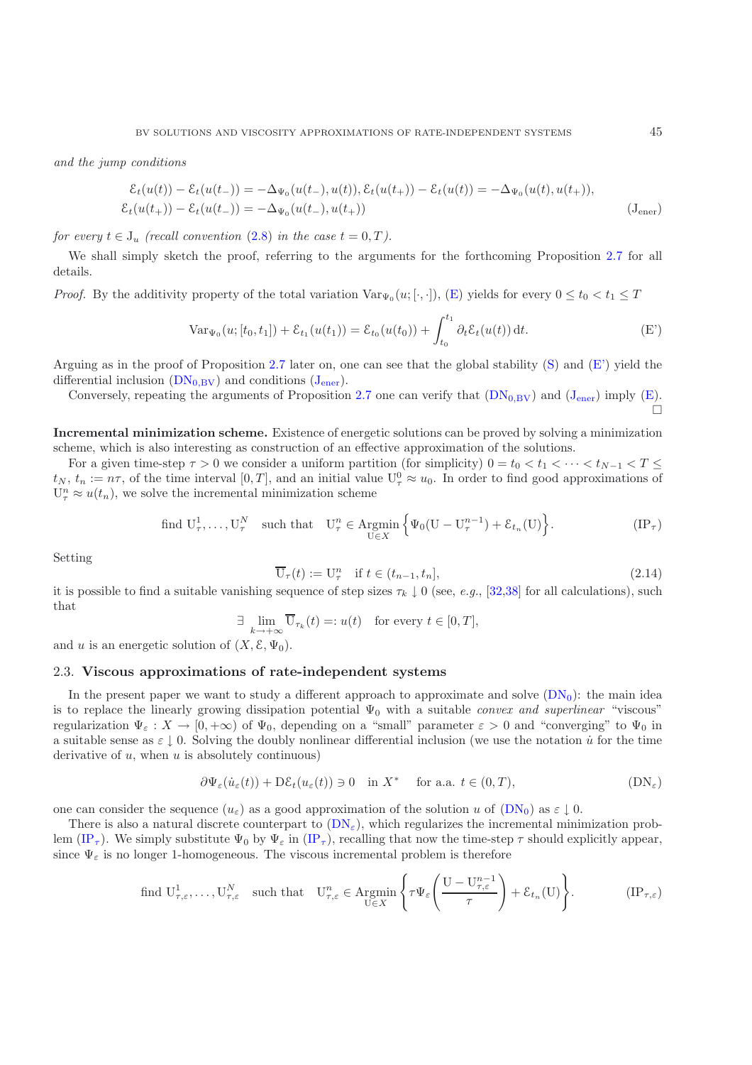*and the jump conditions*

$$
\begin{aligned}
\mathcal{E}_t(u(t)) - \mathcal{E}_t(u(t_-)) = -\Delta_{\Psi_0}(u(t_-), u(t)), \mathcal{E}_t(u(t_+)) - \mathcal{E}_t(u(t)) = -\Delta_{\Psi_0}(u(t), u(t_+)),\\
\mathcal{E}_t(u(t_+)) - \mathcal{E}_t(u(t_-)) = -\Delta_{\Psi_0}(u(t_-), u(t_+))
\end{aligned}
\tag{J$_{\rm ener}$}
$$

*for every* $t \in \mathrm{J}_u$ *(recall convention* (2.8) *in the case* $t = 0, T$*).*

We shall simply sketch the proof, referring to the arguments for the forthcoming Proposition 2.7 for all details.

*Proof.* By the additivity property of the total variation $\mathrm{Var}_{\Psi_0}(u; [\cdot, \cdot])$, (E) yields for every $0 \le t_0 < t_1 \le T$

$$
\mathrm{Var}_{\Psi_0}(u; [t_0, t_1]) + \mathcal{E}_{t_1}(u(t_1)) = \mathcal{E}_{t_0}(u(t_0)) + \int_{t_0}^{t_1} \partial_t \mathcal{E}_t(u(t))\, \mathrm{d}t. \tag{E'}
$$

Arguing as in the proof of Proposition 2.7 later on, one can see that the global stability (S) and (E') yield the differential inclusion (DN$_{0,\mathrm{BV}}$) and conditions (J$_{\rm ener}$).

Conversely, repeating the arguments of Proposition 2.7 one can verify that (DN$_{0,\mathrm{BV}}$) and (J$_{\rm ener}$) imply (E). □

**Incremental minimization scheme.** Existence of energetic solutions can be proved by solving a minimization scheme, which is also interesting as construction of an effective approximation of the solutions.

For a given time-step $\tau > 0$ we consider a uniform partition (for simplicity) $0 = t_0 < t_1 < \cdots < t_{N-1} < T \le t_N$, $t_n := n\tau$, of the time interval $[0, T]$, and an initial value $\mathrm{U}^0_\tau \approx u_0$. In order to find good approximations of $\mathrm{U}^n_\tau \approx u(t_n)$, we solve the incremental minimization scheme

$$
\text{find } \mathrm{U}^1_\tau, \ldots, \mathrm{U}^N_\tau \quad \text{such that} \quad \mathrm{U}^n_\tau \in \operatorname*{Argmin}_{\mathrm{U} \in X} \Big\{ \Psi_0(\mathrm{U} - \mathrm{U}^{n-1}_\tau) + \mathcal{E}_{t_n}(\mathrm{U}) \Big\}. \tag{IP$_\tau$}
$$

Setting

$$
\overline{\mathrm{U}}_\tau(t) := \mathrm{U}^n_\tau \quad \text{if } t \in (t_{n-1}, t_n], \tag{2.14}
$$

it is possible to find a suitable vanishing sequence of step sizes $\tau_k \downarrow 0$ (see, *e.g.*, [32,38] for all calculations), such that

$$
\exists \lim_{k \to +\infty} \overline{\mathrm{U}}_{\tau_k}(t) =: u(t) \quad \text{for every } t \in [0, T],
$$

and $u$ is an energetic solution of $(X, \mathcal{E}, \Psi_0)$.

### 2.3. Viscous approximations of rate-independent systems

In the present paper we want to study a different approach to approximate and solve (DN$_0$): the main idea is to replace the linearly growing dissipation potential $\Psi_0$ with a suitable *convex and superlinear* "viscous" regularization $\Psi_\varepsilon : X \to [0, +\infty)$ of $\Psi_0$, depending on a "small" parameter $\varepsilon > 0$ and "converging" to $\Psi_0$ in a suitable sense as $\varepsilon \downarrow 0$. Solving the doubly nonlinear differential inclusion (we use the notation $\dot{u}$ for the time derivative of $u$, when $u$ is absolutely continuous)

$$
\partial \Psi_\varepsilon(\dot{u}_\varepsilon(t)) + \mathrm{D}\mathcal{E}_t(u_\varepsilon(t)) \ni 0 \quad \text{in } X^* \quad \text{for a.a. } t \in (0, T), \tag{DN$_\varepsilon$}
$$

one can consider the sequence $(u_\varepsilon)$ as a good approximation of the solution $u$ of (DN$_0$) as $\varepsilon \downarrow 0$.

There is also a natural discrete counterpart to (DN$_\varepsilon$), which regularizes the incremental minimization problem (IP$_\tau$). We simply substitute $\Psi_0$ by $\Psi_\varepsilon$ in (IP$_\tau$), recalling that now the time-step $\tau$ should explicitly appear, since $\Psi_\varepsilon$ is no longer 1-homogeneous. The viscous incremental problem is therefore

$$
\text{find } \mathrm{U}^1_{\tau,\varepsilon}, \ldots, \mathrm{U}^N_{\tau,\varepsilon} \quad \text{such that} \quad \mathrm{U}^n_{\tau,\varepsilon} \in \operatorname*{Argmin}_{\mathrm{U} \in X} \left\{ \tau \Psi_\varepsilon\left( \frac{\mathrm{U} - \mathrm{U}^{n-1}_{\tau,\varepsilon}}{\tau} \right) + \mathcal{E}_{t_n}(\mathrm{U}) \right\}. \tag{IP$_{\tau,\varepsilon}$}
$$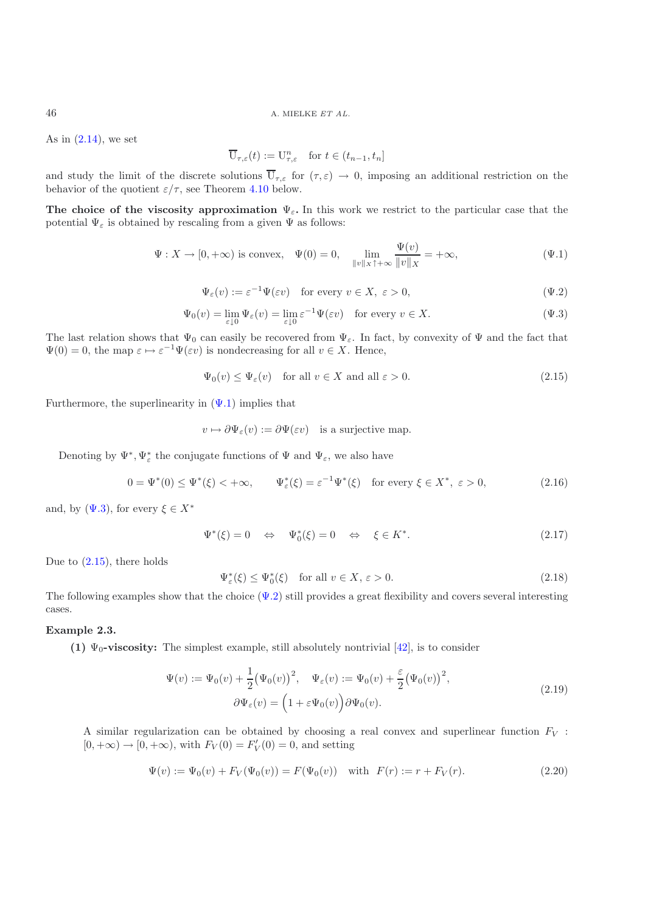As in (2.14), we set

$$\overline{\mathrm{U}}_{\tau,\varepsilon}(t) := \mathrm{U}^n_{\tau,\varepsilon} \quad \text{for } t \in (t_{n-1}, t_n]$$

and study the limit of the discrete solutions $\overline{\mathrm{U}}_{\tau,\varepsilon}$ for $(\tau, \varepsilon) \to 0$, imposing an additional restriction on the behavior of the quotient $\varepsilon/\tau$, see Theorem 4.10 below.

**The choice of the viscosity approximation $\Psi_\varepsilon$.** In this work we restrict to the particular case that the potential $\Psi_\varepsilon$ is obtained by rescaling from a given $\Psi$ as follows:

$$\Psi : X \to [0, +\infty) \text{ is convex}, \quad \Psi(0) = 0, \qquad \lim_{\|v\|_X \uparrow +\infty} \frac{\Psi(v)}{\|v\|_X} = +\infty, \tag{$\Psi$.1}$$

$$\Psi_\varepsilon(v) := \varepsilon^{-1}\Psi(\varepsilon v) \quad \text{for every } v \in X,\ \varepsilon > 0, \tag{$\Psi$.2}$$

$$\Psi_0(v) = \lim_{\varepsilon \downarrow 0} \Psi_\varepsilon(v) = \lim_{\varepsilon \downarrow 0} \varepsilon^{-1}\Psi(\varepsilon v) \quad \text{for every } v \in X. \tag{$\Psi$.3}$$

The last relation shows that $\Psi_0$ can easily be recovered from $\Psi_\varepsilon$. In fact, by convexity of $\Psi$ and the fact that $\Psi(0) = 0$, the map $\varepsilon \mapsto \varepsilon^{-1}\Psi(\varepsilon v)$ is nondecreasing for all $v \in X$. Hence,

$$\Psi_0(v) \le \Psi_\varepsilon(v) \quad \text{for all } v \in X \text{ and all } \varepsilon > 0. \tag{2.15}$$

Furthermore, the superlinearity in ($\Psi$.1) implies that

$$v \mapsto \partial\Psi_\varepsilon(v) := \partial\Psi(\varepsilon v) \quad \text{is a surjective map.}$$

Denoting by $\Psi^*, \Psi^*_\varepsilon$ the conjugate functions of $\Psi$ and $\Psi_\varepsilon$, we also have

$$0 = \Psi^*(0) \le \Psi^*(\xi) < +\infty, \qquad \Psi^*_\varepsilon(\xi) = \varepsilon^{-1}\Psi^*(\xi) \quad \text{for every } \xi \in X^*,\ \varepsilon > 0, \tag{2.16}$$

and, by ($\Psi$.3), for every $\xi \in X^*$

$$\Psi^*(\xi) = 0 \quad \Leftrightarrow \quad \Psi^*_0(\xi) = 0 \quad \Leftrightarrow \quad \xi \in K^*. \tag{2.17}$$

Due to (2.15), there holds

$$\Psi^*_\varepsilon(\xi) \le \Psi^*_0(\xi) \quad \text{for all } v \in X,\ \varepsilon > 0. \tag{2.18}$$

The following examples show that the choice ($\Psi$.2) still provides a great flexibility and covers several interesting cases.

**Example 2.3.**

**(1) $\Psi_0$-viscosity:** The simplest example, still absolutely nontrivial [42], is to consider

$$\Psi(v) := \Psi_0(v) + \frac{1}{2}\big(\Psi_0(v)\big)^2, \quad \Psi_\varepsilon(v) := \Psi_0(v) + \frac{\varepsilon}{2}\big(\Psi_0(v)\big)^2,$$
$$\partial\Psi_\varepsilon(v) = \Big(1 + \varepsilon\Psi_0(v)\Big)\partial\Psi_0(v). \tag{2.19}$$

A similar regularization can be obtained by choosing a real convex and superlinear function $F_V : [0, +\infty) \to [0, +\infty)$, with $F_V(0) = F'_V(0) = 0$, and setting

$$\Psi(v) := \Psi_0(v) + F_V(\Psi_0(v)) = F(\Psi_0(v)) \quad \text{with } \ F(r) := r + F_V(r). \tag{2.20}$$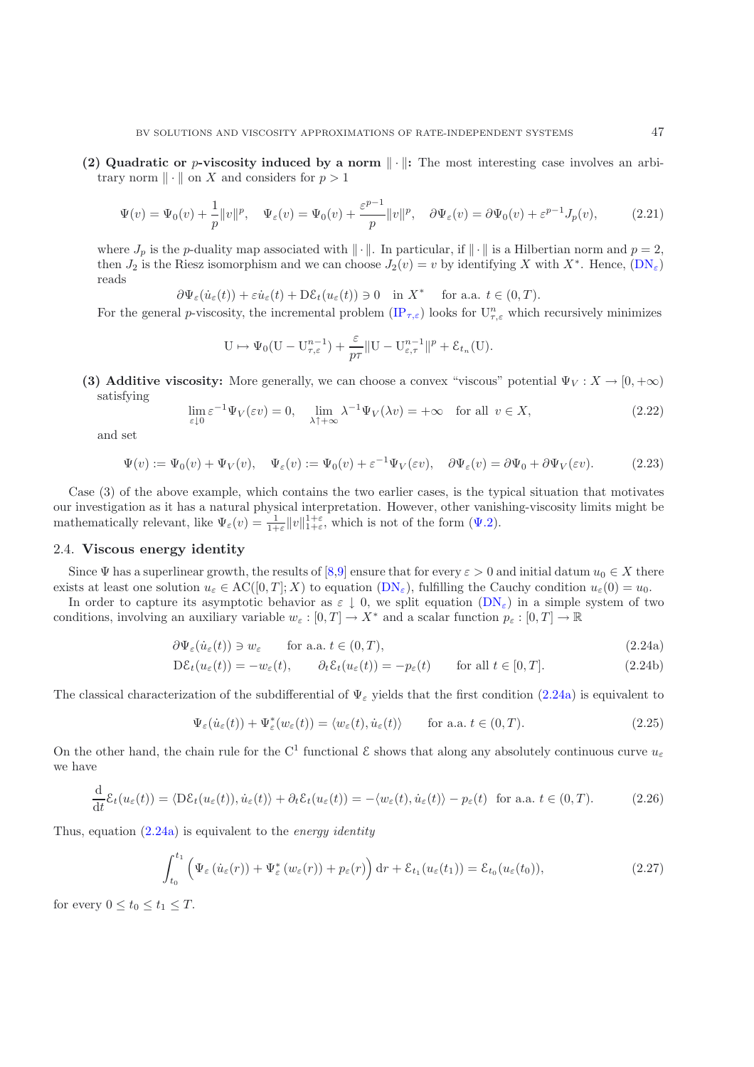**(2) Quadratic or $p$-viscosity induced by a norm $\|\cdot\|$:** The most interesting case involves an arbitrary norm $\|\cdot\|$ on $X$ and considers for $p > 1$

$$\Psi(v) = \Psi_0(v) + \frac{1}{p}\|v\|^p, \quad \Psi_\varepsilon(v) = \Psi_0(v) + \frac{\varepsilon^{p-1}}{p}\|v\|^p, \quad \partial\Psi_\varepsilon(v) = \partial\Psi_0(v) + \varepsilon^{p-1}J_p(v), \tag{2.21}$$

where $J_p$ is the $p$-duality map associated with $\|\cdot\|$. In particular, if $\|\cdot\|$ is a Hilbertian norm and $p = 2$, then $J_2$ is the Riesz isomorphism and we can choose $J_2(v) = v$ by identifying $X$ with $X^*$. Hence, (DN$_\varepsilon$) reads

$$\partial\Psi_\varepsilon(\dot{u}_\varepsilon(t)) + \varepsilon\dot{u}_\varepsilon(t) + \mathrm{D}\mathcal{E}_t(u_\varepsilon(t)) \ni 0 \quad \text{in } X^* \quad \text{ for a.a. } t \in (0,T).$$

For the general $p$-viscosity, the incremental problem (IP$_{\tau,\varepsilon}$) looks for $\mathrm{U}^n_{\tau,\varepsilon}$ which recursively minimizes

$$\mathrm{U} \mapsto \Psi_0(\mathrm{U} - \mathrm{U}^{n-1}_{\tau,\varepsilon}) + \frac{\varepsilon}{p\tau}\|\mathrm{U} - \mathrm{U}^{n-1}_{\varepsilon,\tau}\|^p + \mathcal{E}_{t_n}(\mathrm{U}).$$

**(3) Additive viscosity:** More generally, we can choose a convex "viscous" potential $\Psi_V : X \to [0,+\infty)$ satisfying

$$\lim_{\varepsilon\downarrow 0} \varepsilon^{-1}\Psi_V(\varepsilon v) = 0, \quad \lim_{\lambda\uparrow+\infty} \lambda^{-1}\Psi_V(\lambda v) = +\infty \quad \text{for all } v \in X, \tag{2.22}$$

and set

$$\Psi(v) := \Psi_0(v) + \Psi_V(v), \quad \Psi_\varepsilon(v) := \Psi_0(v) + \varepsilon^{-1}\Psi_V(\varepsilon v), \quad \partial\Psi_\varepsilon(v) = \partial\Psi_0 + \partial\Psi_V(\varepsilon v). \tag{2.23}$$

Case (3) of the above example, which contains the two earlier cases, is the typical situation that motivates our investigation as it has a natural physical interpretation. However, other vanishing-viscosity limits might be mathematically relevant, like $\Psi_\varepsilon(v) = \frac{1}{1+\varepsilon}\|v\|^{1+\varepsilon}_{1+\varepsilon}$, which is not of the form ($\Psi$.2).

## 2.4. Viscous energy identity

Since $\Psi$ has a superlinear growth, the results of [8,9] ensure that for every $\varepsilon > 0$ and initial datum $u_0 \in X$ there exists at least one solution $u_\varepsilon \in \mathrm{AC}([0,T];X)$ to equation (DN$_\varepsilon$), fulfilling the Cauchy condition $u_\varepsilon(0) = u_0$.

In order to capture its asymptotic behavior as $\varepsilon \downarrow 0$, we split equation (DN$_\varepsilon$) in a simple system of two conditions, involving an auxiliary variable $w_\varepsilon : [0,T] \to X^*$ and a scalar function $p_\varepsilon : [0,T] \to \mathbb{R}$

$$\partial\Psi_\varepsilon(\dot{u}_\varepsilon(t)) \ni w_\varepsilon \qquad \text{for a.a. } t \in (0,T), \tag{2.24a}$$

$$\mathrm{D}\mathcal{E}_t(u_\varepsilon(t)) = -w_\varepsilon(t), \qquad \partial_t\mathcal{E}_t(u_\varepsilon(t)) = -p_\varepsilon(t) \qquad \text{for all } t \in [0,T]. \tag{2.24b}$$

The classical characterization of the subdifferential of $\Psi_\varepsilon$ yields that the first condition (2.24a) is equivalent to

$$\Psi_\varepsilon(\dot{u}_\varepsilon(t)) + \Psi^*_\varepsilon(w_\varepsilon(t)) = \langle w_\varepsilon(t), \dot{u}_\varepsilon(t)\rangle \qquad \text{for a.a. } t \in (0,T). \tag{2.25}$$

On the other hand, the chain rule for the $\mathrm{C}^1$ functional $\mathcal{E}$ shows that along any absolutely continuous curve $u_\varepsilon$ we have

$$\frac{\mathrm{d}}{\mathrm{d}t}\mathcal{E}_t(u_\varepsilon(t)) = \langle \mathrm{D}\mathcal{E}_t(u_\varepsilon(t)), \dot{u}_\varepsilon(t)\rangle + \partial_t\mathcal{E}_t(u_\varepsilon(t)) = -\langle w_\varepsilon(t), \dot{u}_\varepsilon(t)\rangle - p_\varepsilon(t) \;\text{ for a.a. } t \in (0,T). \tag{2.26}$$

Thus, equation (2.24a) is equivalent to the *energy identity*

$$\int_{t_0}^{t_1} \Big(\Psi_\varepsilon\left(\dot{u}_\varepsilon(r)\right) + \Psi^*_\varepsilon\left(w_\varepsilon(r)\right) + p_\varepsilon(r)\Big)\,\mathrm{d}r + \mathcal{E}_{t_1}(u_\varepsilon(t_1)) = \mathcal{E}_{t_0}(u_\varepsilon(t_0)), \tag{2.27}$$

for every $0 \le t_0 \le t_1 \le T$.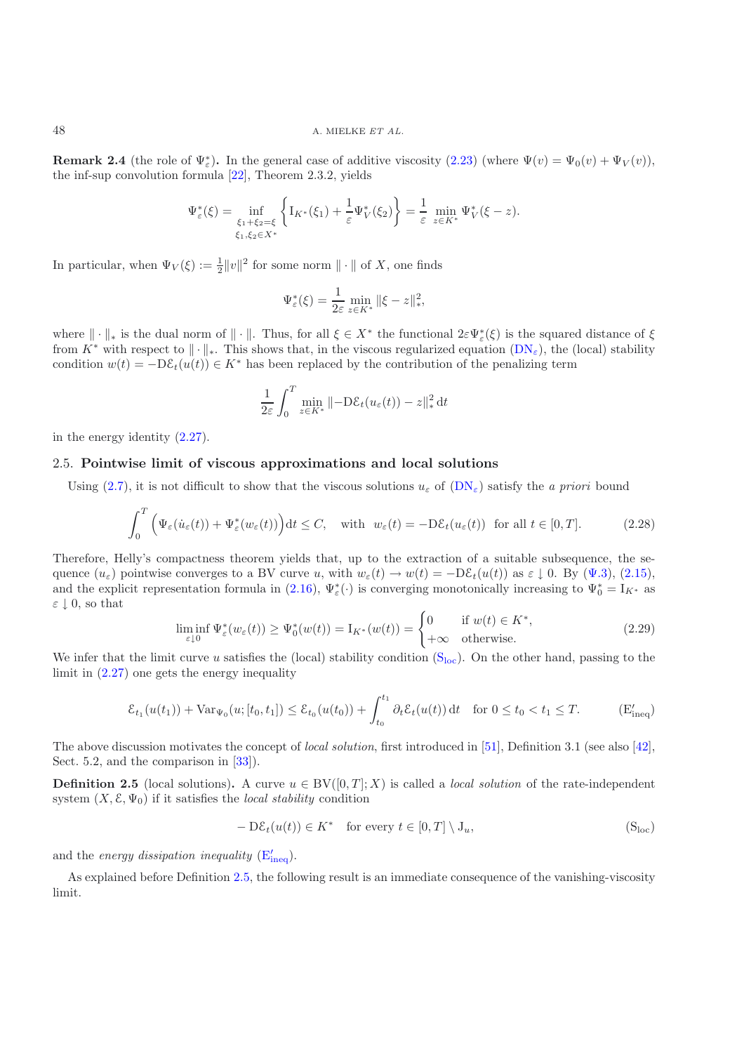**Remark 2.4** (the role of $\Psi_\varepsilon^*$)**.** In the general case of additive viscosity (2.23) (where $\Psi(v) = \Psi_0(v) + \Psi_V(v)$), the inf-sup convolution formula [22], Theorem 2.3.2, yields

$$\Psi_\varepsilon^*(\xi) = \inf_{\substack{\xi_1+\xi_2=\xi \\ \xi_1,\xi_2\in X^*}} \left\{ \mathrm{I}_{K^*}(\xi_1) + \frac{1}{\varepsilon}\Psi_V^*(\xi_2) \right\} = \frac{1}{\varepsilon} \min_{z\in K^*} \Psi_V^*(\xi - z).$$

In particular, when $\Psi_V(\xi) := \frac{1}{2}\|v\|^2$ for some norm $\|\cdot\|$ of $X$, one finds

$$\Psi_\varepsilon^*(\xi) = \frac{1}{2\varepsilon} \min_{z\in K^*} \|\xi - z\|_*^2,$$

where $\|\cdot\|_*$ is the dual norm of $\|\cdot\|$. Thus, for all $\xi \in X^*$ the functional $2\varepsilon\Psi_\varepsilon^*(\xi)$ is the squared distance of $\xi$ from $K^*$ with respect to $\|\cdot\|_*$. This shows that, in the viscous regularized equation ($\mathrm{DN}_\varepsilon$), the (local) stability condition $w(t) = -\mathrm{D}\mathcal{E}_t(u(t)) \in K^*$ has been replaced by the contribution of the penalizing term

$$\frac{1}{2\varepsilon}\int_0^T \min_{z\in K^*} \|-\mathrm{D}\mathcal{E}_t(u_\varepsilon(t)) - z\|_*^2 \,\mathrm{d}t$$

in the energy identity (2.27).

## 2.5. Pointwise limit of viscous approximations and local solutions

Using (2.7), it is not difficult to show that the viscous solutions $u_\varepsilon$ of ($\mathrm{DN}_\varepsilon$) satisfy the *a priori* bound

$$\int_0^T \Big( \Psi_\varepsilon(\dot{u}_\varepsilon(t)) + \Psi_\varepsilon^*(w_\varepsilon(t)) \Big) \mathrm{d}t \le C, \quad \text{with} \;\; w_\varepsilon(t) = -\mathrm{D}\mathcal{E}_t(u_\varepsilon(t)) \;\; \text{for all } t \in [0,T]. \tag{2.28}$$

Therefore, Helly's compactness theorem yields that, up to the extraction of a suitable subsequence, the sequence $(u_\varepsilon)$ pointwise converges to a BV curve $u$, with $w_\varepsilon(t) \to w(t) = -\mathrm{D}\mathcal{E}_t(u(t))$ as $\varepsilon \downarrow 0$. By ($\Psi$.3), (2.15), and the explicit representation formula in (2.16), $\Psi_\varepsilon^*(\cdot)$ is converging monotonically increasing to $\Psi_0^* = \mathrm{I}_{K^*}$ as $\varepsilon \downarrow 0$, so that

$$\liminf_{\varepsilon\downarrow 0} \Psi_\varepsilon^*(w_\varepsilon(t)) \ge \Psi_0^*(w(t)) = \mathrm{I}_{K^*}(w(t)) = \begin{cases} 0 & \text{if } w(t) \in K^*, \\ +\infty & \text{otherwise.} \end{cases} \tag{2.29}$$

We infer that the limit curve $u$ satisfies the (local) stability condition ($\mathrm{S_{loc}}$). On the other hand, passing to the limit in (2.27) one gets the energy inequality

$$\mathcal{E}_{t_1}(u(t_1)) + \mathrm{Var}_{\Psi_0}(u;[t_0,t_1]) \le \mathcal{E}_{t_0}(u(t_0)) + \int_{t_0}^{t_1} \partial_t \mathcal{E}_t(u(t))\,\mathrm{d}t \quad \text{for } 0 \le t_0 < t_1 \le T. \tag{$\mathrm{E}'_{\mathrm{ineq}}$}$$

The above discussion motivates the concept of *local solution*, first introduced in [51], Definition 3.1 (see also [42], Sect. 5.2, and the comparison in [33]).

**Definition 2.5** (local solutions)**.** A curve $u \in \mathrm{BV}([0,T];X)$ is called a *local solution* of the rate-independent system $(X, \mathcal{E}, \Psi_0)$ if it satisfies the *local stability* condition

$$-\mathrm{D}\mathcal{E}_t(u(t)) \in K^* \quad \text{for every } t \in [0,T] \setminus \mathrm{J}_u, \tag{$\mathrm{S_{loc}}$}$$

and the *energy dissipation inequality* ($\mathrm{E}'_{\mathrm{ineq}}$).

As explained before Definition 2.5, the following result is an immediate consequence of the vanishing-viscosity limit.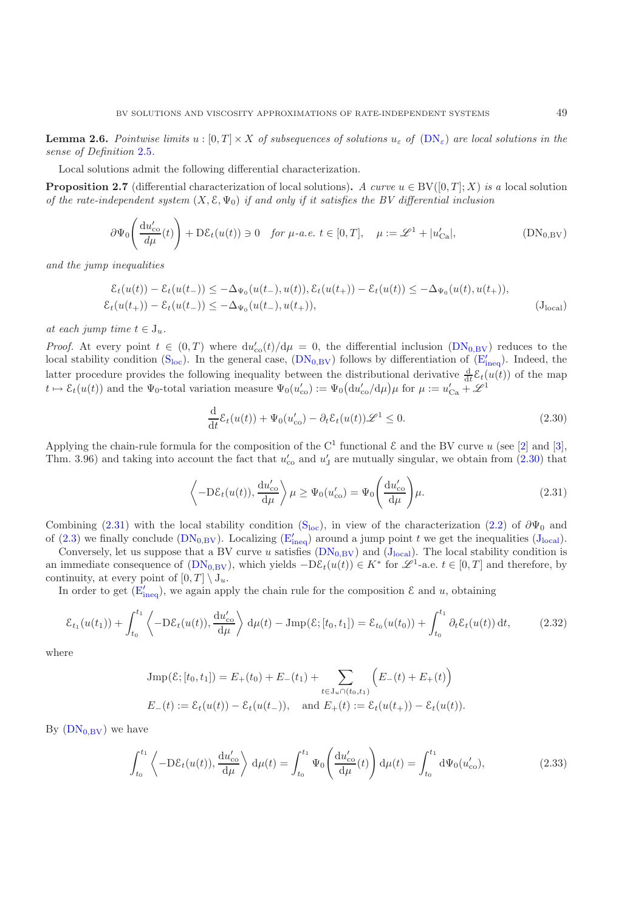**Lemma 2.6.** *Pointwise limits $u : [0,T] \times X$ of subsequences of solutions $u_\varepsilon$ of (DN$_\varepsilon$) are local solutions in the sense of Definition 2.5.*

Local solutions admit the following differential characterization.

**Proposition 2.7** (differential characterization of local solutions)**.** *A curve $u \in \mathrm{BV}([0,T];X)$ is a* local solution *of the rate-independent system $(X, \mathcal{E}, \Psi_0)$ if and only if it satisfies the BV differential inclusion*

$$\partial\Psi_0\left(\frac{\mathrm{d}u'_{\mathrm{co}}}{d\mu}(t)\right) + \mathrm{D}\mathcal{E}_t(u(t)) \ni 0 \quad \textit{for } \mu\textit{-a.e. } t \in [0,T], \quad \mu := \mathscr{L}^1 + |u'_{\mathrm{Ca}}|, \tag{DN$_{0,\mathrm{BV}}$}$$

*and the jump inequalities*

$$\begin{aligned}
&\mathcal{E}_t(u(t)) - \mathcal{E}_t(u(t_-)) \le -\Delta_{\Psi_0}(u(t_-), u(t)), \mathcal{E}_t(u(t_+)) - \mathcal{E}_t(u(t)) \le -\Delta_{\Psi_0}(u(t), u(t_+)),\\
&\mathcal{E}_t(u(t_+)) - \mathcal{E}_t(u(t_-)) \le -\Delta_{\Psi_0}(u(t_-), u(t_+)),
\end{aligned} \tag{J$_{\mathrm{local}}$}$$

*at each jump time $t \in \mathrm{J}_u$.*

*Proof.* At every point $t \in (0,T)$ where $\mathrm{d}u'_{\mathrm{co}}(t)/\mathrm{d}\mu = 0$, the differential inclusion (DN$_{0,\mathrm{BV}}$) reduces to the local stability condition (S$_{\mathrm{loc}}$). In the general case, (DN$_{0,\mathrm{BV}}$) follows by differentiation of (E$'_{\mathrm{ineq}}$). Indeed, the latter procedure provides the following inequality between the distributional derivative $\frac{\mathrm{d}}{\mathrm{d}t}\mathcal{E}_t(u(t))$ of the map $t \mapsto \mathcal{E}_t(u(t))$ and the $\Psi_0$-total variation measure $\Psi_0(u'_{\mathrm{co}}) := \Psi_0\big(\mathrm{d}u'_{\mathrm{co}}/\mathrm{d}\mu\big)\mu$ for $\mu := u'_{\mathrm{Ca}} + \mathscr{L}^1$

$$\frac{\mathrm{d}}{\mathrm{d}t}\mathcal{E}_t(u(t)) + \Psi_0(u'_{\mathrm{co}}) - \partial_t\mathcal{E}_t(u(t))\mathscr{L}^1 \le 0. \tag{2.30}$$

Applying the chain-rule formula for the composition of the $\mathrm{C}^1$ functional $\mathcal{E}$ and the BV curve $u$ (see [2] and [3], Thm. 3.96) and taking into account the fact that $u'_{\mathrm{co}}$ and $u'_{\mathrm{J}}$ are mutually singular, we obtain from (2.30) that

$$\left\langle -\mathrm{D}\mathcal{E}_t(u(t)), \frac{\mathrm{d}u'_{\mathrm{co}}}{\mathrm{d}\mu}\right\rangle \mu \ge \Psi_0(u'_{\mathrm{co}}) = \Psi_0\left(\frac{\mathrm{d}u'_{\mathrm{co}}}{\mathrm{d}\mu}\right)\mu. \tag{2.31}$$

Combining (2.31) with the local stability condition (S$_{\mathrm{loc}}$), in view of the characterization (2.2) of $\partial\Psi_0$ and of (2.3) we finally conclude (DN$_{0,\mathrm{BV}}$). Localizing (E$'_{\mathrm{ineq}}$) around a jump point $t$ we get the inequalities (J$_{\mathrm{local}}$).

Conversely, let us suppose that a BV curve $u$ satisfies (DN$_{0,\mathrm{BV}}$) and (J$_{\mathrm{local}}$). The local stability condition is an immediate consequence of (DN$_{0,\mathrm{BV}}$), which yields $-\mathrm{D}\mathcal{E}_t(u(t)) \in K^*$ for $\mathscr{L}^1$-a.e. $t \in [0,T]$ and therefore, by continuity, at every point of $[0,T] \setminus \mathrm{J}_u$.

In order to get (E$'_{\mathrm{ineq}}$), we again apply the chain rule for the composition $\mathcal{E}$ and $u$, obtaining

$$\mathcal{E}_{t_1}(u(t_1)) + \int_{t_0}^{t_1}\left\langle -\mathrm{D}\mathcal{E}_t(u(t)), \frac{\mathrm{d}u'_{\mathrm{co}}}{\mathrm{d}\mu}\right\rangle \mathrm{d}\mu(t) - \mathrm{Jmp}(\mathcal{E}; [t_0, t_1]) = \mathcal{E}_{t_0}(u(t_0)) + \int_{t_0}^{t_1}\partial_t\mathcal{E}_t(u(t))\,\mathrm{d}t, \tag{2.32}$$

where

$$\begin{aligned}
&\mathrm{Jmp}(\mathcal{E}; [t_0, t_1]) = E_+(t_0) + E_-(t_1) + \sum_{t \in \mathrm{J}_u \cap (t_0, t_1)}\Big(E_-(t) + E_+(t)\Big)\\
&E_-(t) := \mathcal{E}_t(u(t)) - \mathcal{E}_t(u(t_-)), \quad \text{and } E_+(t) := \mathcal{E}_t(u(t_+)) - \mathcal{E}_t(u(t)).
\end{aligned}$$

By (DN$_{0,\mathrm{BV}}$) we have

$$\int_{t_0}^{t_1}\left\langle -\mathrm{D}\mathcal{E}_t(u(t)), \frac{\mathrm{d}u'_{\mathrm{co}}}{\mathrm{d}\mu}\right\rangle \mathrm{d}\mu(t) = \int_{t_0}^{t_1}\Psi_0\left(\frac{\mathrm{d}u'_{\mathrm{co}}}{\mathrm{d}\mu}(t)\right)\mathrm{d}\mu(t) = \int_{t_0}^{t_1}\mathrm{d}\Psi_0(u'_{\mathrm{co}}), \tag{2.33}$$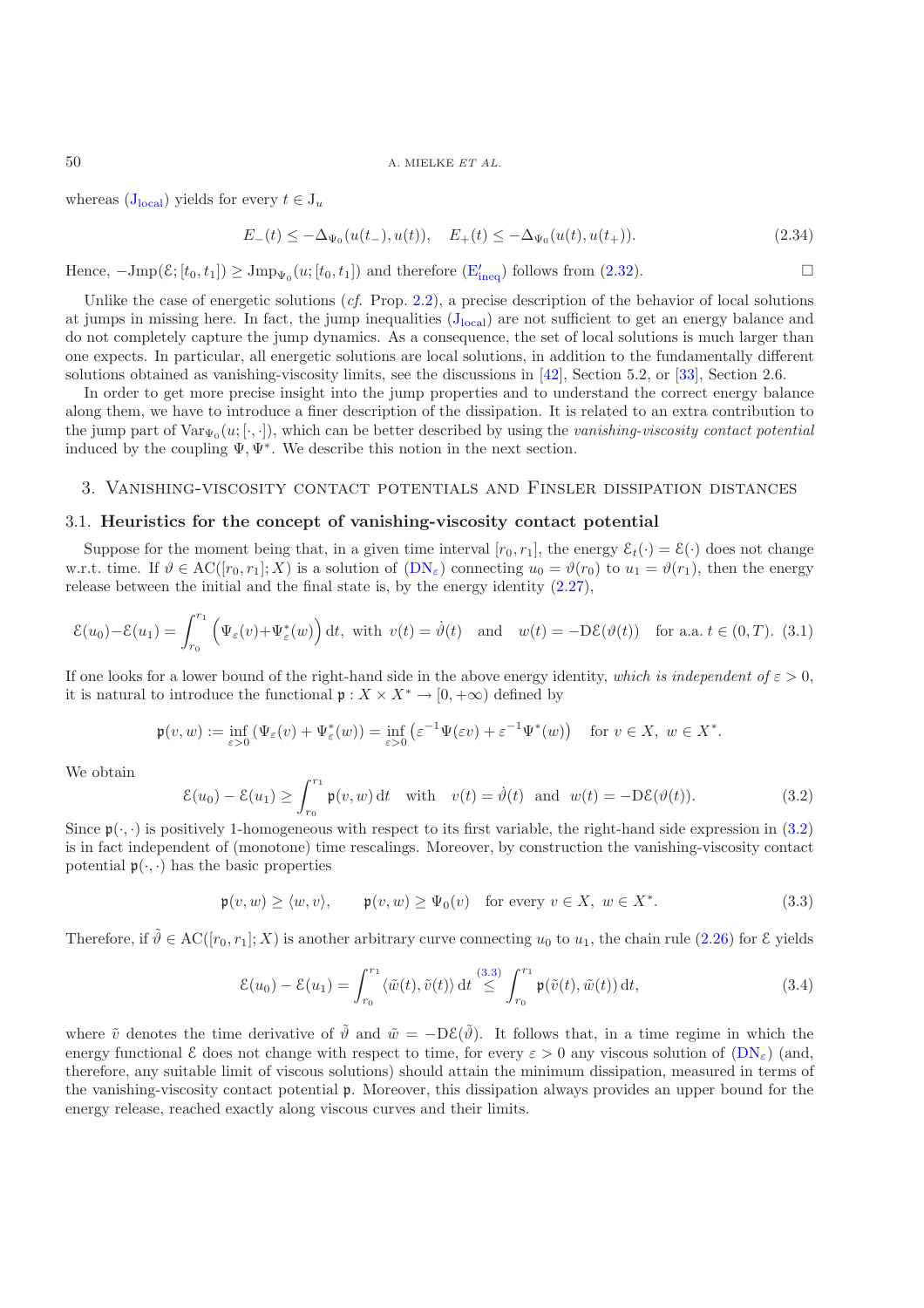whereas ($\mathrm{J_{local}}$) yields for every $t \in \mathrm{J}_u$

$$E_-(t) \leq -\Delta_{\Psi_0}(u(t_-), u(t)), \quad E_+(t) \leq -\Delta_{\Psi_0}(u(t), u(t_+)). \tag{2.34}$$

Hence, $-\mathrm{Jmp}(\mathcal{E}; [t_0, t_1]) \geq \mathrm{Jmp}_{\Psi_0}(u; [t_0, t_1])$ and therefore ($\mathrm{E'_{ineq}}$) follows from (2.32). □

Unlike the case of energetic solutions (*cf.* Prop. 2.2), a precise description of the behavior of local solutions at jumps in missing here. In fact, the jump inequalities ($\mathrm{J_{local}}$) are not sufficient to get an energy balance and do not completely capture the jump dynamics. As a consequence, the set of local solutions is much larger than one expects. In particular, all energetic solutions are local solutions, in addition to the fundamentally different solutions obtained as vanishing-viscosity limits, see the discussions in [42], Section 5.2, or [33], Section 2.6.

In order to get more precise insight into the jump properties and to understand the correct energy balance along them, we have to introduce a finer description of the dissipation. It is related to an extra contribution to the jump part of $\mathrm{Var}_{\Psi_0}(u; [\cdot, \cdot])$, which can be better described by using the *vanishing-viscosity contact potential* induced by the coupling $\Psi, \Psi^*$. We describe this notion in the next section.

## 3. Vanishing-viscosity contact potentials and Finsler dissipation distances

### 3.1. Heuristics for the concept of vanishing-viscosity contact potential

Suppose for the moment being that, in a given time interval $[r_0, r_1]$, the energy $\mathcal{E}_t(\cdot) = \mathcal{E}(\cdot)$ does not change w.r.t. time. If $\vartheta \in \mathrm{AC}([r_0, r_1]; X)$ is a solution of ($\mathrm{DN}_\varepsilon$) connecting $u_0 = \vartheta(r_0)$ to $u_1 = \vartheta(r_1)$, then the energy release between the initial and the final state is, by the energy identity (2.27),

$$\mathcal{E}(u_0) - \mathcal{E}(u_1) = \int_{r_0}^{r_1} \Big( \Psi_\varepsilon(v) + \Psi^*_\varepsilon(w) \Big) \,\mathrm{d}t, \text{ with } v(t) = \dot{\vartheta}(t) \quad \text{and} \quad w(t) = -\mathrm{D}\mathcal{E}(\vartheta(t)) \quad \text{for a.a. } t \in (0, T). \tag{3.1}$$

If one looks for a lower bound of the right-hand side in the above energy identity, *which is independent of* $\varepsilon > 0$, it is natural to introduce the functional $\mathfrak{p} : X \times X^* \to [0, +\infty)$ defined by

$$\mathfrak{p}(v, w) := \inf_{\varepsilon > 0} \left( \Psi_\varepsilon(v) + \Psi^*_\varepsilon(w) \right) = \inf_{\varepsilon > 0} \left( \varepsilon^{-1} \Psi(\varepsilon v) + \varepsilon^{-1} \Psi^*(w) \right) \quad \text{for } v \in X, \ w \in X^*.$$

We obtain

$$\mathcal{E}(u_0) - \mathcal{E}(u_1) \geq \int_{r_0}^{r_1} \mathfrak{p}(v, w) \,\mathrm{d}t \quad \text{with} \quad v(t) = \dot{\vartheta}(t) \quad \text{and} \quad w(t) = -\mathrm{D}\mathcal{E}(\vartheta(t)). \tag{3.2}$$

Since $\mathfrak{p}(\cdot, \cdot)$ is positively 1-homogeneous with respect to its first variable, the right-hand side expression in (3.2) is in fact independent of (monotone) time rescalings. Moreover, by construction the vanishing-viscosity contact potential $\mathfrak{p}(\cdot, \cdot)$ has the basic properties

$$\mathfrak{p}(v, w) \geq \langle w, v \rangle, \qquad \mathfrak{p}(v, w) \geq \Psi_0(v) \quad \text{for every } v \in X, \ w \in X^*. \tag{3.3}$$

Therefore, if $\tilde{\vartheta} \in \mathrm{AC}([r_0, r_1]; X)$ is another arbitrary curve connecting $u_0$ to $u_1$, the chain rule (2.26) for $\mathcal{E}$ yields

$$\mathcal{E}(u_0) - \mathcal{E}(u_1) = \int_{r_0}^{r_1} \langle \tilde{w}(t), \tilde{v}(t) \rangle \,\mathrm{d}t \overset{(3.3)}{\leq} \int_{r_0}^{r_1} \mathfrak{p}(\tilde{v}(t), \tilde{w}(t)) \,\mathrm{d}t, \tag{3.4}$$

where $\tilde{v}$ denotes the time derivative of $\tilde{\vartheta}$ and $\tilde{w} = -\mathrm{D}\mathcal{E}(\tilde{\vartheta})$. It follows that, in a time regime in which the energy functional $\mathcal{E}$ does not change with respect to time, for every $\varepsilon > 0$ any viscous solution of ($\mathrm{DN}_\varepsilon$) (and, therefore, any suitable limit of viscous solutions) should attain the minimum dissipation, measured in terms of the vanishing-viscosity contact potential $\mathfrak{p}$. Moreover, this dissipation always provides an upper bound for the energy release, reached exactly along viscous curves and their limits.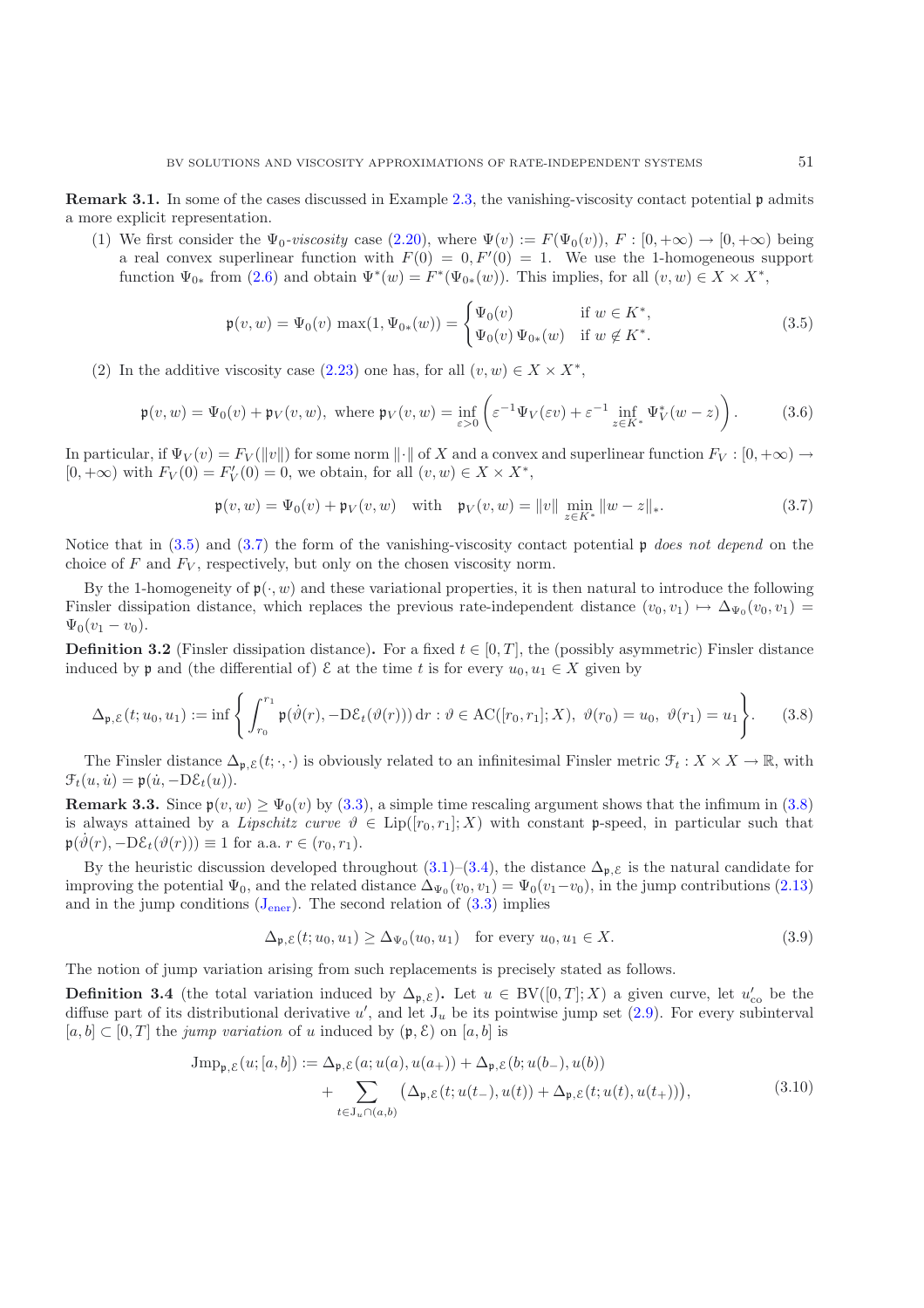**Remark 3.1.** In some of the cases discussed in Example 2.3, the vanishing-viscosity contact potential $\mathfrak{p}$ admits a more explicit representation.

(1) We first consider the $\Psi_0$-*viscosity* case (2.20), where $\Psi(v) := F(\Psi_0(v))$, $F : [0, +\infty) \to [0, +\infty)$ being a real convex superlinear function with $F(0) = 0, F'(0) = 1$. We use the 1-homogeneous support function $\Psi_{0*}$ from (2.6) and obtain $\Psi^*(w) = F^*(\Psi_{0*}(w))$. This implies, for all $(v, w) \in X \times X^*$,

$$\mathfrak{p}(v, w) = \Psi_0(v) \max(1, \Psi_{0*}(w)) = \begin{cases} \Psi_0(v) & \text{if } w \in K^*, \\ \Psi_0(v)\, \Psi_{0*}(w) & \text{if } w \notin K^*. \end{cases} \tag{3.5}$$

(2) In the additive viscosity case (2.23) one has, for all $(v, w) \in X \times X^*$,

$$\mathfrak{p}(v, w) = \Psi_0(v) + \mathfrak{p}_V(v, w), \text{ where } \mathfrak{p}_V(v, w) = \inf_{\varepsilon > 0} \left( \varepsilon^{-1} \Psi_V(\varepsilon v) + \varepsilon^{-1} \inf_{z \in K^*} \Psi_V^*(w - z) \right). \tag{3.6}$$

In particular, if $\Psi_V(v) = F_V(\|v\|)$ for some norm $\|\cdot\|$ of $X$ and a convex and superlinear function $F_V : [0, +\infty) \to [0, +\infty)$ with $F_V(0) = F_V'(0) = 0$, we obtain, for all $(v, w) \in X \times X^*$,

$$\mathfrak{p}(v, w) = \Psi_0(v) + \mathfrak{p}_V(v, w) \quad \text{with} \quad \mathfrak{p}_V(v, w) = \|v\| \min_{z \in K^*} \|w - z\|_*. \tag{3.7}$$

Notice that in (3.5) and (3.7) the form of the vanishing-viscosity contact potential $\mathfrak{p}$ *does not depend* on the choice of $F$ and $F_V$, respectively, but only on the chosen viscosity norm.

By the 1-homogeneity of $\mathfrak{p}(\cdot, w)$ and these variational properties, it is then natural to introduce the following Finsler dissipation distance, which replaces the previous rate-independent distance $(v_0, v_1) \mapsto \Delta_{\Psi_0}(v_0, v_1) = \Psi_0(v_1 - v_0)$.

**Definition 3.2** (Finsler dissipation distance)**.** For a fixed $t \in [0, T]$, the (possibly asymmetric) Finsler distance induced by $\mathfrak{p}$ and (the differential of) $\mathcal{E}$ at the time $t$ is for every $u_0, u_1 \in X$ given by

$$\Delta_{\mathfrak{p},\mathcal{E}}(t; u_0, u_1) := \inf \left\{ \int_{r_0}^{r_1} \mathfrak{p}(\dot{\vartheta}(r), -\mathrm{D}\mathcal{E}_t(\vartheta(r)))\, \mathrm{d}r : \vartheta \in \mathrm{AC}([r_0, r_1]; X),\ \vartheta(r_0) = u_0,\ \vartheta(r_1) = u_1 \right\}. \tag{3.8}$$

The Finsler distance $\Delta_{\mathfrak{p},\mathcal{E}}(t; \cdot, \cdot)$ is obviously related to an infinitesimal Finsler metric $\mathcal{F}_t : X \times X \to \mathbb{R}$, with $\mathcal{F}_t(u, \dot{u}) = \mathfrak{p}(\dot{u}, -\mathrm{D}\mathcal{E}_t(u))$.

**Remark 3.3.** Since $\mathfrak{p}(v, w) \geq \Psi_0(v)$ by (3.3), a simple time rescaling argument shows that the infimum in (3.8) is always attained by a *Lipschitz curve* $\vartheta \in \mathrm{Lip}([r_0, r_1]; X)$ with constant $\mathfrak{p}$-speed, in particular such that $\mathfrak{p}(\dot{\vartheta}(r), -\mathrm{D}\mathcal{E}_t(\vartheta(r))) \equiv 1$ for a.a. $r \in (r_0, r_1)$.

By the heuristic discussion developed throughout (3.1)–(3.4), the distance $\Delta_{\mathfrak{p},\mathcal{E}}$ is the natural candidate for improving the potential $\Psi_0$, and the related distance $\Delta_{\Psi_0}(v_0, v_1) = \Psi_0(v_1 - v_0)$, in the jump contributions (2.13) and in the jump conditions ($\mathrm{J}_{\mathrm{ener}}$). The second relation of (3.3) implies

$$\Delta_{\mathfrak{p},\mathcal{E}}(t; u_0, u_1) \geq \Delta_{\Psi_0}(u_0, u_1) \quad \text{for every } u_0, u_1 \in X. \tag{3.9}$$

The notion of jump variation arising from such replacements is precisely stated as follows.

**Definition 3.4** (the total variation induced by $\Delta_{\mathfrak{p},\mathcal{E}}$)**.** Let $u \in \mathrm{BV}([0, T]; X)$ a given curve, let $u'_{\mathrm{co}}$ be the diffuse part of its distributional derivative $u'$, and let $\mathrm{J}_u$ be its pointwise jump set (2.9). For every subinterval $[a, b] \subset [0, T]$ the *jump variation* of $u$ induced by $(\mathfrak{p}, \mathcal{E})$ on $[a, b]$ is

$$\begin{aligned} \mathrm{Jmp}_{\mathfrak{p},\mathcal{E}}(u; [a, b]) := {} & \Delta_{\mathfrak{p},\mathcal{E}}(a; u(a), u(a_+)) + \Delta_{\mathfrak{p},\mathcal{E}}(b; u(b_-), u(b)) \\ & + \sum_{t \in \mathrm{J}_u \cap (a,b)} \big( \Delta_{\mathfrak{p},\mathcal{E}}(t; u(t_-), u(t)) + \Delta_{\mathfrak{p},\mathcal{E}}(t; u(t), u(t_+)) \big), \end{aligned} \tag{3.10}$$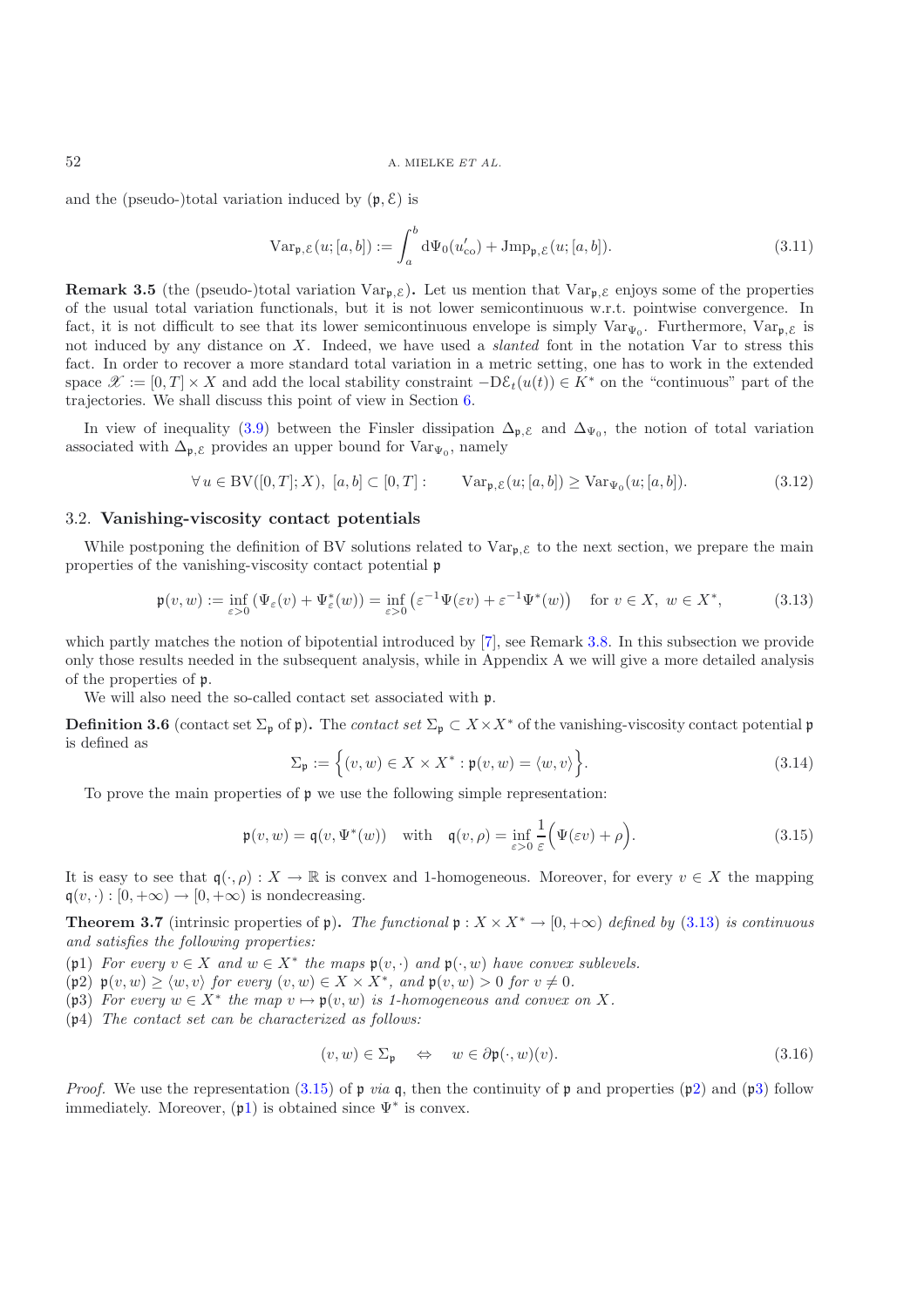and the (pseudo-)total variation induced by $(\mathfrak{p}, \mathcal{E})$ is

$$\mathrm{Var}_{\mathfrak{p},\mathcal{E}}(u; [a, b]) := \int_a^b \mathrm{d}\Psi_0(u'_{\mathrm{co}}) + \mathrm{Jmp}_{\mathfrak{p},\mathcal{E}}(u; [a, b]). \tag{3.11}$$

**Remark 3.5** (the (pseudo-)total variation $\mathrm{Var}_{\mathfrak{p},\mathcal{E}}$)**.** Let us mention that $\mathrm{Var}_{\mathfrak{p},\mathcal{E}}$ enjoys some of the properties of the usual total variation functionals, but it is not lower semicontinuous w.r.t. pointwise convergence. In fact, it is not difficult to see that its lower semicontinuous envelope is simply $\mathrm{Var}_{\Psi_0}$. Furthermore, $\mathrm{Var}_{\mathfrak{p},\mathcal{E}}$ is not induced by any distance on $X$. Indeed, we have used a *slanted* font in the notation Var to stress this fact. In order to recover a more standard total variation in a metric setting, one has to work in the extended space $\mathscr{X} := [0, T] \times X$ and add the local stability constraint $-\mathrm{D}\mathcal{E}_t(u(t)) \in K^*$ on the "continuous" part of the trajectories. We shall discuss this point of view in Section 6.

In view of inequality (3.9) between the Finsler dissipation $\Delta_{\mathfrak{p},\mathcal{E}}$ and $\Delta_{\Psi_0}$, the notion of total variation associated with $\Delta_{\mathfrak{p},\mathcal{E}}$ provides an upper bound for $\mathrm{Var}_{\Psi_0}$, namely

$$\forall\, u \in \mathrm{BV}([0, T]; X),\ [a, b] \subset [0, T] : \qquad \mathrm{Var}_{\mathfrak{p},\mathcal{E}}(u; [a, b]) \geq \mathrm{Var}_{\Psi_0}(u; [a, b]). \tag{3.12}$$

## 3.2. **Vanishing-viscosity contact potentials**

While postponing the definition of BV solutions related to $\mathrm{Var}_{\mathfrak{p},\mathcal{E}}$ to the next section, we prepare the main properties of the vanishing-viscosity contact potential $\mathfrak{p}$

$$\mathfrak{p}(v, w) := \inf_{\varepsilon>0} \left(\Psi_\varepsilon(v) + \Psi^*_\varepsilon(w)\right) = \inf_{\varepsilon>0} \left(\varepsilon^{-1}\Psi(\varepsilon v) + \varepsilon^{-1}\Psi^*(w)\right) \quad \text{for } v \in X,\ w \in X^*, \tag{3.13}$$

which partly matches the notion of bipotential introduced by [7], see Remark 3.8. In this subsection we provide only those results needed in the subsequent analysis, while in Appendix A we will give a more detailed analysis of the properties of $\mathfrak{p}$.

We will also need the so-called contact set associated with $\mathfrak{p}$.

**Definition 3.6** (contact set $\Sigma_{\mathfrak{p}}$ of $\mathfrak{p}$)**.** The *contact set* $\Sigma_{\mathfrak{p}} \subset X \times X^*$ of the vanishing-viscosity contact potential $\mathfrak{p}$ is defined as

$$\Sigma_{\mathfrak{p}} := \left\{(v, w) \in X \times X^* : \mathfrak{p}(v, w) = \langle w, v\rangle\right\}. \tag{3.14}$$

To prove the main properties of $\mathfrak{p}$ we use the following simple representation:

$$\mathfrak{p}(v, w) = \mathfrak{q}(v, \Psi^*(w)) \quad \text{with} \quad \mathfrak{q}(v, \rho) = \inf_{\varepsilon>0} \frac{1}{\varepsilon}\Big(\Psi(\varepsilon v) + \rho\Big). \tag{3.15}$$

It is easy to see that $\mathfrak{q}(\cdot, \rho) : X \to \mathbb{R}$ is convex and 1-homogeneous. Moreover, for every $v \in X$ the mapping $\mathfrak{q}(v, \cdot) : [0, +\infty) \to [0, +\infty)$ is nondecreasing.

**Theorem 3.7** (intrinsic properties of $\mathfrak{p}$)**.** *The functional $\mathfrak{p} : X \times X^* \to [0, +\infty)$ defined by (3.13) is continuous and satisfies the following properties:*

($\mathfrak{p}1$) *For every $v \in X$ and $w \in X^*$ the maps $\mathfrak{p}(v, \cdot)$ and $\mathfrak{p}(\cdot, w)$ have convex sublevels.*

($\mathfrak{p}2$) *$\mathfrak{p}(v, w) \geq \langle w, v\rangle$ for every $(v, w) \in X \times X^*$, and $\mathfrak{p}(v, w) > 0$ for $v \neq 0$.*

($\mathfrak{p}3$) *For every $w \in X^*$ the map $v \mapsto \mathfrak{p}(v, w)$ is 1-homogeneous and convex on $X$.*

($\mathfrak{p}4$) *The contact set can be characterized as follows:*

$$(v, w) \in \Sigma_{\mathfrak{p}} \quad \Leftrightarrow \quad w \in \partial\mathfrak{p}(\cdot, w)(v). \tag{3.16}$$

*Proof.* We use the representation (3.15) of $\mathfrak{p}$ *via* $\mathfrak{q}$, then the continuity of $\mathfrak{p}$ and properties ($\mathfrak{p}2$) and ($\mathfrak{p}3$) follow immediately. Moreover, ($\mathfrak{p}1$) is obtained since $\Psi^*$ is convex.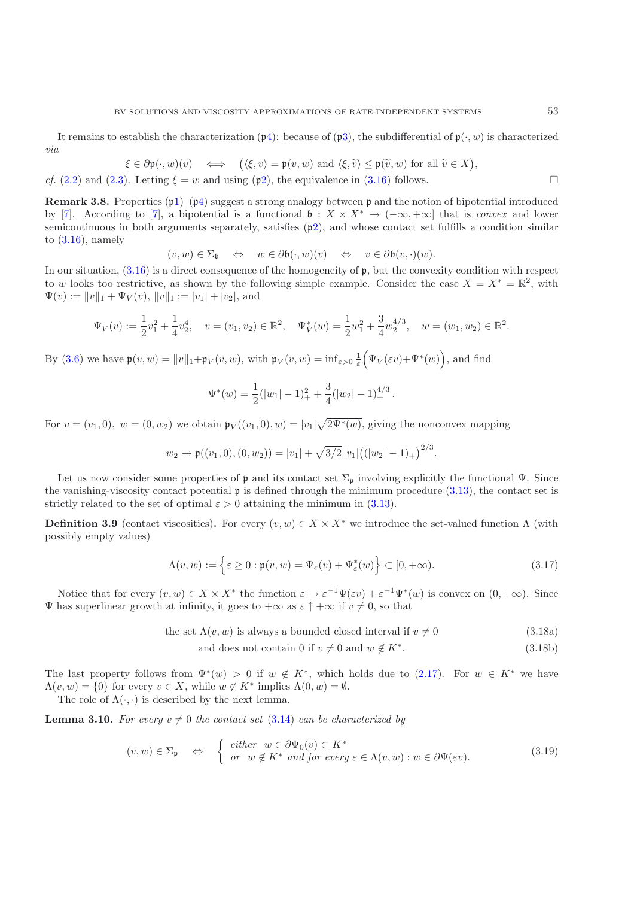It remains to establish the characterization ($\mathfrak{p}4$): because of ($\mathfrak{p}3$), the subdifferential of $\mathfrak{p}(\cdot, w)$ is characterized *via*

$$\xi \in \partial\mathfrak{p}(\cdot, w)(v) \quad \Longleftrightarrow \quad \big(\langle \xi, v\rangle = \mathfrak{p}(v, w) \text{ and } \langle \xi, \widetilde{v}\rangle \le \mathfrak{p}(\widetilde{v}, w) \text{ for all } \widetilde{v} \in X\big),$$

*cf.* (2.2) and (2.3). Letting $\xi = w$ and using ($\mathfrak{p}2$), the equivalence in (3.16) follows. □

**Remark 3.8.** Properties ($\mathfrak{p}1$)–($\mathfrak{p}4$) suggest a strong analogy between $\mathfrak{p}$ and the notion of bipotential introduced by [7]. According to [7], a bipotential is a functional $\mathfrak{b} : X \times X^* \to (-\infty, +\infty]$ that is *convex* and lower semicontinuous in both arguments separately, satisfies ($\mathfrak{p}2$), and whose contact set fulfills a condition similar to (3.16), namely

$$(v, w) \in \Sigma_{\mathfrak{b}} \quad \Leftrightarrow \quad w \in \partial\mathfrak{b}(\cdot, w)(v) \quad \Leftrightarrow \quad v \in \partial\mathfrak{b}(v, \cdot)(w).$$

In our situation, (3.16) is a direct consequence of the homogeneity of $\mathfrak{p}$, but the convexity condition with respect to $w$ looks too restrictive, as shown by the following simple example. Consider the case $X = X^* = \mathbb{R}^2$, with $\Psi(v) := \|v\|_1 + \Psi_V(v)$, $\|v\|_1 := |v_1| + |v_2|$, and

$$\Psi_V(v) := \frac{1}{2}v_1^2 + \frac{1}{4}v_2^4, \quad v = (v_1, v_2) \in \mathbb{R}^2, \quad \Psi_V^*(w) = \frac{1}{2}w_1^2 + \frac{3}{4}w_2^{4/3}, \quad w = (w_1, w_2) \in \mathbb{R}^2.$$

By (3.6) we have $\mathfrak{p}(v, w) = \|v\|_1 + \mathfrak{p}_V(v, w)$, with $\mathfrak{p}_V(v, w) = \inf_{\varepsilon>0} \frac{1}{\varepsilon}\Big(\Psi_V(\varepsilon v) + \Psi^*(w)\Big)$, and find

$$\Psi^*(w) = \frac{1}{2}(|w_1| - 1)_+^2 + \frac{3}{4}(|w_2| - 1)_+^{4/3}.$$

For $v = (v_1, 0),\ w = (0, w_2)$ we obtain $\mathfrak{p}_V((v_1, 0), w) = |v_1|\sqrt{2\Psi^*(w)}$, giving the nonconvex mapping

$$w_2 \mapsto \mathfrak{p}((v_1, 0), (0, w_2)) = |v_1| + \sqrt{3/2}\,|v_1|\big((|w_2| - 1)_+\big)^{2/3}.$$

Let us now consider some properties of $\mathfrak{p}$ and its contact set $\Sigma_{\mathfrak{p}}$ involving explicitly the functional $\Psi$. Since the vanishing-viscosity contact potential $\mathfrak{p}$ is defined through the minimum procedure (3.13), the contact set is strictly related to the set of optimal $\varepsilon > 0$ attaining the minimum in (3.13).

**Definition 3.9** (contact viscosities)**.** For every $(v, w) \in X \times X^*$ we introduce the set-valued function $\Lambda$ (with possibly empty values)

$$\Lambda(v, w) := \Big\{\varepsilon \ge 0 : \mathfrak{p}(v, w) = \Psi_\varepsilon(v) + \Psi_\varepsilon^*(w)\Big\} \subset [0, +\infty). \tag{3.17}$$

Notice that for every $(v, w) \in X \times X^*$ the function $\varepsilon \mapsto \varepsilon^{-1}\Psi(\varepsilon v) + \varepsilon^{-1}\Psi^*(w)$ is convex on $(0, +\infty)$. Since $\Psi$ has superlinear growth at infinity, it goes to $+\infty$ as $\varepsilon \uparrow +\infty$ if $v \ne 0$, so that

$$\text{the set } \Lambda(v, w) \text{ is always a bounded closed interval if } v \ne 0 \tag{3.18a}$$

$$\text{and does not contain } 0 \text{ if } v \ne 0 \text{ and } w \notin K^*. \tag{3.18b}$$

The last property follows from $\Psi^*(w) > 0$ if $w \notin K^*$, which holds due to (2.17). For $w \in K^*$ we have $\Lambda(v, w) = \{0\}$ for every $v \in X$, while $w \notin K^*$ implies $\Lambda(0, w) = \emptyset$.

The role of $\Lambda(\cdot, \cdot)$ is described by the next lemma.

**Lemma 3.10.** *For every $v \ne 0$ the contact set (3.14) can be characterized by*

$$(v, w) \in \Sigma_{\mathfrak{p}} \quad \Leftrightarrow \quad \begin{cases} \textit{either} \;\; w \in \partial\Psi_0(v) \subset K^* \\ \textit{or} \;\; w \notin K^* \textit{ and for every } \varepsilon \in \Lambda(v, w) : w \in \partial\Psi(\varepsilon v). \end{cases} \tag{3.19}$$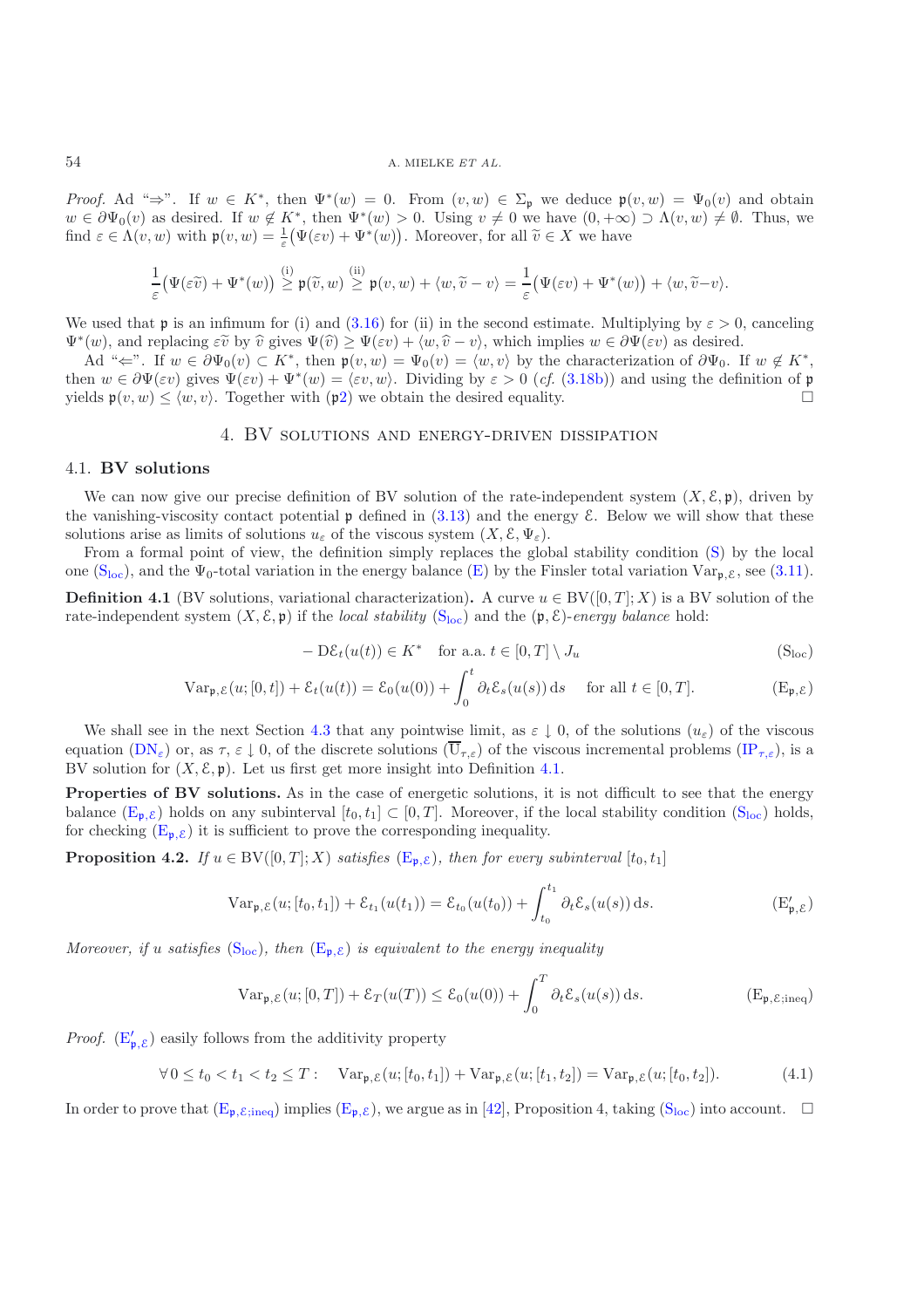*Proof.* Ad "⇒". If $w \in K^*$, then $\Psi^*(w) = 0$. From $(v, w) \in \Sigma_\mathfrak{p}$ we deduce $\mathfrak{p}(v, w) = \Psi_0(v)$ and obtain $w \in \partial\Psi_0(v)$ as desired. If $w \notin K^*$, then $\Psi^*(w) > 0$. Using $v \neq 0$ we have $(0, +\infty) \supset \Lambda(v, w) \neq \emptyset$. Thus, we find $\varepsilon \in \Lambda(v, w)$ with $\mathfrak{p}(v, w) = \frac{1}{\varepsilon}\big(\Psi(\varepsilon v) + \Psi^*(w)\big)$. Moreover, for all $\widetilde{v} \in X$ we have

$$\frac{1}{\varepsilon}\big(\Psi(\varepsilon\widetilde{v}) + \Psi^*(w)\big) \overset{\text{(i)}}{\geq} \mathfrak{p}(\widetilde{v}, w) \overset{\text{(ii)}}{\geq} \mathfrak{p}(v, w) + \langle w, \widetilde{v} - v\rangle = \frac{1}{\varepsilon}\big(\Psi(\varepsilon v) + \Psi^*(w)\big) + \langle w, \widetilde{v} - v\rangle.$$

We used that $\mathfrak{p}$ is an infimum for (i) and (3.16) for (ii) in the second estimate. Multiplying by $\varepsilon > 0$, canceling $\Psi^*(w)$, and replacing $\varepsilon\widetilde{v}$ by $\widehat{v}$ gives $\Psi(\widehat{v}) \geq \Psi(\varepsilon v) + \langle w, \widehat{v} - v\rangle$, which implies $w \in \partial\Psi(\varepsilon v)$ as desired.

Ad "⇐". If $w \in \partial\Psi_0(v) \subset K^*$, then $\mathfrak{p}(v, w) = \Psi_0(v) = \langle w, v\rangle$ by the characterization of $\partial\Psi_0$. If $w \notin K^*$, then $w \in \partial\Psi(\varepsilon v)$ gives $\Psi(\varepsilon v) + \Psi^*(w) = \langle \varepsilon v, w\rangle$. Dividing by $\varepsilon > 0$ (*cf.* (3.18b)) and using the definition of $\mathfrak{p}$ yields $\mathfrak{p}(v, w) \leq \langle w, v\rangle$. Together with ($\mathfrak{p}$2) we obtain the desired equality. □

## 4. BV solutions and energy-driven dissipation

### 4.1. BV solutions

We can now give our precise definition of BV solution of the rate-independent system $(X, \mathcal{E}, \mathfrak{p})$, driven by the vanishing-viscosity contact potential $\mathfrak{p}$ defined in (3.13) and the energy $\mathcal{E}$. Below we will show that these solutions arise as limits of solutions $u_\varepsilon$ of the viscous system $(X, \mathcal{E}, \Psi_\varepsilon)$.

From a formal point of view, the definition simply replaces the global stability condition (S) by the local one ($\mathrm{S_{loc}}$), and the $\Psi_0$-total variation in the energy balance (E) by the Finsler total variation $\mathrm{Var}_{\mathfrak{p},\mathcal{E}}$, see (3.11).

**Definition 4.1** (BV solutions, variational characterization)**.** A curve $u \in \mathrm{BV}([0, T]; X)$ is a BV solution of the rate-independent system $(X, \mathcal{E}, \mathfrak{p})$ if the *local stability* ($\mathrm{S_{loc}}$) and the $(\mathfrak{p}, \mathcal{E})$-*energy balance* hold:

$$-\,\mathrm{D}\mathcal{E}_t(u(t)) \in K^* \quad \text{for a.a. } t \in [0, T] \setminus J_u \tag{$\mathrm{S_{loc}}$}$$

$$\mathrm{Var}_{\mathfrak{p},\mathcal{E}}(u; [0, t]) + \mathcal{E}_t(u(t)) = \mathcal{E}_0(u(0)) + \int_0^t \partial_t\mathcal{E}_s(u(s))\,\mathrm{d}s \quad \text{for all } t \in [0, T]. \tag{$\mathrm{E}_{\mathfrak{p},\mathcal{E}}$}$$

We shall see in the next Section 4.3 that any pointwise limit, as $\varepsilon \downarrow 0$, of the solutions $(u_\varepsilon)$ of the viscous equation ($\mathrm{DN}_\varepsilon$) or, as $\tau, \varepsilon \downarrow 0$, of the discrete solutions $(\overline{\mathrm{U}}_{\tau,\varepsilon})$ of the viscous incremental problems ($\mathrm{IP}_{\tau,\varepsilon}$), is a BV solution for $(X, \mathcal{E}, \mathfrak{p})$. Let us first get more insight into Definition 4.1.

**Properties of BV solutions.** As in the case of energetic solutions, it is not difficult to see that the energy balance ($\mathrm{E}_{\mathfrak{p},\mathcal{E}}$) holds on any subinterval $[t_0, t_1] \subset [0, T]$. Moreover, if the local stability condition ($\mathrm{S_{loc}}$) holds, for checking ($\mathrm{E}_{\mathfrak{p},\mathcal{E}}$) it is sufficient to prove the corresponding inequality.

**Proposition 4.2.** *If $u \in \mathrm{BV}([0, T]; X)$ satisfies ($\mathrm{E}_{\mathfrak{p},\mathcal{E}}$), then for every subinterval $[t_0, t_1]$*

$$\mathrm{Var}_{\mathfrak{p},\mathcal{E}}(u; [t_0, t_1]) + \mathcal{E}_{t_1}(u(t_1)) = \mathcal{E}_{t_0}(u(t_0)) + \int_{t_0}^{t_1} \partial_t\mathcal{E}_s(u(s))\,\mathrm{d}s. \tag{$\mathrm{E}'_{\mathfrak{p},\mathcal{E}}$}$$

*Moreover, if $u$ satisfies ($\mathrm{S_{loc}}$), then ($\mathrm{E}_{\mathfrak{p},\mathcal{E}}$) is equivalent to the energy inequality*

$$\mathrm{Var}_{\mathfrak{p},\mathcal{E}}(u; [0, T]) + \mathcal{E}_T(u(T)) \leq \mathcal{E}_0(u(0)) + \int_0^T \partial_t\mathcal{E}_s(u(s))\,\mathrm{d}s. \tag{$\mathrm{E}_{\mathfrak{p},\mathcal{E};\mathrm{ineq}}$}$$

*Proof.* ($\mathrm{E}'_{\mathfrak{p},\mathcal{E}}$) easily follows from the additivity property

$$\forall\, 0 \leq t_0 < t_1 < t_2 \leq T: \quad \mathrm{Var}_{\mathfrak{p},\mathcal{E}}(u; [t_0, t_1]) + \mathrm{Var}_{\mathfrak{p},\mathcal{E}}(u; [t_1, t_2]) = \mathrm{Var}_{\mathfrak{p},\mathcal{E}}(u; [t_0, t_2]). \tag{4.1}$$

In order to prove that ($\mathrm{E}_{\mathfrak{p},\mathcal{E};\mathrm{ineq}}$) implies ($\mathrm{E}_{\mathfrak{p},\mathcal{E}}$), we argue as in [42], Proposition 4, taking ($\mathrm{S_{loc}}$) into account. □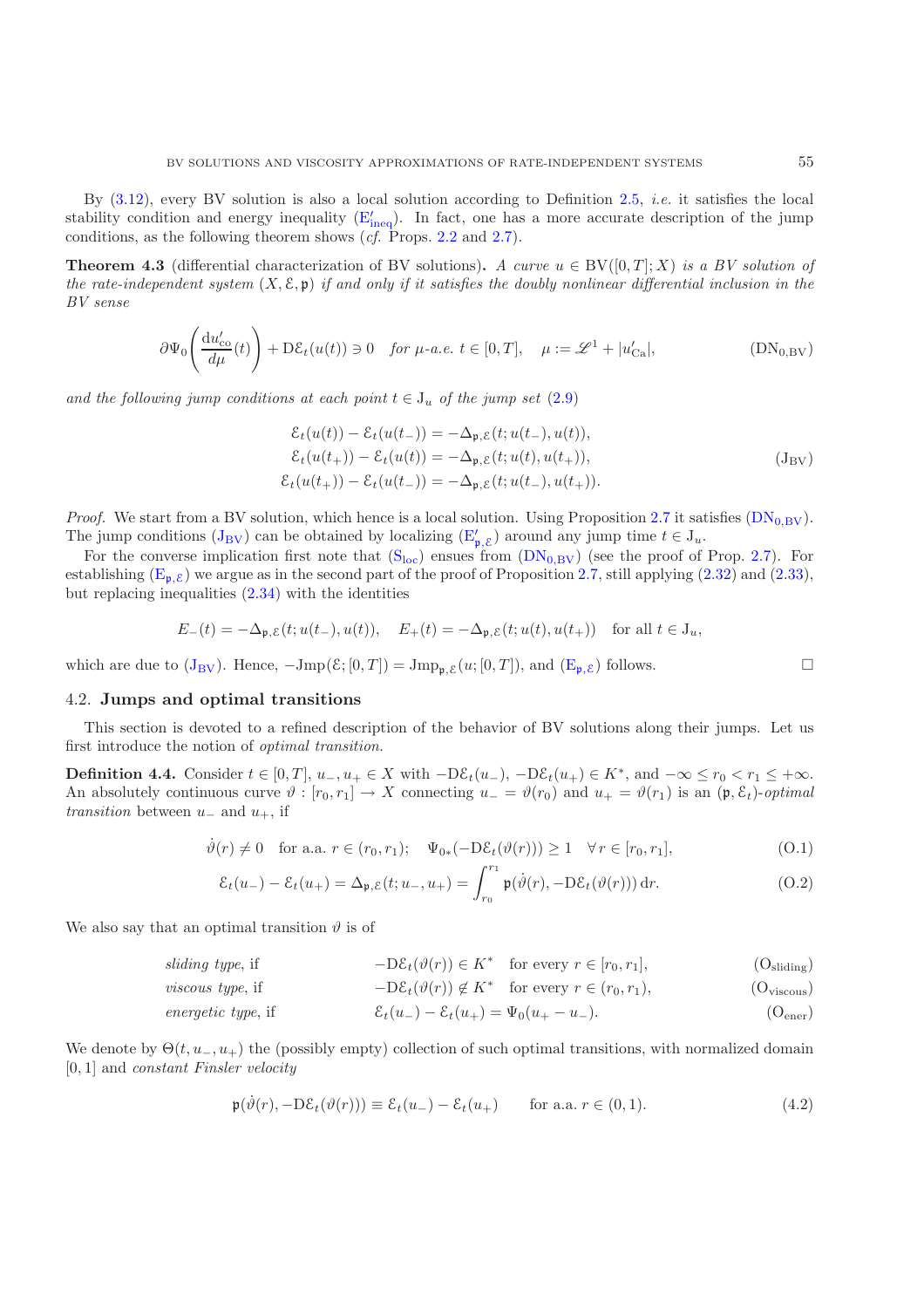By (3.12), every BV solution is also a local solution according to Definition 2.5, *i.e.* it satisfies the local stability condition and energy inequality ($\mathrm{E}'_{\mathrm{ineq}}$). In fact, one has a more accurate description of the jump conditions, as the following theorem shows (*cf.* Props. 2.2 and 2.7).

**Theorem 4.3** (differential characterization of BV solutions)**.** *A curve $u \in \mathrm{BV}([0,T];X)$ is a BV solution of the rate-independent system $(X, \mathcal{E}, \mathfrak{p})$ if and only if it satisfies the doubly nonlinear differential inclusion in the BV sense*

$$\partial\Psi_0\left(\frac{\mathrm{d}u'_{\mathrm{co}}}{d\mu}(t)\right) + \mathrm{D}\mathcal{E}_t(u(t)) \ni 0 \quad \textit{for } \mu\textit{-a.e. } t \in [0,T], \quad \mu := \mathscr{L}^1 + |u'_{\mathrm{Ca}}|, \tag{$\mathrm{DN}_{0,\mathrm{BV}}$}$$

*and the following jump conditions at each point $t \in \mathrm{J}_u$ of the jump set (2.9)*

$$\begin{aligned}
\mathcal{E}_t(u(t)) - \mathcal{E}_t(u(t_-)) &= -\Delta_{\mathfrak{p},\mathcal{E}}(t; u(t_-), u(t)),\\
\mathcal{E}_t(u(t_+)) - \mathcal{E}_t(u(t)) &= -\Delta_{\mathfrak{p},\mathcal{E}}(t; u(t), u(t_+)),\\
\mathcal{E}_t(u(t_+)) - \mathcal{E}_t(u(t_-)) &= -\Delta_{\mathfrak{p},\mathcal{E}}(t; u(t_-), u(t_+)).
\end{aligned} \tag{$\mathrm{J}_{\mathrm{BV}}$}$$

*Proof.* We start from a BV solution, which hence is a local solution. Using Proposition 2.7 it satisfies ($\mathrm{DN}_{0,\mathrm{BV}}$). The jump conditions ($\mathrm{J}_{\mathrm{BV}}$) can be obtained by localizing ($\mathrm{E}'_{\mathfrak{p},\mathcal{E}}$) around any jump time $t \in \mathrm{J}_u$.

For the converse implication first note that ($\mathrm{S}_{\mathrm{loc}}$) ensues from ($\mathrm{DN}_{0,\mathrm{BV}}$) (see the proof of Prop. 2.7). For establishing ($\mathrm{E}_{\mathfrak{p},\mathcal{E}}$) we argue as in the second part of the proof of Proposition 2.7, still applying (2.32) and (2.33), but replacing inequalities (2.34) with the identities

$$E_-(t) = -\Delta_{\mathfrak{p},\mathcal{E}}(t; u(t_-), u(t)), \quad E_+(t) = -\Delta_{\mathfrak{p},\mathcal{E}}(t; u(t), u(t_+)) \quad \text{for all } t \in \mathrm{J}_u,$$

which are due to ($\mathrm{J}_{\mathrm{BV}}$). Hence, $-\mathrm{Jmp}(\mathcal{E}; [0,T]) = \mathrm{Jmp}_{\mathfrak{p},\mathcal{E}}(u; [0,T])$, and ($\mathrm{E}_{\mathfrak{p},\mathcal{E}}$) follows. □

## 4.2. **Jumps and optimal transitions**

This section is devoted to a refined description of the behavior of BV solutions along their jumps. Let us first introduce the notion of *optimal transition*.

**Definition 4.4.** Consider $t \in [0,T]$, $u_-, u_+ \in X$ with $-\mathrm{D}\mathcal{E}_t(u_-), -\mathrm{D}\mathcal{E}_t(u_+) \in K^*$, and $-\infty \le r_0 < r_1 \le +\infty$. An absolutely continuous curve $\vartheta : [r_0, r_1] \to X$ connecting $u_- = \vartheta(r_0)$ and $u_+ = \vartheta(r_1)$ is an $(\mathfrak{p}, \mathcal{E}_t)$-*optimal transition* between $u_-$ and $u_+$, if

$$\dot\vartheta(r) \ne 0 \quad \text{for a.a. } r \in (r_0, r_1); \quad \Psi_{0*}(-\mathrm{D}\mathcal{E}_t(\vartheta(r))) \ge 1 \quad \forall\, r \in [r_0, r_1], \tag{O.1}$$

$$\mathcal{E}_t(u_-) - \mathcal{E}_t(u_+) = \Delta_{\mathfrak{p},\mathcal{E}}(t; u_-, u_+) = \int_{r_0}^{r_1} \mathfrak{p}(\dot\vartheta(r), -\mathrm{D}\mathcal{E}_t(\vartheta(r)))\,\mathrm{d}r. \tag{O.2}$$

We also say that an optimal transition $\vartheta$ is of

| | | |
|---|---|---|
| *sliding type*, if | $-\mathrm{D}\mathcal{E}_t(\vartheta(r)) \in K^*$ for every $r \in [r_0, r_1]$, | ($\mathrm{O}_{\mathrm{sliding}}$) |
| *viscous type*, if | $-\mathrm{D}\mathcal{E}_t(\vartheta(r)) \notin K^*$ for every $r \in (r_0, r_1)$, | ($\mathrm{O}_{\mathrm{viscous}}$) |
| *energetic type*, if | $\mathcal{E}_t(u_-) - \mathcal{E}_t(u_+) = \Psi_0(u_+ - u_-)$. | ($\mathrm{O}_{\mathrm{ener}}$) |

We denote by $\Theta(t, u_-, u_+)$ the (possibly empty) collection of such optimal transitions, with normalized domain $[0,1]$ and *constant Finsler velocity*

$$\mathfrak{p}(\dot\vartheta(r), -\mathrm{D}\mathcal{E}_t(\vartheta(r))) \equiv \mathcal{E}_t(u_-) - \mathcal{E}_t(u_+) \qquad \text{for a.a. } r \in (0,1). \tag{4.2}$$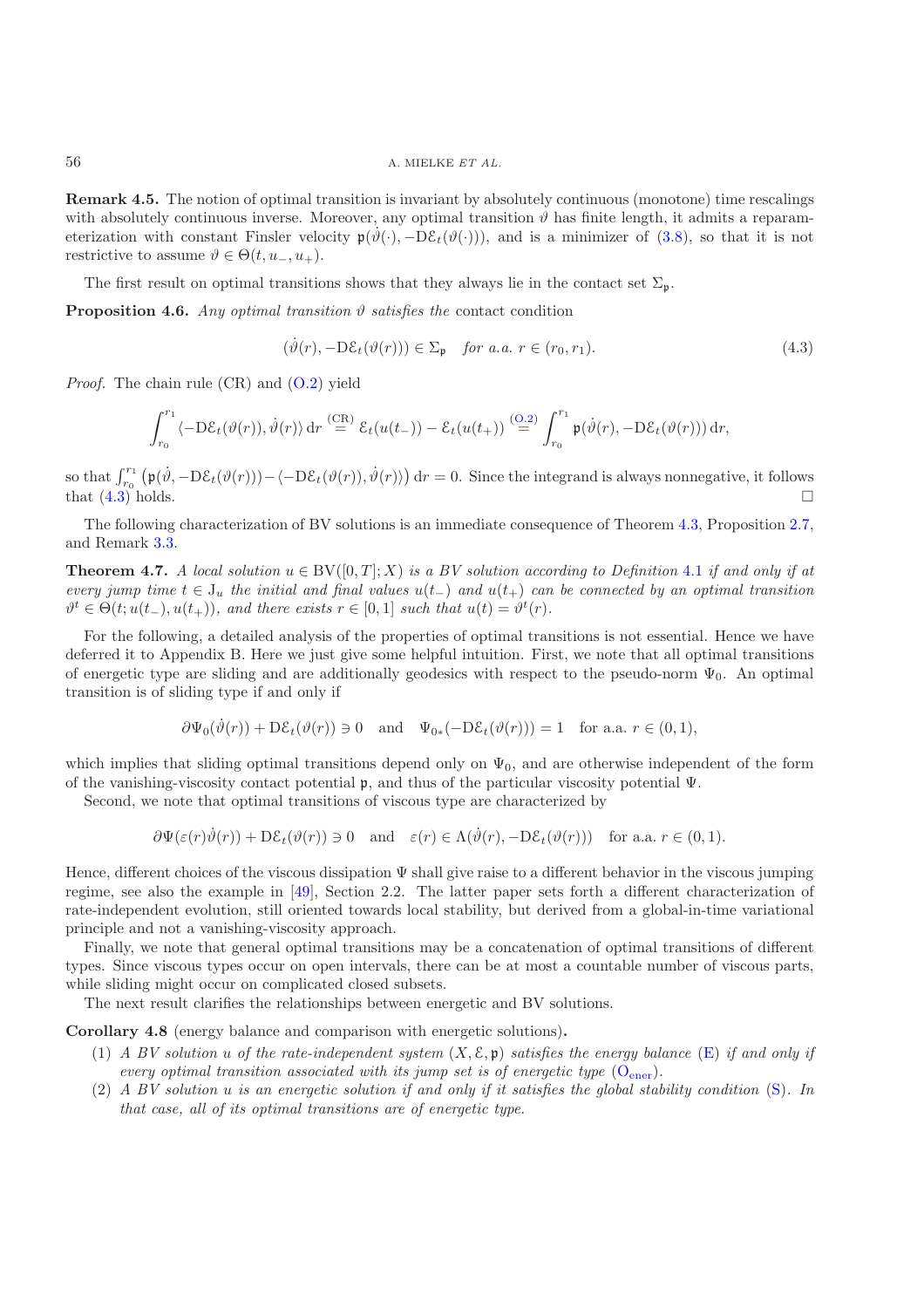**Remark 4.5.** The notion of optimal transition is invariant by absolutely continuous (monotone) time rescalings with absolutely continuous inverse. Moreover, any optimal transition $\vartheta$ has finite length, it admits a reparameterization with constant Finsler velocity $\mathfrak{p}(\dot{\vartheta}(\cdot), -\mathrm{D}\mathcal{E}_t(\vartheta(\cdot)))$, and is a minimizer of (3.8), so that it is not restrictive to assume $\vartheta \in \Theta(t, u_-, u_+)$.

The first result on optimal transitions shows that they always lie in the contact set $\Sigma_\mathfrak{p}$.

**Proposition 4.6.** *Any optimal transition $\vartheta$ satisfies the* contact condition

$$(\dot{\vartheta}(r), -\mathrm{D}\mathcal{E}_t(\vartheta(r))) \in \Sigma_\mathfrak{p} \quad \text{for a.a. } r \in (r_0, r_1). \tag{4.3}$$

*Proof.* The chain rule (CR) and (O.2) yield

$$\int_{r_0}^{r_1} \langle -\mathrm{D}\mathcal{E}_t(\vartheta(r)), \dot{\vartheta}(r)\rangle \,\mathrm{d}r \overset{\text{(CR)}}{=} \mathcal{E}_t(u(t_-)) - \mathcal{E}_t(u(t_+)) \overset{\text{(O.2)}}{=} \int_{r_0}^{r_1} \mathfrak{p}(\dot{\vartheta}(r), -\mathrm{D}\mathcal{E}_t(\vartheta(r)))\,\mathrm{d}r,$$

so that $\int_{r_0}^{r_1} \big(\mathfrak{p}(\dot{\vartheta}, -\mathrm{D}\mathcal{E}_t(\vartheta(r))) - \langle -\mathrm{D}\mathcal{E}_t(\vartheta(r)), \dot{\vartheta}(r)\rangle\big)\,\mathrm{d}r = 0$. Since the integrand is always nonnegative, it follows that (4.3) holds. $\square$

The following characterization of BV solutions is an immediate consequence of Theorem 4.3, Proposition 2.7, and Remark 3.3.

**Theorem 4.7.** *A local solution $u \in \mathrm{BV}([0,T];X)$ is a BV solution according to Definition 4.1 if and only if at every jump time $t \in \mathrm{J}_u$ the initial and final values $u(t_-)$ and $u(t_+)$ can be connected by an optimal transition $\vartheta^t \in \Theta(t; u(t_-), u(t_+))$, and there exists $r \in [0,1]$ such that $u(t) = \vartheta^t(r)$.*

For the following, a detailed analysis of the properties of optimal transitions is not essential. Hence we have deferred it to Appendix B. Here we just give some helpful intuition. First, we note that all optimal transitions of energetic type are sliding and are additionally geodesics with respect to the pseudo-norm $\Psi_0$. An optimal transition is of sliding type if and only if

$$\partial\Psi_0(\dot{\vartheta}(r)) + \mathrm{D}\mathcal{E}_t(\vartheta(r)) \ni 0 \quad \text{and} \quad \Psi_{0*}(-\mathrm{D}\mathcal{E}_t(\vartheta(r))) = 1 \quad \text{for a.a. } r \in (0,1),$$

which implies that sliding optimal transitions depend only on $\Psi_0$, and are otherwise independent of the form of the vanishing-viscosity contact potential $\mathfrak{p}$, and thus of the particular viscosity potential $\Psi$.

Second, we note that optimal transitions of viscous type are characterized by

$$\partial\Psi(\varepsilon(r)\dot{\vartheta}(r)) + \mathrm{D}\mathcal{E}_t(\vartheta(r)) \ni 0 \quad \text{and} \quad \varepsilon(r) \in \Lambda(\dot{\vartheta}(r), -\mathrm{D}\mathcal{E}_t(\vartheta(r))) \quad \text{for a.a. } r \in (0,1).$$

Hence, different choices of the viscous dissipation $\Psi$ shall give raise to a different behavior in the viscous jumping regime, see also the example in [49], Section 2.2. The latter paper sets forth a different characterization of rate-independent evolution, still oriented towards local stability, but derived from a global-in-time variational principle and not a vanishing-viscosity approach.

Finally, we note that general optimal transitions may be a concatenation of optimal transitions of different types. Since viscous types occur on open intervals, there can be at most a countable number of viscous parts, while sliding might occur on complicated closed subsets.

The next result clarifies the relationships between energetic and BV solutions.

**Corollary 4.8** (energy balance and comparison with energetic solutions)**.**

1. *A BV solution $u$ of the rate-independent system $(X, \mathcal{E}, \mathfrak{p})$ satisfies the energy balance (E) if and only if every optimal transition associated with its jump set is of energetic type ($\mathrm{O}_{\mathrm{ener}}$).*
2. *A BV solution $u$ is an energetic solution if and only if it satisfies the global stability condition (S). In that case, all of its optimal transitions are of energetic type.*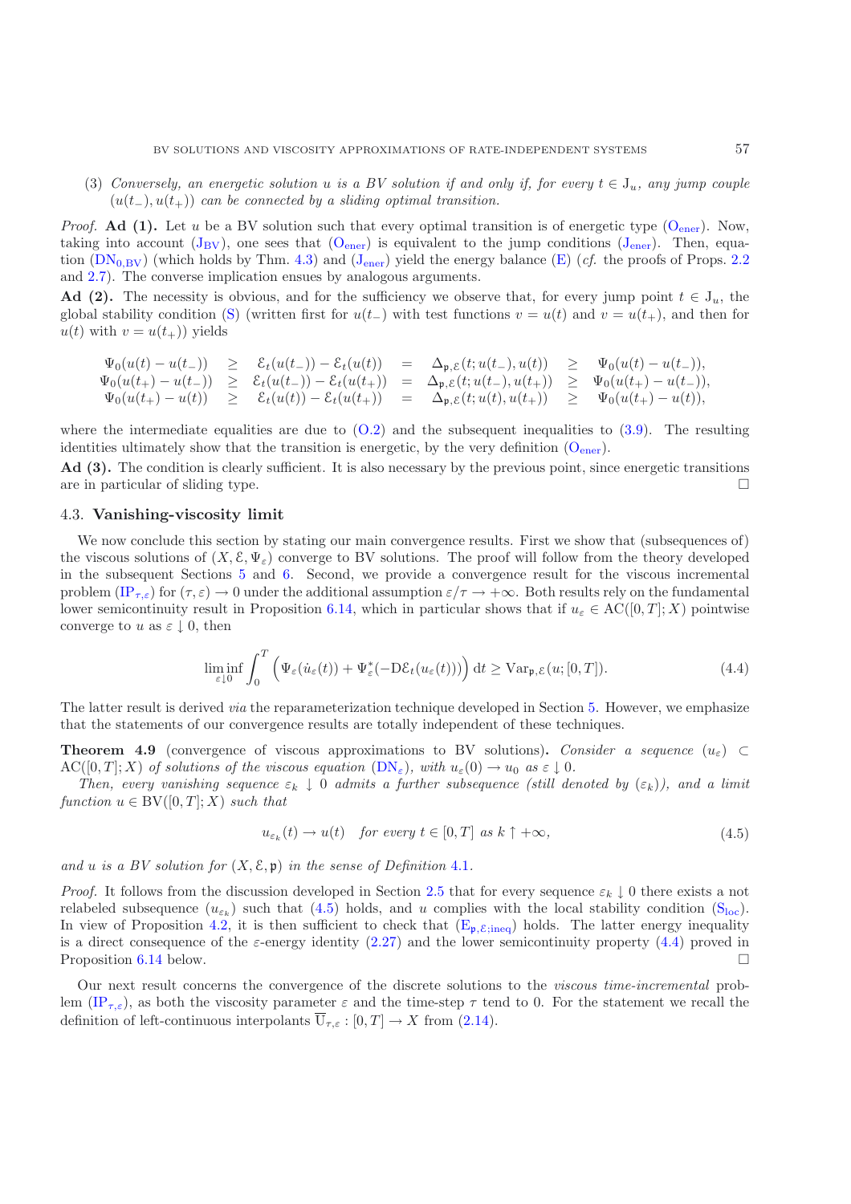(3) *Conversely, an energetic solution $u$ is a BV solution if and only if, for every $t \in \mathrm{J}_u$, any jump couple $(u(t_-), u(t_+))$ can be connected by a sliding optimal transition.*

*Proof.* **Ad (1).** Let $u$ be a BV solution such that every optimal transition is of energetic type ($\mathrm{O}_{\mathrm{ener}}$). Now, taking into account ($\mathrm{J}_{\mathrm{BV}}$), one sees that ($\mathrm{O}_{\mathrm{ener}}$) is equivalent to the jump conditions ($\mathrm{J}_{\mathrm{ener}}$). Then, equation ($\mathrm{DN}_{0,\mathrm{BV}}$) (which holds by Thm. 4.3) and ($\mathrm{J}_{\mathrm{ener}}$) yield the energy balance (E) (*cf.* the proofs of Props. 2.2 and 2.7). The converse implication ensues by analogous arguments.

**Ad (2).** The necessity is obvious, and for the sufficiency we observe that, for every jump point $t \in \mathrm{J}_u$, the global stability condition (S) (written first for $u(t_-)$ with test functions $v = u(t)$ and $v = u(t_+)$, and then for $u(t)$ with $v = u(t_+)$) yields

$$
\begin{array}{rcccccc}
\Psi_0(u(t)-u(t_-)) & \geq & \mathcal{E}_t(u(t_-)) - \mathcal{E}_t(u(t)) & = & \Delta_{\mathfrak{p},\mathcal{E}}(t; u(t_-), u(t)) & \geq & \Psi_0(u(t)-u(t_-)), \\
\Psi_0(u(t_+)-u(t_-)) & \geq & \mathcal{E}_t(u(t_-)) - \mathcal{E}_t(u(t_+)) & = & \Delta_{\mathfrak{p},\mathcal{E}}(t; u(t_-), u(t_+)) & \geq & \Psi_0(u(t_+)-u(t_-)), \\
\Psi_0(u(t_+)-u(t)) & \geq & \mathcal{E}_t(u(t)) - \mathcal{E}_t(u(t_+)) & = & \Delta_{\mathfrak{p},\mathcal{E}}(t; u(t), u(t_+)) & \geq & \Psi_0(u(t_+)-u(t)),
\end{array}
$$

where the intermediate equalities are due to (O.2) and the subsequent inequalities to (3.9). The resulting identities ultimately show that the transition is energetic, by the very definition ($\mathrm{O}_{\mathrm{ener}}$).

**Ad (3).** The condition is clearly sufficient. It is also necessary by the previous point, since energetic transitions are in particular of sliding type. $\square$

### 4.3. **Vanishing-viscosity limit**

We now conclude this section by stating our main convergence results. First we show that (subsequences of) the viscous solutions of $(X, \mathcal{E}, \Psi_\varepsilon)$ converge to BV solutions. The proof will follow from the theory developed in the subsequent Sections 5 and 6. Second, we provide a convergence result for the viscous incremental problem ($\mathrm{IP}_{\tau,\varepsilon}$) for $(\tau, \varepsilon) \to 0$ under the additional assumption $\varepsilon/\tau \to +\infty$. Both results rely on the fundamental lower semicontinuity result in Proposition 6.14, which in particular shows that if $u_\varepsilon \in \mathrm{AC}([0,T]; X)$ pointwise converge to $u$ as $\varepsilon \downarrow 0$, then

$$
\liminf_{\varepsilon \downarrow 0} \int_0^T \Big( \Psi_\varepsilon(\dot{u}_\varepsilon(t)) + \Psi_\varepsilon^*(-\mathrm{D}\mathcal{E}_t(u_\varepsilon(t))) \Big)\, \mathrm{d}t \geq \mathrm{Var}_{\mathfrak{p},\mathcal{E}}(u; [0,T]). \tag{4.4}
$$

The latter result is derived *via* the reparameterization technique developed in Section 5. However, we emphasize that the statements of our convergence results are totally independent of these techniques.

**Theorem 4.9** (convergence of viscous approximations to BV solutions)**.** *Consider a sequence $(u_\varepsilon) \subset \mathrm{AC}([0,T]; X)$ of solutions of the viscous equation ($\mathrm{DN}_\varepsilon$), with $u_\varepsilon(0) \to u_0$ as $\varepsilon \downarrow 0$.*

*Then, every vanishing sequence $\varepsilon_k \downarrow 0$ admits a further subsequence (still denoted by $(\varepsilon_k)$), and a limit function $u \in \mathrm{BV}([0,T]; X)$ such that*

$$
u_{\varepsilon_k}(t) \to u(t) \quad \text{for every } t \in [0,T] \text{ as } k \uparrow +\infty, \tag{4.5}
$$

*and $u$ is a BV solution for $(X, \mathcal{E}, \mathfrak{p})$ in the sense of Definition 4.1.*

*Proof.* It follows from the discussion developed in Section 2.5 that for every sequence $\varepsilon_k \downarrow 0$ there exists a not relabeled subsequence $(u_{\varepsilon_k})$ such that (4.5) holds, and $u$ complies with the local stability condition ($\mathrm{S}_{\mathrm{loc}}$). In view of Proposition 4.2, it is then sufficient to check that ($\mathrm{E}_{\mathfrak{p},\mathcal{E};\mathrm{ineq}}$) holds. The latter energy inequality is a direct consequence of the $\varepsilon$-energy identity (2.27) and the lower semicontinuity property (4.4) proved in Proposition 6.14 below. $\square$

Our next result concerns the convergence of the discrete solutions to the *viscous time-incremental* problem ($\mathrm{IP}_{\tau,\varepsilon}$), as both the viscosity parameter $\varepsilon$ and the time-step $\tau$ tend to 0. For the statement we recall the definition of left-continuous interpolants $\overline{\mathrm{U}}_{\tau,\varepsilon} : [0,T] \to X$ from (2.14).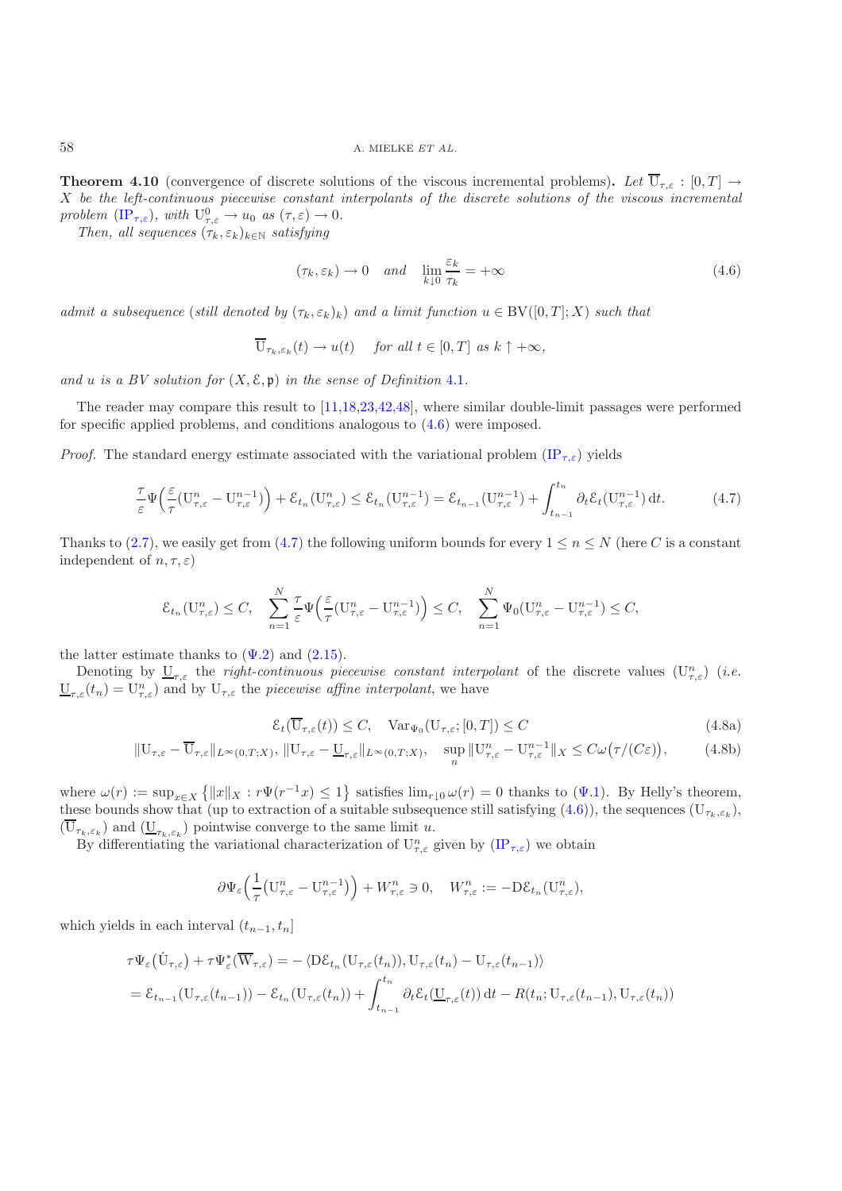**Theorem 4.10** (convergence of discrete solutions of the viscous incremental problems)**.** *Let $\overline{\mathrm{U}}_{\tau,\varepsilon} : [0,T] \to X$ be the left-continuous piecewise constant interpolants of the discrete solutions of the viscous incremental problem* ($\mathrm{IP}_{\tau,\varepsilon}$)*, with $\mathrm{U}^0_{\tau,\varepsilon} \to u_0$ as $(\tau,\varepsilon) \to 0$.*

*Then, all sequences $(\tau_k, \varepsilon_k)_{k\in\mathbb{N}}$ satisfying*

$$(\tau_k, \varepsilon_k) \to 0 \quad \text{and} \quad \lim_{k\downarrow 0} \frac{\varepsilon_k}{\tau_k} = +\infty \tag{4.6}$$

*admit a subsequence (still denoted by $(\tau_k, \varepsilon_k)_k$) and a limit function $u \in \mathrm{BV}([0,T];X)$ such that*

$$\overline{\mathrm{U}}_{\tau_k,\varepsilon_k}(t) \to u(t) \quad \text{for all } t \in [0,T] \text{ as } k \uparrow +\infty,$$

*and $u$ is a BV solution for $(X, \mathcal{E}, \mathfrak{p})$ in the sense of Definition 4.1.*

The reader may compare this result to [11,18,23,42,48], where similar double-limit passages were performed for specific applied problems, and conditions analogous to (4.6) were imposed.

*Proof.* The standard energy estimate associated with the variational problem ($\mathrm{IP}_{\tau,\varepsilon}$) yields

$$\frac{\tau}{\varepsilon}\Psi\Big(\frac{\varepsilon}{\tau}(\mathrm{U}^n_{\tau,\varepsilon} - \mathrm{U}^{n-1}_{\tau,\varepsilon})\Big) + \mathcal{E}_{t_n}(\mathrm{U}^n_{\tau,\varepsilon}) \le \mathcal{E}_{t_n}(\mathrm{U}^{n-1}_{\tau,\varepsilon}) = \mathcal{E}_{t_{n-1}}(\mathrm{U}^{n-1}_{\tau,\varepsilon}) + \int_{t_{n-1}}^{t_n} \partial_t \mathcal{E}_t(\mathrm{U}^{n-1}_{\tau,\varepsilon})\,\mathrm{d}t. \tag{4.7}$$

Thanks to (2.7), we easily get from (4.7) the following uniform bounds for every $1 \le n \le N$ (here $C$ is a constant independent of $n, \tau, \varepsilon$)

$$\mathcal{E}_{t_n}(\mathrm{U}^n_{\tau,\varepsilon}) \le C, \quad \sum_{n=1}^{N} \frac{\tau}{\varepsilon}\Psi\Big(\frac{\varepsilon}{\tau}(\mathrm{U}^n_{\tau,\varepsilon} - \mathrm{U}^{n-1}_{\tau,\varepsilon})\Big) \le C, \quad \sum_{n=1}^{N} \Psi_0(\mathrm{U}^n_{\tau,\varepsilon} - \mathrm{U}^{n-1}_{\tau,\varepsilon}) \le C,$$

the latter estimate thanks to ($\Psi$.2) and (2.15).

Denoting by $\underline{\mathrm{U}}_{\tau,\varepsilon}$ the *right-continuous piecewise constant interpolant* of the discrete values $(\mathrm{U}^n_{\tau,\varepsilon})$ (*i.e.* $\underline{\mathrm{U}}_{\tau,\varepsilon}(t_n) = \mathrm{U}^n_{\tau,\varepsilon}$) and by $\mathrm{U}_{\tau,\varepsilon}$ the *piecewise affine interpolant*, we have

$$\mathcal{E}_t(\overline{\mathrm{U}}_{\tau,\varepsilon}(t)) \le C, \quad \mathrm{Var}_{\Psi_0}(\mathrm{U}_{\tau,\varepsilon}; [0,T]) \le C \tag{4.8a}$$

$$\|\mathrm{U}_{\tau,\varepsilon} - \overline{\mathrm{U}}_{\tau,\varepsilon}\|_{L^\infty(0,T;X)},\ \|\mathrm{U}_{\tau,\varepsilon} - \underline{\mathrm{U}}_{\tau,\varepsilon}\|_{L^\infty(0,T;X)}, \quad \sup_n \|\mathrm{U}^n_{\tau,\varepsilon} - \mathrm{U}^{n-1}_{\tau,\varepsilon}\|_X \le C\omega\big(\tau/(C\varepsilon)\big), \tag{4.8b}$$

where $\omega(r) := \sup_{x\in X}\big\{\|x\|_X : r\Psi(r^{-1}x) \le 1\big\}$ satisfies $\lim_{r\downarrow 0}\omega(r) = 0$ thanks to ($\Psi$.1). By Helly's theorem, these bounds show that (up to extraction of a suitable subsequence still satisfying (4.6)), the sequences $(\mathrm{U}_{\tau_k,\varepsilon_k})$, $(\overline{\mathrm{U}}_{\tau_k,\varepsilon_k})$ and $(\underline{\mathrm{U}}_{\tau_k,\varepsilon_k})$ pointwise converge to the same limit $u$.

By differentiating the variational characterization of $\mathrm{U}^n_{\tau,\varepsilon}$ given by ($\mathrm{IP}_{\tau,\varepsilon}$) we obtain

$$\partial\Psi_\varepsilon\Big(\frac{1}{\tau}(\mathrm{U}^n_{\tau,\varepsilon} - \mathrm{U}^{n-1}_{\tau,\varepsilon})\Big) + W^n_{\tau,\varepsilon} \ni 0, \quad W^n_{\tau,\varepsilon} := -\mathrm{D}\mathcal{E}_{t_n}(\mathrm{U}^n_{\tau,\varepsilon}),$$

which yields in each interval $(t_{n-1}, t_n]$

$$\begin{aligned}
&\tau\Psi_\varepsilon\big(\dot{\mathrm{U}}_{\tau,\varepsilon}\big) + \tau\Psi^*_\varepsilon(\overline{\mathrm{W}}_{\tau,\varepsilon}) = -\left\langle \mathrm{D}\mathcal{E}_{t_n}(\mathrm{U}_{\tau,\varepsilon}(t_n)), \mathrm{U}_{\tau,\varepsilon}(t_n) - \mathrm{U}_{\tau,\varepsilon}(t_{n-1})\right\rangle \\
&= \mathcal{E}_{t_{n-1}}(\mathrm{U}_{\tau,\varepsilon}(t_{n-1})) - \mathcal{E}_{t_n}(\mathrm{U}_{\tau,\varepsilon}(t_n)) + \int_{t_{n-1}}^{t_n} \partial_t \mathcal{E}_t(\underline{\mathrm{U}}_{\tau,\varepsilon}(t))\,\mathrm{d}t - R(t_n; \mathrm{U}_{\tau,\varepsilon}(t_{n-1}), \mathrm{U}_{\tau,\varepsilon}(t_n))
\end{aligned}$$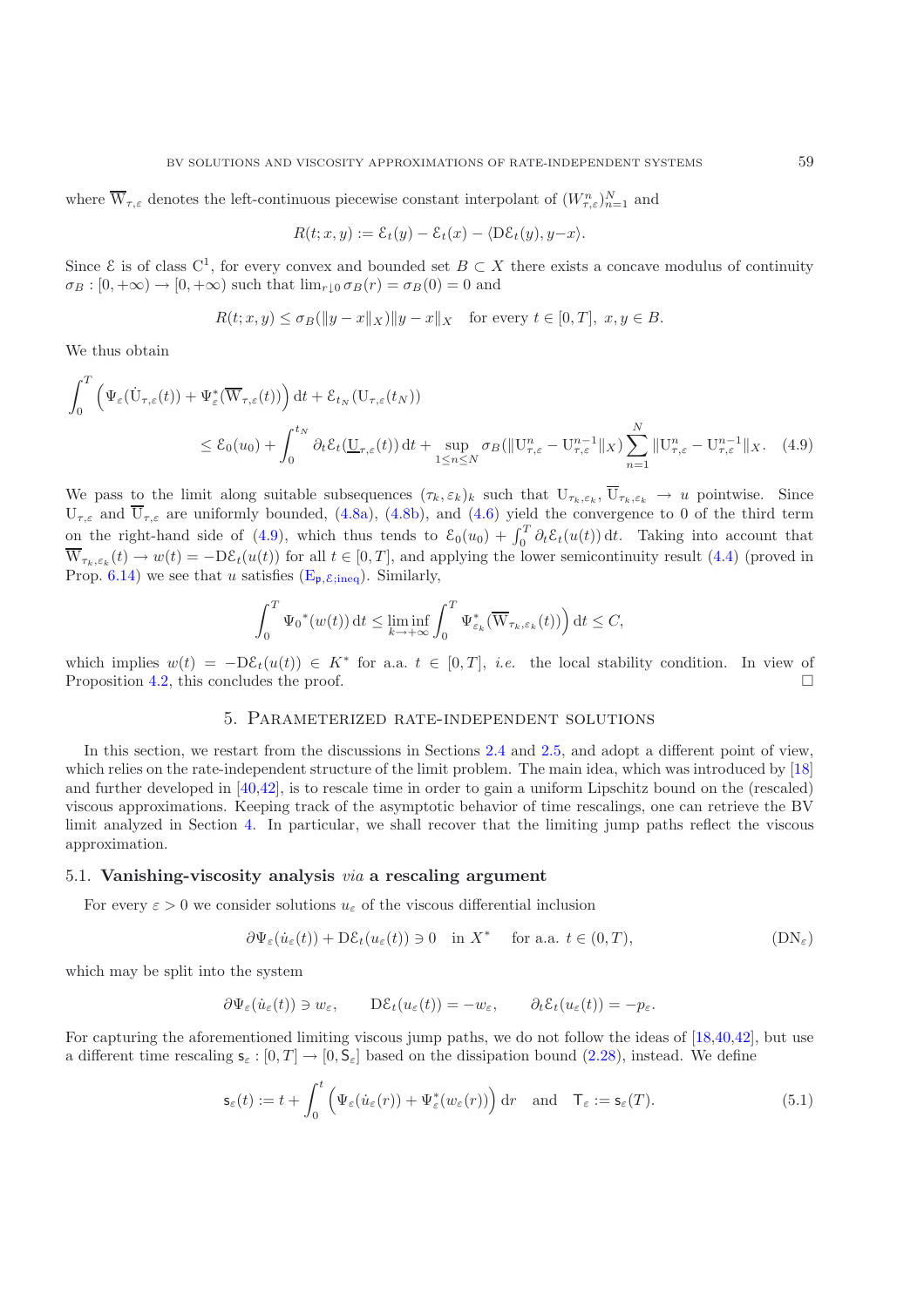where $\overline{\mathrm{W}}_{\tau,\varepsilon}$ denotes the left-continuous piecewise constant interpolant of $(W^n_{\tau,\varepsilon})_{n=1}^N$ and

$$R(t;x,y) := \mathcal{E}_t(y) - \mathcal{E}_t(x) - \langle \mathrm{D}\mathcal{E}_t(y), y-x\rangle.$$

Since $\mathcal{E}$ is of class $\mathrm{C}^1$, for every convex and bounded set $B \subset X$ there exists a concave modulus of continuity $\sigma_B : [0,+\infty) \to [0,+\infty)$ such that $\lim_{r\downarrow 0}\sigma_B(r) = \sigma_B(0) = 0$ and

$$R(t;x,y) \le \sigma_B(\|y-x\|_X)\|y-x\|_X \quad \text{for every } t\in[0,T],\ x,y\in B.$$

We thus obtain

$$\int_0^T \Big(\Psi_\varepsilon(\dot{\mathrm{U}}_{\tau,\varepsilon}(t)) + \Psi_\varepsilon^*(\overline{\mathrm{W}}_{\tau,\varepsilon}(t))\Big)\,\mathrm{d}t + \mathcal{E}_{t_N}(\mathrm{U}_{\tau,\varepsilon}(t_N))$$
$$\le \mathcal{E}_0(u_0) + \int_0^{t_N} \partial_t\mathcal{E}_t(\underline{\mathrm{U}}_{\tau,\varepsilon}(t))\,\mathrm{d}t + \sup_{1\le n\le N}\sigma_B(\|\mathrm{U}^n_{\tau,\varepsilon} - \mathrm{U}^{n-1}_{\tau,\varepsilon}\|_X)\sum_{n=1}^N \|\mathrm{U}^n_{\tau,\varepsilon} - \mathrm{U}^{n-1}_{\tau,\varepsilon}\|_X. \quad (4.9)$$

We pass to the limit along suitable subsequences $(\tau_k,\varepsilon_k)_k$ such that $\mathrm{U}_{\tau_k,\varepsilon_k}$, $\overline{\mathrm{U}}_{\tau_k,\varepsilon_k} \to u$ pointwise. Since $\mathrm{U}_{\tau,\varepsilon}$ and $\overline{\mathrm{U}}_{\tau,\varepsilon}$ are uniformly bounded, (4.8a), (4.8b), and (4.6) yield the convergence to 0 of the third term on the right-hand side of (4.9), which thus tends to $\mathcal{E}_0(u_0) + \int_0^T \partial_t\mathcal{E}_t(u(t))\,\mathrm{d}t$. Taking into account that $\overline{\mathrm{W}}_{\tau_k,\varepsilon_k}(t) \to w(t) = -\mathrm{D}\mathcal{E}_t(u(t))$ for all $t\in[0,T]$, and applying the lower semicontinuity result (4.4) (proved in Prop. 6.14) we see that $u$ satisfies ($\mathrm{E}_{\mathfrak{p},\mathcal{E};\mathrm{ineq}}$). Similarly,

$$\int_0^T \Psi_0{}^*(w(t))\,\mathrm{d}t \le \liminf_{k\to+\infty}\int_0^T \Psi_{\varepsilon_k}^*(\overline{\mathrm{W}}_{\tau_k,\varepsilon_k}(t))\Big)\,\mathrm{d}t \le C,$$

which implies $w(t) = -\mathrm{D}\mathcal{E}_t(u(t)) \in K^*$ for a.a. $t\in[0,T]$, *i.e.* the local stability condition. In view of Proposition 4.2, this concludes the proof. □

## 5. Parameterized rate-independent solutions

In this section, we restart from the discussions in Sections 2.4 and 2.5, and adopt a different point of view, which relies on the rate-independent structure of the limit problem. The main idea, which was introduced by [18] and further developed in [40,42], is to rescale time in order to gain a uniform Lipschitz bound on the (rescaled) viscous approximations. Keeping track of the asymptotic behavior of time rescalings, one can retrieve the BV limit analyzed in Section 4. In particular, we shall recover that the limiting jump paths reflect the viscous approximation.

### 5.1. Vanishing-viscosity analysis *via* a rescaling argument

For every $\varepsilon > 0$ we consider solutions $u_\varepsilon$ of the viscous differential inclusion

$$\partial\Psi_\varepsilon(\dot u_\varepsilon(t)) + \mathrm{D}\mathcal{E}_t(u_\varepsilon(t)) \ni 0 \quad \text{in } X^* \quad \text{for a.a. } t\in(0,T), \qquad (\mathrm{DN}_\varepsilon)$$

which may be split into the system

$$\partial\Psi_\varepsilon(\dot u_\varepsilon(t)) \ni w_\varepsilon, \qquad \mathrm{D}\mathcal{E}_t(u_\varepsilon(t)) = -w_\varepsilon, \qquad \partial_t\mathcal{E}_t(u_\varepsilon(t)) = -p_\varepsilon.$$

For capturing the aforementioned limiting viscous jump paths, we do not follow the ideas of [18,40,42], but use a different time rescaling $\mathsf{s}_\varepsilon : [0,T] \to [0,\mathsf{S}_\varepsilon]$ based on the dissipation bound (2.28), instead. We define

$$\mathsf{s}_\varepsilon(t) := t + \int_0^t \Big(\Psi_\varepsilon(\dot u_\varepsilon(r)) + \Psi_\varepsilon^*(w_\varepsilon(r))\Big)\,\mathrm{d}r \quad \text{and} \quad \mathsf{T}_\varepsilon := \mathsf{s}_\varepsilon(T). \qquad (5.1)$$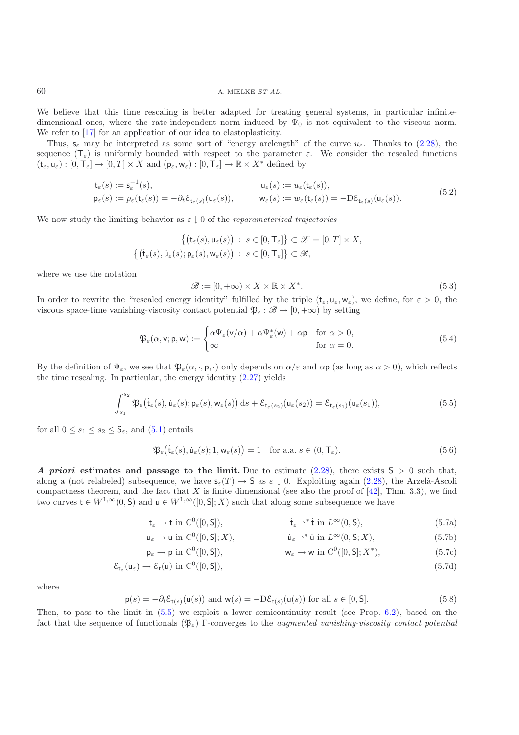We believe that this time rescaling is better adapted for treating general systems, in particular infinite-dimensional ones, where the rate-independent norm induced by $\Psi_0$ is not equivalent to the viscous norm. We refer to [17] for an application of our idea to elastoplasticity.

Thus, $\mathsf{s}_\varepsilon$ may be interpreted as some sort of "energy arclength" of the curve $u_\varepsilon$. Thanks to (2.28), the sequence $(\mathsf{T}_\varepsilon)$ is uniformly bounded with respect to the parameter $\varepsilon$. We consider the rescaled functions $(\mathsf{t}_\varepsilon, \mathsf{u}_\varepsilon) : [0, \mathsf{T}_\varepsilon] \to [0, T] \times X$ and $(\mathsf{p}_\varepsilon, \mathsf{w}_\varepsilon) : [0, \mathsf{T}_\varepsilon] \to \mathbb{R} \times X^*$ defined by

$$
\begin{aligned}
\mathsf{t}_\varepsilon(s) &:= \mathsf{s}_\varepsilon^{-1}(s), & \mathsf{u}_\varepsilon(s) &:= u_\varepsilon(\mathsf{t}_\varepsilon(s)),\\
\mathsf{p}_\varepsilon(s) &:= p_\varepsilon(\mathsf{t}_\varepsilon(s)) = -\partial_t \mathcal{E}_{\mathsf{t}_\varepsilon(s)}(\mathsf{u}_\varepsilon(s)), & \mathsf{w}_\varepsilon(s) &:= w_\varepsilon(\mathsf{t}_\varepsilon(s)) = -\mathrm{D}\mathcal{E}_{\mathsf{t}_\varepsilon(s)}(\mathsf{u}_\varepsilon(s)).
\end{aligned}
\tag{5.2}
$$

We now study the limiting behavior as $\varepsilon \downarrow 0$ of the *reparameterized trajectories*

$$
\begin{gathered}
\left\{ \left(\mathsf{t}_\varepsilon(s), \mathsf{u}_\varepsilon(s)\right) \;:\; s \in [0, \mathsf{T}_\varepsilon] \right\} \subset \mathscr{X} = [0, T] \times X,\\
\left\{ \left(\dot{\mathsf{t}}_\varepsilon(s), \dot{\mathsf{u}}_\varepsilon(s); \mathsf{p}_\varepsilon(s), \mathsf{w}_\varepsilon(s)\right) \;:\; s \in [0, \mathsf{T}_\varepsilon] \right\} \subset \mathscr{B},
\end{gathered}
$$

where we use the notation

$$
\mathscr{B} := [0, +\infty) \times X \times \mathbb{R} \times X^*. \tag{5.3}
$$

In order to rewrite the "rescaled energy identity" fulfilled by the triple $(\mathsf{t}_\varepsilon, \mathsf{u}_\varepsilon, \mathsf{w}_\varepsilon)$, we define, for $\varepsilon > 0$, the viscous space-time vanishing-viscosity contact potential $\mathfrak{P}_\varepsilon : \mathscr{B} \to [0, +\infty)$ by setting

$$
\mathfrak{P}_\varepsilon(\alpha, \mathsf{v}; \mathsf{p}, \mathsf{w}) := \begin{cases} \alpha \Psi_\varepsilon(\mathsf{v}/\alpha) + \alpha \Psi_\varepsilon^*(\mathsf{w}) + \alpha \mathsf{p} & \text{for } \alpha > 0,\\ \infty & \text{for } \alpha = 0. \end{cases} \tag{5.4}
$$

By the definition of $\Psi_\varepsilon$, we see that $\mathfrak{P}_\varepsilon(\alpha, \cdot, \mathsf{p}, \cdot)$ only depends on $\alpha/\varepsilon$ and $\alpha \mathsf{p}$ (as long as $\alpha > 0$), which reflects the time rescaling. In particular, the energy identity (2.27) yields

$$
\int_{s_1}^{s_2} \mathfrak{P}_\varepsilon\left(\dot{\mathsf{t}}_\varepsilon(s), \dot{\mathsf{u}}_\varepsilon(s); \mathsf{p}_\varepsilon(s), \mathsf{w}_\varepsilon(s)\right) \mathrm{d}s + \mathcal{E}_{\mathsf{t}_\varepsilon(s_2)}(\mathsf{u}_\varepsilon(s_2)) = \mathcal{E}_{\mathsf{t}_\varepsilon(s_1)}(\mathsf{u}_\varepsilon(s_1)), \tag{5.5}
$$

for all $0 \le s_1 \le s_2 \le \mathsf{S}_\varepsilon$, and (5.1) entails

$$
\mathfrak{P}_\varepsilon\left(\dot{\mathsf{t}}_\varepsilon(s), \dot{\mathsf{u}}_\varepsilon(s); 1, \mathsf{w}_\varepsilon(s)\right) = 1 \quad \text{for a.a. } s \in (0, \mathsf{T}_\varepsilon). \tag{5.6}
$$

***A priori* estimates and passage to the limit.** Due to estimate (2.28), there exists $\mathsf{S} > 0$ such that, along a (not relabeled) subsequence, we have $\mathsf{s}_\varepsilon(T) \to \mathsf{S}$ as $\varepsilon \downarrow 0$. Exploiting again (2.28), the Arzelà-Ascoli compactness theorem, and the fact that $X$ is finite dimensional (see also the proof of [42], Thm. 3.3), we find two curves $\mathsf{t} \in W^{1,\infty}(0, \mathsf{S})$ and $\mathsf{u} \in W^{1,\infty}([0, \mathsf{S}]; X)$ such that along some subsequence we have

$$
\begin{aligned}
\mathsf{t}_\varepsilon &\to \mathsf{t} \text{ in } \mathrm{C}^0([0, \mathsf{S}]), & \dot{\mathsf{t}}_\varepsilon &\rightharpoonup^* \dot{\mathsf{t}} \text{ in } L^\infty(0, \mathsf{S}), && (5.7\text{a})\\
\mathsf{u}_\varepsilon &\to \mathsf{u} \text{ in } \mathrm{C}^0([0, \mathsf{S}]; X), & \dot{\mathsf{u}}_\varepsilon &\rightharpoonup^* \dot{\mathsf{u}} \text{ in } L^\infty(0, \mathsf{S}; X), && (5.7\text{b})\\
\mathsf{p}_\varepsilon &\to \mathsf{p} \text{ in } \mathrm{C}^0([0, \mathsf{S}]), & \mathsf{w}_\varepsilon &\to \mathsf{w} \text{ in } \mathrm{C}^0([0, \mathsf{S}]; X^*), && (5.7\text{c})\\
\mathcal{E}_{\mathsf{t}_\varepsilon}(\mathsf{u}_\varepsilon) &\to \mathcal{E}_{\mathsf{t}}(\mathsf{u}) \text{ in } \mathrm{C}^0([0, \mathsf{S}]), &&&& (5.7\text{d})
\end{aligned}
$$

where

$$
\mathsf{p}(s) = -\partial_t \mathcal{E}_{\mathsf{t}(s)}(\mathsf{u}(s)) \text{ and } \mathsf{w}(s) = -\mathrm{D}\mathcal{E}_{\mathsf{t}(s)}(\mathsf{u}(s)) \text{ for all } s \in [0, \mathsf{S}]. \tag{5.8}
$$

Then, to pass to the limit in (5.5) we exploit a lower semicontinuity result (see Prop. 6.2), based on the fact that the sequence of functionals $(\mathfrak{P}_\varepsilon)$ $\Gamma$-converges to the *augmented vanishing-viscosity contact potential*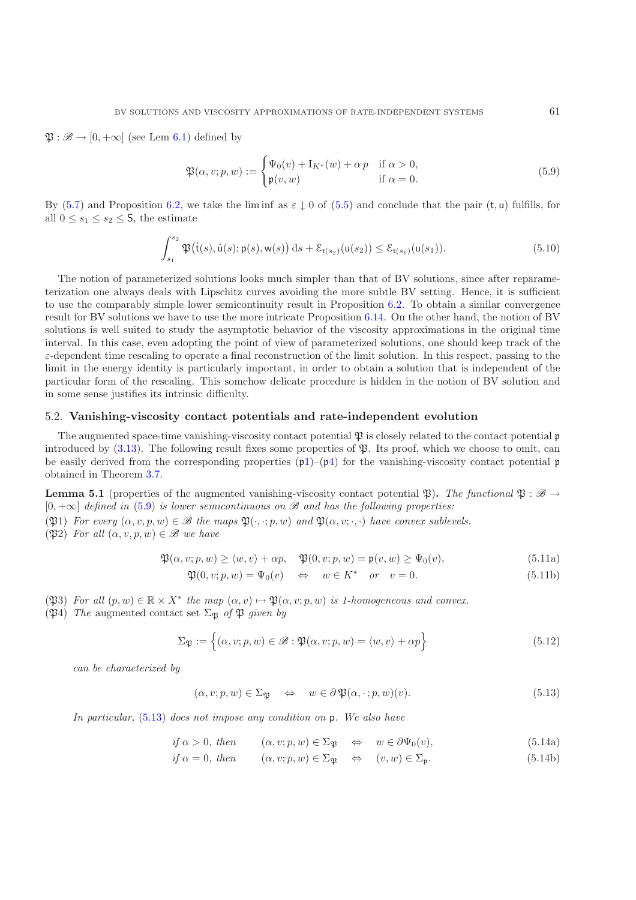$\mathfrak{P} : \mathscr{B} \to [0, +\infty]$ (see Lem 6.1) defined by

$$
\mathfrak{P}(\alpha, v; p, w) := \begin{cases} \Psi_0(v) + \mathrm{I}_{K^*}(w) + \alpha\, p & \text{if } \alpha > 0, \\ \mathfrak{p}(v, w) & \text{if } \alpha = 0. \end{cases} \tag{5.9}
$$

By (5.7) and Proposition 6.2, we take the lim inf as $\varepsilon \downarrow 0$ of (5.5) and conclude that the pair $(\mathsf{t}, \mathsf{u})$ fulfills, for all $0 \le s_1 \le s_2 \le \mathsf{S}$, the estimate

$$
\int_{s_1}^{s_2} \mathfrak{P}\big(\dot{\mathsf{t}}(s), \dot{\mathsf{u}}(s); \mathsf{p}(s), \mathsf{w}(s)\big)\, \mathrm{d}s + \mathcal{E}_{\mathsf{t}(s_2)}(\mathsf{u}(s_2)) \le \mathcal{E}_{\mathsf{t}(s_1)}(\mathsf{u}(s_1)). \tag{5.10}
$$

The notion of parameterized solutions looks much simpler than that of BV solutions, since after reparameterization one always deals with Lipschitz curves avoiding the more subtle BV setting. Hence, it is sufficient to use the comparably simple lower semicontinuity result in Proposition 6.2. To obtain a similar convergence result for BV solutions we have to use the more intricate Proposition 6.14. On the other hand, the notion of BV solutions is well suited to study the asymptotic behavior of the viscosity approximations in the original time interval. In this case, even adopting the point of view of parameterized solutions, one should keep track of the $\varepsilon$-dependent time rescaling to operate a final reconstruction of the limit solution. In this respect, passing to the limit in the energy identity is particularly important, in order to obtain a solution that is independent of the particular form of the rescaling. This somehow delicate procedure is hidden in the notion of BV solution and in some sense justifies its intrinsic difficulty.

## 5.2. Vanishing-viscosity contact potentials and rate-independent evolution

The augmented space-time vanishing-viscosity contact potential $\mathfrak{P}$ is closely related to the contact potential $\mathfrak{p}$ introduced by (3.13). The following result fixes some properties of $\mathfrak{P}$. Its proof, which we choose to omit, can be easily derived from the corresponding properties ($\mathfrak{p}$1)–($\mathfrak{p}$4) for the vanishing-viscosity contact potential $\mathfrak{p}$ obtained in Theorem 3.7.

**Lemma 5.1** (properties of the augmented vanishing-viscosity contact potential $\mathfrak{P}$)**.** *The functional $\mathfrak{P} : \mathscr{B} \to [0, +\infty]$ defined in (5.9) is lower semicontinuous on $\mathscr{B}$ and has the following properties:*

($\mathfrak{P}$1) *For every $(\alpha, v, p, w) \in \mathscr{B}$ the maps $\mathfrak{P}(\cdot, \cdot; p, w)$ and $\mathfrak{P}(\alpha, v; \cdot, \cdot)$ have convex sublevels.*

($\mathfrak{P}$2) *For all $(\alpha, v, p, w) \in \mathscr{B}$ we have*

$$
\mathfrak{P}(\alpha, v; p, w) \ge \langle w, v\rangle + \alpha p, \quad \mathfrak{P}(0, v; p, w) = \mathfrak{p}(v, w) \ge \Psi_0(v), \tag{5.11a}
$$

$$
\mathfrak{P}(0, v; p, w) = \Psi_0(v) \quad \Leftrightarrow \quad w \in K^* \quad \text{or} \quad v = 0. \tag{5.11b}
$$

($\mathfrak{P}$3) *For all $(p, w) \in \mathbb{R} \times X^*$ the map $(\alpha, v) \mapsto \mathfrak{P}(\alpha, v; p, w)$ is 1-homogeneous and convex.*

($\mathfrak{P}$4) *The* augmented contact set *$\Sigma_{\mathfrak{P}}$ of $\mathfrak{P}$ given by*

$$
\Sigma_{\mathfrak{P}} := \Big\{ (\alpha, v; p, w) \in \mathscr{B} : \mathfrak{P}(\alpha, v; p, w) = \langle w, v\rangle + \alpha p \Big\} \tag{5.12}
$$

*can be characterized by*

$$
(\alpha, v; p, w) \in \Sigma_{\mathfrak{P}} \quad \Leftrightarrow \quad w \in \partial\, \mathfrak{P}(\alpha, \cdot\,; p, w)(v). \tag{5.13}
$$

*In particular, (5.13) does not impose any condition on $\mathsf{p}$. We also have*

$$
\text{if } \alpha > 0, \text{ then} \qquad (\alpha, v; p, w) \in \Sigma_{\mathfrak{P}} \quad \Leftrightarrow \quad w \in \partial\Psi_0(v), \tag{5.14a}
$$

$$
\text{if } \alpha = 0, \text{ then} \qquad (\alpha, v; p, w) \in \Sigma_{\mathfrak{P}} \quad \Leftrightarrow \quad (v, w) \in \Sigma_{\mathfrak{p}}. \tag{5.14b}
$$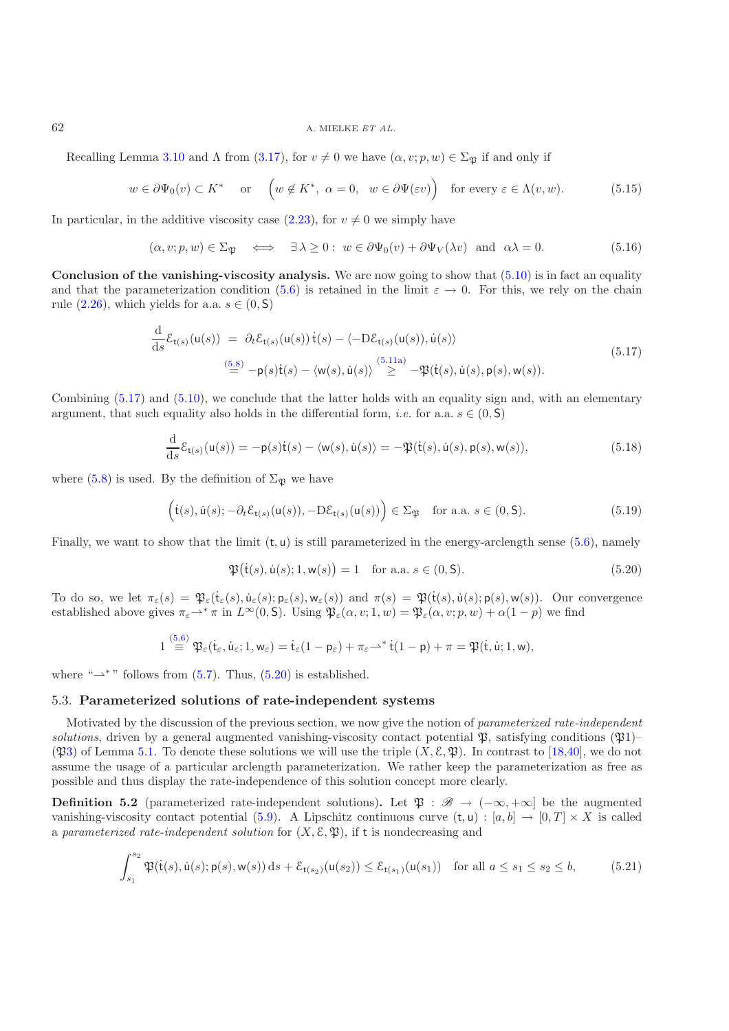Recalling Lemma 3.10 and $\Lambda$ from (3.17), for $v \neq 0$ we have $(\alpha, v; p, w) \in \Sigma_{\mathfrak{P}}$ if and only if

$$w \in \partial\Psi_0(v) \subset K^* \quad \text{or} \quad \Big(w \notin K^*,\ \alpha = 0,\ \ w \in \partial\Psi(\varepsilon v)\Big) \quad \text{for every } \varepsilon \in \Lambda(v, w). \tag{5.15}$$

In particular, in the additive viscosity case (2.23), for $v \neq 0$ we simply have

$$(\alpha, v; p, w) \in \Sigma_{\mathfrak{P}} \quad \Longleftrightarrow \quad \exists\, \lambda \geq 0 : \ w \in \partial\Psi_0(v) + \partial\Psi_V(\lambda v) \ \text{ and } \ \alpha\lambda = 0. \tag{5.16}$$

**Conclusion of the vanishing-viscosity analysis.** We are now going to show that (5.10) is in fact an equality and that the parameterization condition (5.6) is retained in the limit $\varepsilon \to 0$. For this, we rely on the chain rule (2.26), which yields for a.a. $s \in (0, \mathsf{S})$

$$\begin{aligned}\frac{\mathrm{d}}{\mathrm{d}s}\mathcal{E}_{\mathsf{t}(s)}(\mathsf{u}(s)) \ &= \ \partial_t \mathcal{E}_{\mathsf{t}(s)}(\mathsf{u}(s))\,\dot{\mathsf{t}}(s) - \langle -\mathrm{D}\mathcal{E}_{\mathsf{t}(s)}(\mathsf{u}(s)), \dot{\mathsf{u}}(s)\rangle \\ &\overset{(5.8)}{=} -\mathsf{p}(s)\dot{\mathsf{t}}(s) - \langle \mathsf{w}(s), \dot{\mathsf{u}}(s)\rangle \overset{(5.11a)}{\geq} -\mathfrak{P}(\dot{\mathsf{t}}(s), \dot{\mathsf{u}}(s), \mathsf{p}(s), \mathsf{w}(s)).\end{aligned} \tag{5.17}$$

Combining (5.17) and (5.10), we conclude that the latter holds with an equality sign and, with an elementary argument, that such equality also holds in the differential form, *i.e.* for a.a. $s \in (0, \mathsf{S})$

$$\frac{\mathrm{d}}{\mathrm{d}s}\mathcal{E}_{\mathsf{t}(s)}(\mathsf{u}(s)) = -\mathsf{p}(s)\dot{\mathsf{t}}(s) - \langle \mathsf{w}(s), \dot{\mathsf{u}}(s)\rangle = -\mathfrak{P}(\dot{\mathsf{t}}(s), \dot{\mathsf{u}}(s), \mathsf{p}(s), \mathsf{w}(s)), \tag{5.18}$$

where (5.8) is used. By the definition of $\Sigma_{\mathfrak{P}}$ we have

$$\Big(\dot{\mathsf{t}}(s), \dot{\mathsf{u}}(s); -\partial_t \mathcal{E}_{\mathsf{t}(s)}(\mathsf{u}(s)), -\mathrm{D}\mathcal{E}_{\mathsf{t}(s)}(\mathsf{u}(s))\Big) \in \Sigma_{\mathfrak{P}} \quad \text{for a.a. } s \in (0, \mathsf{S}). \tag{5.19}$$

Finally, we want to show that the limit $(\mathsf{t}, \mathsf{u})$ is still parameterized in the energy-arclength sense (5.6), namely

$$\mathfrak{P}\big(\dot{\mathsf{t}}(s), \dot{\mathsf{u}}(s); 1, \mathsf{w}(s)\big) = 1 \quad \text{for a.a. } s \in (0, \mathsf{S}). \tag{5.20}$$

To do so, we let $\pi_\varepsilon(s) = \mathfrak{P}_\varepsilon(\dot{\mathsf{t}}_\varepsilon(s), \dot{\mathsf{u}}_\varepsilon(s); \mathsf{p}_\varepsilon(s), \mathsf{w}_\varepsilon(s))$ and $\pi(s) = \mathfrak{P}(\dot{\mathsf{t}}(s), \dot{\mathsf{u}}(s); \mathsf{p}(s), \mathsf{w}(s))$. Our convergence established above gives $\pi_\varepsilon \rightharpoonup^* \pi$ in $L^\infty(0, \mathsf{S})$. Using $\mathfrak{P}_\varepsilon(\alpha, v; 1, w) = \mathfrak{P}_\varepsilon(\alpha, v; p, w) + \alpha(1-p)$ we find

$$1 \overset{(5.6)}{\equiv} \mathfrak{P}_\varepsilon(\dot{\mathsf{t}}_\varepsilon, \dot{\mathsf{u}}_\varepsilon; 1, \mathsf{w}_\varepsilon) = \dot{\mathsf{t}}_\varepsilon(1 - \mathsf{p}_\varepsilon) + \pi_\varepsilon \rightharpoonup^* \dot{\mathsf{t}}(1 - \mathsf{p}) + \pi = \mathfrak{P}(\dot{\mathsf{t}}, \dot{\mathsf{u}}; 1, \mathsf{w}),$$

where "$\rightharpoonup^*$" follows from (5.7). Thus, (5.20) is established.

## 5.3. Parameterized solutions of rate-independent systems

Motivated by the discussion of the previous section, we now give the notion of *parameterized rate-independent solutions*, driven by a general augmented vanishing-viscosity contact potential $\mathfrak{P}$, satisfying conditions ($\mathfrak{P}$1)–($\mathfrak{P}$3) of Lemma 5.1. To denote these solutions we will use the triple $(X, \mathcal{E}, \mathfrak{P})$. In contrast to [18,40], we do not assume the usage of a particular arclength parameterization. We rather keep the parameterization as free as possible and thus display the rate-independence of this solution concept more clearly.

**Definition 5.2** (parameterized rate-independent solutions)**.** Let $\mathfrak{P} : \mathscr{B} \to (-\infty, +\infty]$ be the augmented vanishing-viscosity contact potential (5.9). A Lipschitz continuous curve $(\mathsf{t}, \mathsf{u}) : [a, b] \to [0, T] \times X$ is called a *parameterized rate-independent solution* for $(X, \mathcal{E}, \mathfrak{P})$, if $\mathsf{t}$ is nondecreasing and

$$\int_{s_1}^{s_2} \mathfrak{P}\big(\dot{\mathsf{t}}(s), \dot{\mathsf{u}}(s); \mathsf{p}(s), \mathsf{w}(s)\big)\,\mathrm{d}s + \mathcal{E}_{\mathsf{t}(s_2)}(\mathsf{u}(s_2)) \leq \mathcal{E}_{\mathsf{t}(s_1)}(\mathsf{u}(s_1)) \quad \text{for all } a \leq s_1 \leq s_2 \leq b, \tag{5.21}$$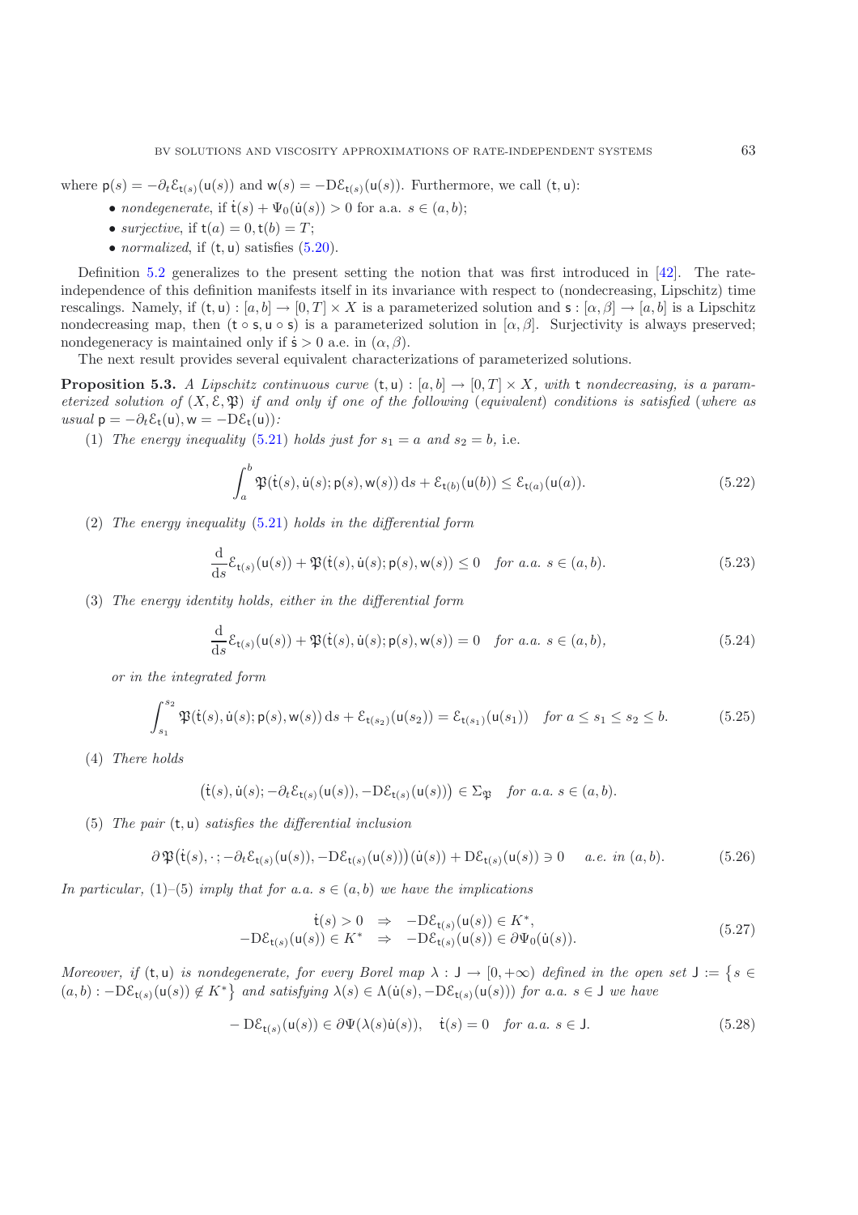where $\mathsf{p}(s) = -\partial_t \mathcal{E}_{\mathsf{t}(s)}(\mathsf{u}(s))$ and $\mathsf{w}(s) = -\mathrm{D}\mathcal{E}_{\mathsf{t}(s)}(\mathsf{u}(s))$. Furthermore, we call $(\mathsf{t}, \mathsf{u})$:

- *nondegenerate*, if $\dot{\mathsf{t}}(s) + \Psi_0(\dot{\mathsf{u}}(s)) > 0$ for a.a. $s \in (a, b)$;
- *surjective*, if $\mathsf{t}(a) = 0, \mathsf{t}(b) = T$;
- *normalized*, if $(\mathsf{t}, \mathsf{u})$ satisfies (5.20).

Definition 5.2 generalizes to the present setting the notion that was first introduced in [42]. The rate-independence of this definition manifests itself in its invariance with respect to (nondecreasing, Lipschitz) time rescalings. Namely, if $(\mathsf{t}, \mathsf{u}) : [a, b] \to [0, T] \times X$ is a parameterized solution and $\mathsf{s} : [\alpha, \beta] \to [a, b]$ is a Lipschitz nondecreasing map, then $(\mathsf{t} \circ \mathsf{s}, \mathsf{u} \circ \mathsf{s})$ is a parameterized solution in $[\alpha, \beta]$. Surjectivity is always preserved; nondegeneracy is maintained only if $\dot{\mathsf{s}} > 0$ a.e. in $(\alpha, \beta)$.

The next result provides several equivalent characterizations of parameterized solutions.

**Proposition 5.3.** *A Lipschitz continuous curve $(\mathsf{t}, \mathsf{u}) : [a, b] \to [0, T] \times X$, with $\mathsf{t}$ nondecreasing, is a parameterized solution of $(X, \mathcal{E}, \mathfrak{P})$ if and only if one of the following (equivalent) conditions is satisfied (where as usual $\mathsf{p} = -\partial_t \mathcal{E}_{\mathsf{t}}(\mathsf{u}), \mathsf{w} = -\mathrm{D}\mathcal{E}_{\mathsf{t}}(\mathsf{u})$):*

(1) *The energy inequality (5.21) holds just for $s_1 = a$ and $s_2 = b$,* i.e.

$$\int_a^b \mathfrak{P}(\dot{\mathsf{t}}(s), \dot{\mathsf{u}}(s); \mathsf{p}(s), \mathsf{w}(s))\, \mathrm{d}s + \mathcal{E}_{\mathsf{t}(b)}(\mathsf{u}(b)) \leq \mathcal{E}_{\mathsf{t}(a)}(\mathsf{u}(a)). \tag{5.22}$$

(2) *The energy inequality (5.21) holds in the differential form*

$$\frac{\mathrm{d}}{\mathrm{d}s}\mathcal{E}_{\mathsf{t}(s)}(\mathsf{u}(s)) + \mathfrak{P}(\dot{\mathsf{t}}(s), \dot{\mathsf{u}}(s); \mathsf{p}(s), \mathsf{w}(s)) \leq 0 \quad \text{for a.a. } s \in (a, b). \tag{5.23}$$

(3) *The energy identity holds, either in the differential form*

$$\frac{\mathrm{d}}{\mathrm{d}s}\mathcal{E}_{\mathsf{t}(s)}(\mathsf{u}(s)) + \mathfrak{P}(\dot{\mathsf{t}}(s), \dot{\mathsf{u}}(s); \mathsf{p}(s), \mathsf{w}(s)) = 0 \quad \text{for a.a. } s \in (a, b), \tag{5.24}$$

*or in the integrated form*

$$\int_{s_1}^{s_2} \mathfrak{P}(\dot{\mathsf{t}}(s), \dot{\mathsf{u}}(s); \mathsf{p}(s), \mathsf{w}(s))\, \mathrm{d}s + \mathcal{E}_{\mathsf{t}(s_2)}(\mathsf{u}(s_2)) = \mathcal{E}_{\mathsf{t}(s_1)}(\mathsf{u}(s_1)) \quad \text{for } a \leq s_1 \leq s_2 \leq b. \tag{5.25}$$

(4) *There holds*

$$\big(\dot{\mathsf{t}}(s), \dot{\mathsf{u}}(s); -\partial_t \mathcal{E}_{\mathsf{t}(s)}(\mathsf{u}(s)), -\mathrm{D}\mathcal{E}_{\mathsf{t}(s)}(\mathsf{u}(s))\big) \in \Sigma_{\mathfrak{P}} \quad \text{for a.a. } s \in (a, b).$$

(5) *The pair $(\mathsf{t}, \mathsf{u})$ satisfies the differential inclusion*

$$\partial\, \mathfrak{P}\big(\dot{\mathsf{t}}(s), \cdot\,; -\partial_t \mathcal{E}_{\mathsf{t}(s)}(\mathsf{u}(s)), -\mathrm{D}\mathcal{E}_{\mathsf{t}(s)}(\mathsf{u}(s))\big)(\dot{\mathsf{u}}(s)) + \mathrm{D}\mathcal{E}_{\mathsf{t}(s)}(\mathsf{u}(s)) \ni 0 \quad \text{a.e. in } (a, b). \tag{5.26}$$

*In particular, (1)–(5) imply that for a.a. $s \in (a, b)$ we have the implications*

$$\begin{aligned} \dot{\mathsf{t}}(s) > 0 \quad &\Rightarrow \quad -\mathrm{D}\mathcal{E}_{\mathsf{t}(s)}(\mathsf{u}(s)) \in K^*, \\ -\mathrm{D}\mathcal{E}_{\mathsf{t}(s)}(\mathsf{u}(s)) \in K^* \quad &\Rightarrow \quad -\mathrm{D}\mathcal{E}_{\mathsf{t}(s)}(\mathsf{u}(s)) \in \partial \Psi_0(\dot{\mathsf{u}}(s)). \end{aligned} \tag{5.27}$$

*Moreover, if $(\mathsf{t}, \mathsf{u})$ is nondegenerate, for every Borel map $\lambda : \mathsf{J} \to [0, +\infty)$ defined in the open set $\mathsf{J} := \big\{s \in (a, b) : -\mathrm{D}\mathcal{E}_{\mathsf{t}(s)}(\mathsf{u}(s)) \notin K^*\big\}$ and satisfying $\lambda(s) \in \Lambda(\dot{\mathsf{u}}(s), -\mathrm{D}\mathcal{E}_{\mathsf{t}(s)}(\mathsf{u}(s)))$ for a.a. $s \in \mathsf{J}$ we have*

$$-\,\mathrm{D}\mathcal{E}_{\mathsf{t}(s)}(\mathsf{u}(s)) \in \partial \Psi(\lambda(s)\dot{\mathsf{u}}(s)), \quad \dot{\mathsf{t}}(s) = 0 \quad \text{for a.a. } s \in \mathsf{J}. \tag{5.28}$$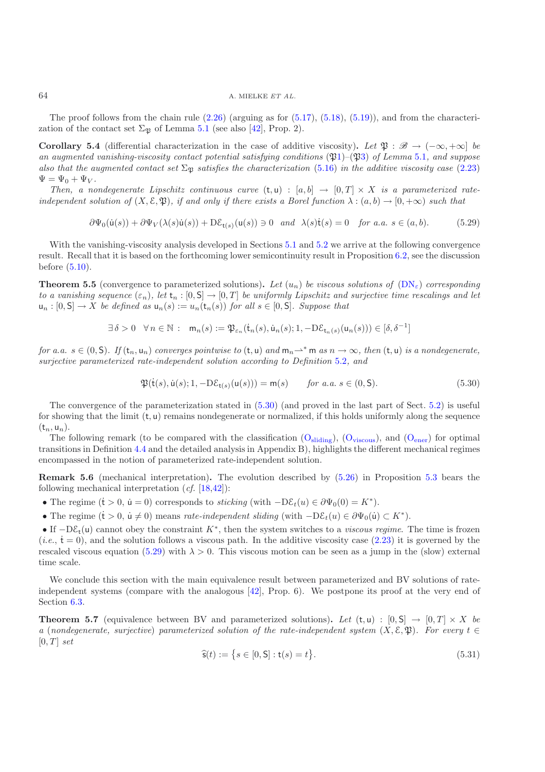The proof follows from the chain rule (2.26) (arguing as for (5.17), (5.18), (5.19)), and from the characterization of the contact set $\Sigma_{\mathfrak{P}}$ of Lemma 5.1 (see also [42], Prop. 2).

**Corollary 5.4** (differential characterization in the case of additive viscosity)**.** *Let $\mathfrak{P} : \mathscr{B} \to (-\infty, +\infty]$ be an augmented vanishing-viscosity contact potential satisfying conditions ($\mathfrak{P}$1)–($\mathfrak{P}$3) of Lemma 5.1, and suppose also that the augmented contact set $\Sigma_{\mathfrak{P}}$ satisfies the characterization (5.16) in the additive viscosity case (2.23) $\Psi = \Psi_0 + \Psi_V$.*

*Then, a nondegenerate Lipschitz continuous curve $(\mathsf{t}, \mathsf{u}) : [a, b] \to [0, T] \times X$ is a parameterized rate-independent solution of $(X, \mathcal{E}, \mathfrak{P})$, if and only if there exists a Borel function $\lambda : (a, b) \to [0, +\infty)$ such that*

$$\partial\Psi_0(\dot{\mathsf{u}}(s)) + \partial\Psi_V(\lambda(s)\dot{\mathsf{u}}(s)) + \mathrm{D}\mathcal{E}_{\mathsf{t}(s)}(\mathsf{u}(s)) \ni 0 \quad \text{and} \quad \lambda(s)\dot{\mathsf{t}}(s) = 0 \quad \text{for a.a. } s \in (a, b). \tag{5.29}$$

With the vanishing-viscosity analysis developed in Sections 5.1 and 5.2 we arrive at the following convergence result. Recall that it is based on the forthcoming lower semicontinuity result in Proposition 6.2, see the discussion before (5.10).

**Theorem 5.5** (convergence to parameterized solutions)**.** *Let $(u_n)$ be viscous solutions of ($\mathrm{DN}_\varepsilon$) corresponding to a vanishing sequence $(\varepsilon_n)$, let $\mathsf{t}_n : [0, \mathsf{S}] \to [0, T]$ be uniformly Lipschitz and surjective time rescalings and let $\mathsf{u}_n : [0, \mathsf{S}] \to X$ be defined as $\mathsf{u}_n(s) := u_n(\mathsf{t}_n(s))$ for all $s \in [0, \mathsf{S}]$. Suppose that*

$$\exists\, \delta > 0 \quad \forall\, n \in \mathbb{N} : \quad \mathsf{m}_n(s) := \mathfrak{P}_{\varepsilon_n}(\dot{\mathsf{t}}_n(s), \dot{\mathsf{u}}_n(s); 1, -\mathrm{D}\mathcal{E}_{\mathsf{t}_n(s)}(\mathsf{u}_n(s))) \in [\delta, \delta^{-1}]$$

*for a.a. $s \in (0, \mathsf{S})$. If $(\mathsf{t}_n, \mathsf{u}_n)$ converges pointwise to $(\mathsf{t}, \mathsf{u})$ and $\mathsf{m}_n \rightharpoonup^* \mathsf{m}$ as $n \to \infty$, then $(\mathsf{t}, \mathsf{u})$ is a nondegenerate, surjective parameterized rate-independent solution according to Definition 5.2, and*

$$\mathfrak{P}(\dot{\mathsf{t}}(s), \dot{\mathsf{u}}(s); 1, -\mathrm{D}\mathcal{E}_{\mathsf{t}(s)}(\mathsf{u}(s))) = \mathsf{m}(s) \qquad \text{for a.a. } s \in (0, \mathsf{S}). \tag{5.30}$$

The convergence of the parameterization stated in (5.30) (and proved in the last part of Sect. 5.2) is useful for showing that the limit $(\mathsf{t}, \mathsf{u})$ remains nondegenerate or normalized, if this holds uniformly along the sequence $(\mathsf{t}_n, \mathsf{u}_n)$.

The following remark (to be compared with the classification ($\mathrm{O}_{\mathrm{sliding}}$), ($\mathrm{O}_{\mathrm{viscous}}$), and ($\mathrm{O}_{\mathrm{ener}}$) for optimal transitions in Definition 4.4 and the detailed analysis in Appendix B), highlights the different mechanical regimes encompassed in the notion of parameterized rate-independent solution.

**Remark 5.6** (mechanical interpretation)**.** The evolution described by (5.26) in Proposition 5.3 bears the following mechanical interpretation (*cf.* [18,42]):

- The regime ($\dot{\mathsf{t}} > 0$, $\dot{\mathsf{u}} = 0$) corresponds to *sticking* (with $-\mathrm{D}\mathcal{E}_t(u) \in \partial\Psi_0(0) = K^*$).
- The regime ($\dot{\mathsf{t}} > 0$, $\dot{\mathsf{u}} \neq 0$) means *rate-independent sliding* (with $-\mathrm{D}\mathcal{E}_t(u) \in \partial\Psi_0(\dot{\mathsf{u}}) \subset K^*$).
- If $-\mathrm{D}\mathcal{E}_{\mathsf{t}}(\mathsf{u})$ cannot obey the constraint $K^*$, then the system switches to a *viscous regime*. The time is frozen (*i.e.*, $\dot{\mathsf{t}} = 0$), and the solution follows a viscous path. In the additive viscosity case (2.23) it is governed by the rescaled viscous equation (5.29) with $\lambda > 0$. This viscous motion can be seen as a jump in the (slow) external time scale.

We conclude this section with the main equivalence result between parameterized and BV solutions of rate-independent systems (compare with the analogous [42], Prop. 6). We postpone its proof at the very end of Section 6.3.

**Theorem 5.7** (equivalence between BV and parameterized solutions)**.** *Let $(\mathsf{t}, \mathsf{u}) : [0, \mathsf{S}] \to [0, T] \times X$ be a (nondegenerate, surjective) parameterized solution of the rate-independent system $(X, \mathcal{E}, \mathfrak{P})$. For every $t \in [0, T]$ set*

$$\widehat{\mathsf{s}}(t) := \{s \in [0, \mathsf{S}] : \mathsf{t}(s) = t\}. \tag{5.31}$$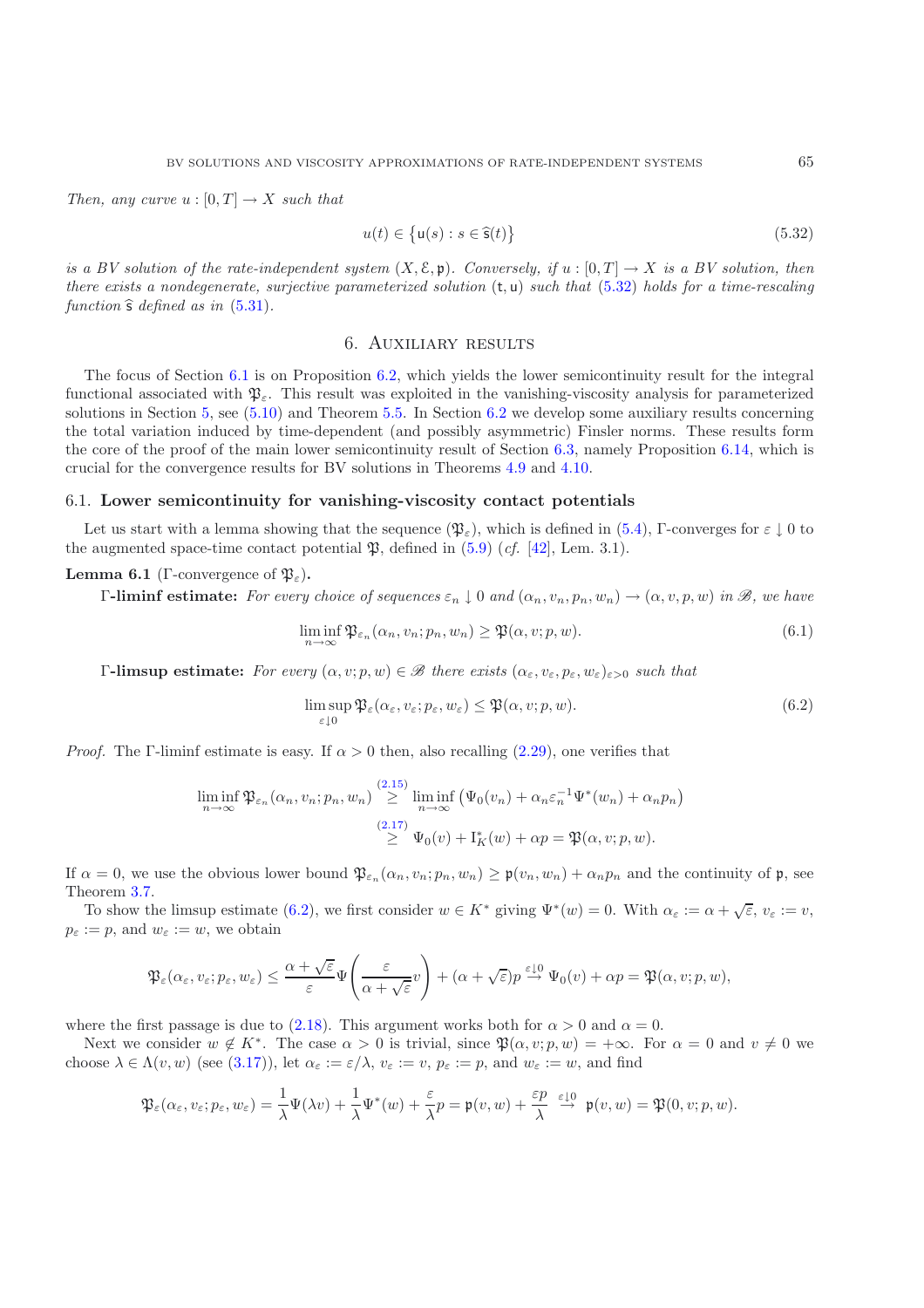*Then, any curve $u : [0,T] \to X$ such that*

$$u(t) \in \big\{\mathsf{u}(s) : s \in \widehat{\mathsf{s}}(t)\big\} \tag{5.32}$$

*is a BV solution of the rate-independent system $(X, \mathcal{E}, \mathfrak{p})$. Conversely, if $u : [0,T] \to X$ is a BV solution, then there exists a nondegenerate, surjective parameterized solution $(\mathsf{t}, \mathsf{u})$ such that (5.32) holds for a time-rescaling function $\widehat{\mathsf{s}}$ defined as in (5.31).*

# 6. Auxiliary results

The focus of Section 6.1 is on Proposition 6.2, which yields the lower semicontinuity result for the integral functional associated with $\mathfrak{P}_\varepsilon$. This result was exploited in the vanishing-viscosity analysis for parameterized solutions in Section 5, see (5.10) and Theorem 5.5. In Section 6.2 we develop some auxiliary results concerning the total variation induced by time-dependent (and possibly asymmetric) Finsler norms. These results form the core of the proof of the main lower semicontinuity result of Section 6.3, namely Proposition 6.14, which is crucial for the convergence results for BV solutions in Theorems 4.9 and 4.10.

## 6.1. Lower semicontinuity for vanishing-viscosity contact potentials

Let us start with a lemma showing that the sequence $(\mathfrak{P}_\varepsilon)$, which is defined in (5.4), $\Gamma$-converges for $\varepsilon \downarrow 0$ to the augmented space-time contact potential $\mathfrak{P}$, defined in (5.9) (*cf.* [42], Lem. 3.1).

**Lemma 6.1** ($\Gamma$-convergence of $\mathfrak{P}_\varepsilon$).

**$\Gamma$-liminf estimate:** *For every choice of sequences $\varepsilon_n \downarrow 0$ and $(\alpha_n, v_n, p_n, w_n) \to (\alpha, v, p, w)$ in $\mathscr{B}$, we have*

$$\liminf_{n\to\infty} \mathfrak{P}_{\varepsilon_n}(\alpha_n, v_n; p_n, w_n) \geq \mathfrak{P}(\alpha, v; p, w). \tag{6.1}$$

**$\Gamma$-limsup estimate:** *For every $(\alpha, v; p, w) \in \mathscr{B}$ there exists $(\alpha_\varepsilon, v_\varepsilon, p_\varepsilon, w_\varepsilon)_{\varepsilon>0}$ such that*

$$\limsup_{\varepsilon\downarrow 0} \mathfrak{P}_\varepsilon(\alpha_\varepsilon, v_\varepsilon; p_\varepsilon, w_\varepsilon) \leq \mathfrak{P}(\alpha, v; p, w). \tag{6.2}$$

*Proof.* The $\Gamma$-liminf estimate is easy. If $\alpha > 0$ then, also recalling (2.29), one verifies that

$$\begin{aligned}
\liminf_{n\to\infty} \mathfrak{P}_{\varepsilon_n}(\alpha_n, v_n; p_n, w_n) &\overset{(2.15)}{\geq} \liminf_{n\to\infty} \left(\Psi_0(v_n) + \alpha_n \varepsilon_n^{-1} \Psi^*(w_n) + \alpha_n p_n\right) \\
&\overset{(2.17)}{\geq} \Psi_0(v) + \mathrm{I}^*_K(w) + \alpha p = \mathfrak{P}(\alpha, v; p, w).
\end{aligned}$$

If $\alpha = 0$, we use the obvious lower bound $\mathfrak{P}_{\varepsilon_n}(\alpha_n, v_n; p_n, w_n) \geq \mathfrak{p}(v_n, w_n) + \alpha_n p_n$ and the continuity of $\mathfrak{p}$, see Theorem 3.7.

To show the limsup estimate (6.2), we first consider $w \in K^*$ giving $\Psi^*(w) = 0$. With $\alpha_\varepsilon := \alpha + \sqrt{\varepsilon}$, $v_\varepsilon := v$, $p_\varepsilon := p$, and $w_\varepsilon := w$, we obtain

$$\mathfrak{P}_\varepsilon(\alpha_\varepsilon, v_\varepsilon; p_\varepsilon, w_\varepsilon) \leq \frac{\alpha + \sqrt{\varepsilon}}{\varepsilon} \Psi\left(\frac{\varepsilon}{\alpha + \sqrt{\varepsilon}} v\right) + (\alpha + \sqrt{\varepsilon})p \overset{\varepsilon\downarrow 0}{\to} \Psi_0(v) + \alpha p = \mathfrak{P}(\alpha, v; p, w),$$

where the first passage is due to (2.18). This argument works both for $\alpha > 0$ and $\alpha = 0$.

Next we consider $w \notin K^*$. The case $\alpha > 0$ is trivial, since $\mathfrak{P}(\alpha, v; p, w) = +\infty$. For $\alpha = 0$ and $v \neq 0$ we choose $\lambda \in \Lambda(v, w)$ (see (3.17)), let $\alpha_\varepsilon := \varepsilon/\lambda$, $v_\varepsilon := v$, $p_\varepsilon := p$, and $w_\varepsilon := w$, and find

$$\mathfrak{P}_\varepsilon(\alpha_\varepsilon, v_\varepsilon; p_\varepsilon, w_\varepsilon) = \frac{1}{\lambda}\Psi(\lambda v) + \frac{1}{\lambda}\Psi^*(w) + \frac{\varepsilon}{\lambda}p = \mathfrak{p}(v, w) + \frac{\varepsilon p}{\lambda} \overset{\varepsilon\downarrow 0}{\to} \mathfrak{p}(v, w) = \mathfrak{P}(0, v; p, w).$$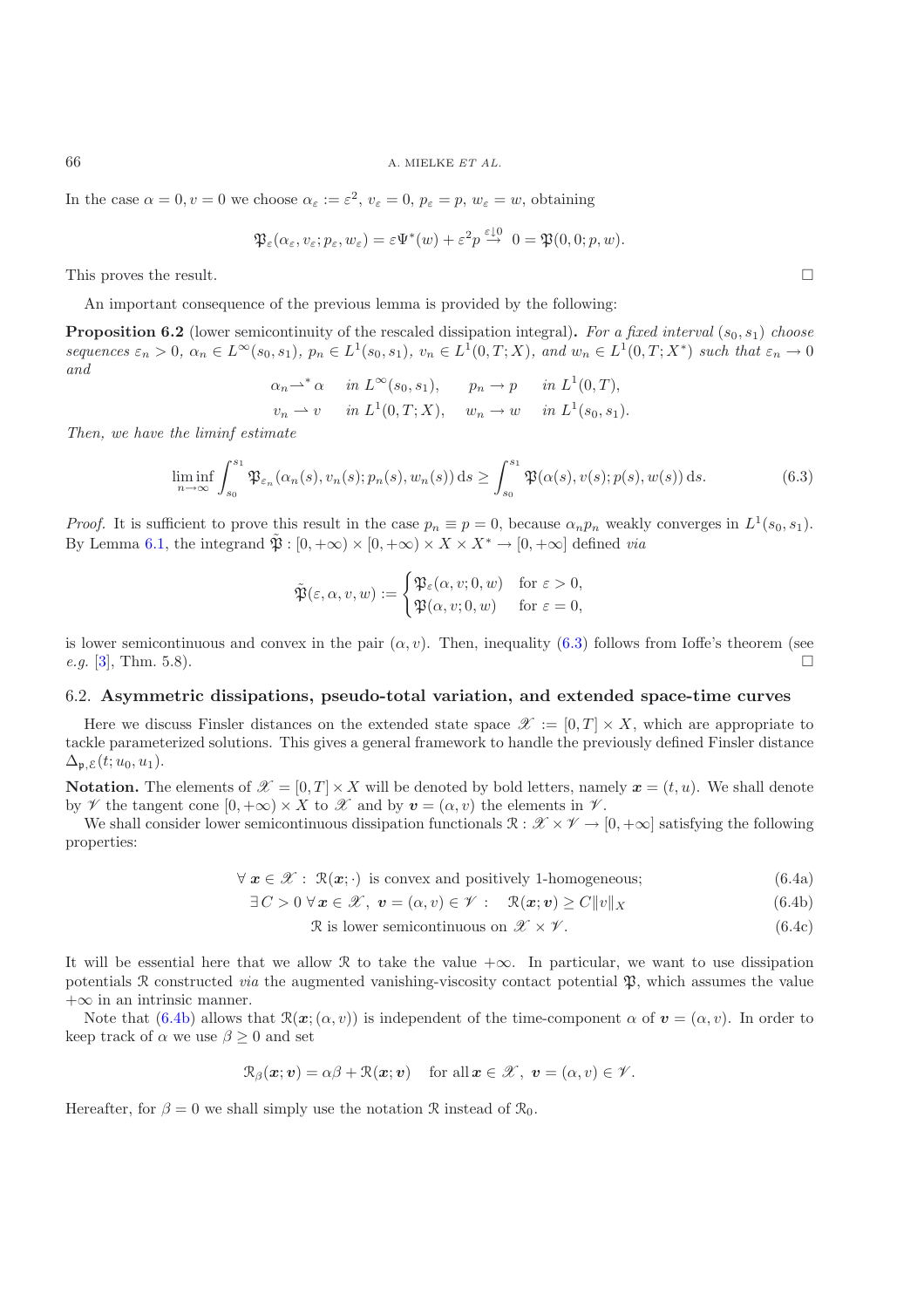In the case $\alpha = 0, v = 0$ we choose $\alpha_\varepsilon := \varepsilon^2$, $v_\varepsilon = 0$, $p_\varepsilon = p$, $w_\varepsilon = w$, obtaining

$$\mathfrak{P}_\varepsilon(\alpha_\varepsilon, v_\varepsilon; p_\varepsilon, w_\varepsilon) = \varepsilon\Psi^*(w) + \varepsilon^2 p \stackrel{\varepsilon\downarrow 0}{\to} 0 = \mathfrak{P}(0, 0; p, w).$$

This proves the result. □

An important consequence of the previous lemma is provided by the following:

**Proposition 6.2** (lower semicontinuity of the rescaled dissipation integral)**.** *For a fixed interval $(s_0, s_1)$ choose sequences $\varepsilon_n > 0$, $\alpha_n \in L^\infty(s_0, s_1)$, $p_n \in L^1(s_0, s_1)$, $v_n \in L^1(0, T; X)$, and $w_n \in L^1(0, T; X^*)$ such that $\varepsilon_n \to 0$ and*

$$\alpha_n \rightharpoonup^* \alpha \quad \text{in } L^\infty(s_0, s_1), \qquad p_n \to p \quad \text{in } L^1(0, T),$$
$$v_n \rightharpoonup v \quad \text{in } L^1(0, T; X), \quad w_n \to w \quad \text{in } L^1(s_0, s_1).$$

*Then, we have the liminf estimate*

$$\liminf_{n\to\infty} \int_{s_0}^{s_1} \mathfrak{P}_{\varepsilon_n}(\alpha_n(s), v_n(s); p_n(s), w_n(s))\, \mathrm{d}s \geq \int_{s_0}^{s_1} \mathfrak{P}(\alpha(s), v(s); p(s), w(s))\, \mathrm{d}s. \tag{6.3}$$

*Proof.* It is sufficient to prove this result in the case $p_n \equiv p = 0$, because $\alpha_n p_n$ weakly converges in $L^1(s_0, s_1)$. By Lemma 6.1, the integrand $\tilde{\mathfrak{P}} : [0, +\infty) \times [0, +\infty) \times X \times X^* \to [0, +\infty]$ defined *via*

$$\tilde{\mathfrak{P}}(\varepsilon, \alpha, v, w) := \begin{cases} \mathfrak{P}_\varepsilon(\alpha, v; 0, w) & \text{for } \varepsilon > 0, \\ \mathfrak{P}(\alpha, v; 0, w) & \text{for } \varepsilon = 0, \end{cases}$$

is lower semicontinuous and convex in the pair $(\alpha, v)$. Then, inequality (6.3) follows from Ioffe's theorem (see *e.g.* [3], Thm. 5.8). □

## 6.2. Asymmetric dissipations, pseudo-total variation, and extended space-time curves

Here we discuss Finsler distances on the extended state space $\mathscr{X} := [0, T] \times X$, which are appropriate to tackle parameterized solutions. This gives a general framework to handle the previously defined Finsler distance $\Delta_{\mathfrak{p},\varepsilon}(t; u_0, u_1)$.

**Notation.** The elements of $\mathscr{X} = [0, T] \times X$ will be denoted by bold letters, namely $\boldsymbol{x} = (t, u)$. We shall denote by $\mathscr{V}$ the tangent cone $[0, +\infty) \times X$ to $\mathscr{X}$ and by $\boldsymbol{v} = (\alpha, v)$ the elements in $\mathscr{V}$.

We shall consider lower semicontinuous dissipation functionals $\mathcal{R} : \mathscr{X} \times \mathscr{V} \to [0, +\infty]$ satisfying the following properties:

$$\forall\, \boldsymbol{x} \in \mathscr{X} : \ \mathcal{R}(\boldsymbol{x}; \cdot) \text{ is convex and positively 1-homogeneous;} \tag{6.4a}$$

$$\exists\, C > 0\ \forall\, \boldsymbol{x} \in \mathscr{X},\ \boldsymbol{v} = (\alpha, v) \in \mathscr{V} : \quad \mathcal{R}(\boldsymbol{x}; \boldsymbol{v}) \geq C\|v\|_X \tag{6.4b}$$

$$\mathcal{R} \text{ is lower semicontinuous on } \mathscr{X} \times \mathscr{V}. \tag{6.4c}$$

It will be essential here that we allow $\mathcal{R}$ to take the value $+\infty$. In particular, we want to use dissipation potentials $\mathcal{R}$ constructed *via* the augmented vanishing-viscosity contact potential $\mathfrak{P}$, which assumes the value $+\infty$ in an intrinsic manner.

Note that (6.4b) allows that $\mathcal{R}(\boldsymbol{x}; (\alpha, v))$ is independent of the time-component $\alpha$ of $\boldsymbol{v} = (\alpha, v)$. In order to keep track of $\alpha$ we use $\beta \geq 0$ and set

$$\mathcal{R}_\beta(\boldsymbol{x}; \boldsymbol{v}) = \alpha\beta + \mathcal{R}(\boldsymbol{x}; \boldsymbol{v}) \quad \text{for all } \boldsymbol{x} \in \mathscr{X},\ \boldsymbol{v} = (\alpha, v) \in \mathscr{V}.$$

Hereafter, for $\beta = 0$ we shall simply use the notation $\mathcal{R}$ instead of $\mathcal{R}_0$.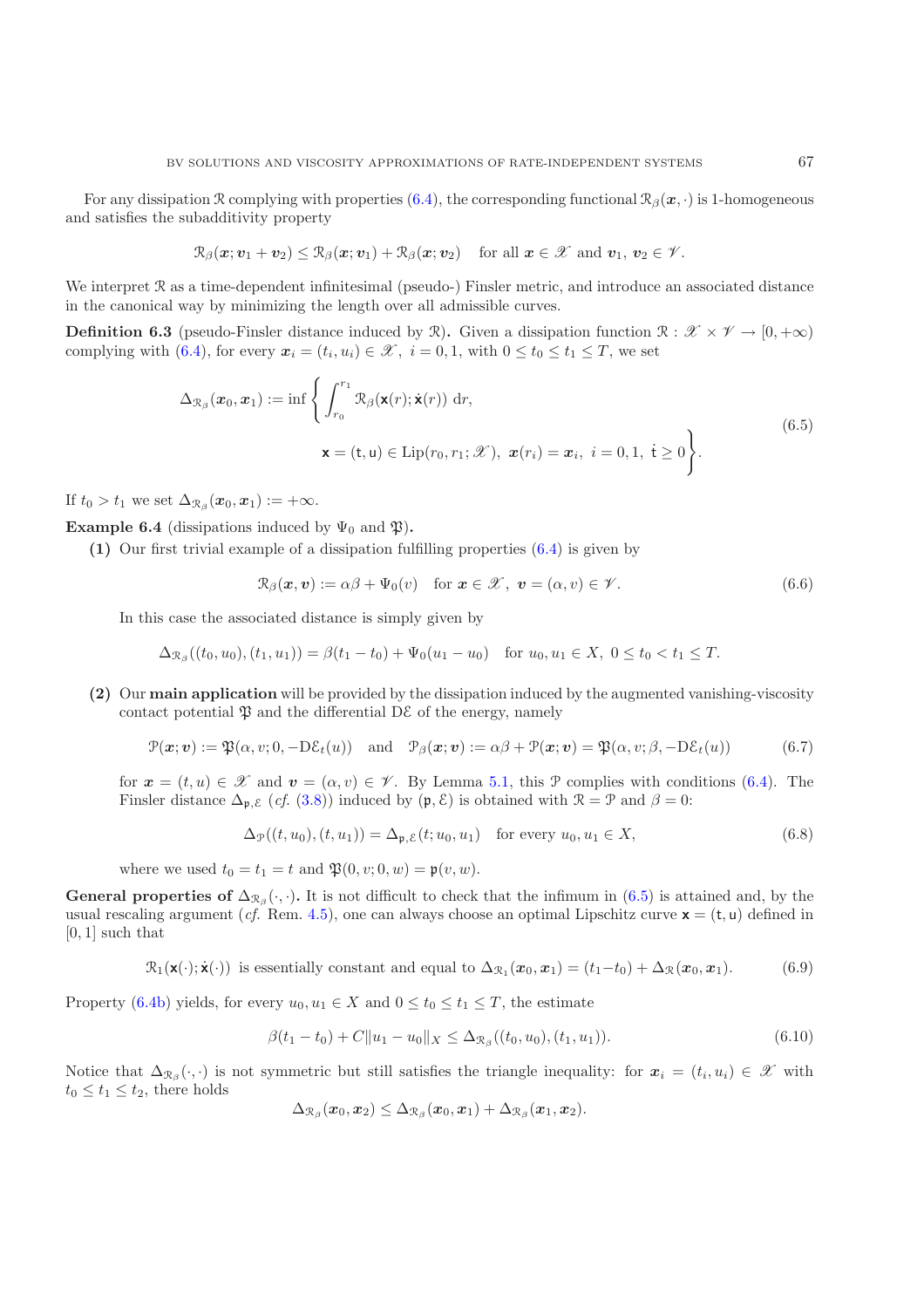For any dissipation $\mathcal{R}$ complying with properties (6.4), the corresponding functional $\mathcal{R}_\beta(\boldsymbol{x},\cdot)$ is 1-homogeneous and satisfies the subadditivity property

$$\mathcal{R}_\beta(\boldsymbol{x};\boldsymbol{v}_1+\boldsymbol{v}_2) \le \mathcal{R}_\beta(\boldsymbol{x};\boldsymbol{v}_1)+\mathcal{R}_\beta(\boldsymbol{x};\boldsymbol{v}_2) \quad \text{for all } \boldsymbol{x}\in\mathscr{X} \text{ and } \boldsymbol{v}_1,\, \boldsymbol{v}_2\in\mathscr{V}.$$

We interpret $\mathcal{R}$ as a time-dependent infinitesimal (pseudo-) Finsler metric, and introduce an associated distance in the canonical way by minimizing the length over all admissible curves.

**Definition 6.3** (pseudo-Finsler distance induced by $\mathcal{R}$)**.** Given a dissipation function $\mathcal{R}:\mathscr{X}\times\mathscr{V}\to[0,+\infty)$ complying with (6.4), for every $\boldsymbol{x}_i=(t_i,u_i)\in\mathscr{X},\ i=0,1$, with $0\le t_0\le t_1\le T$, we set

$$\Delta_{\mathcal{R}_\beta}(\boldsymbol{x}_0,\boldsymbol{x}_1) := \inf\left\{ \int_{r_0}^{r_1} \mathcal{R}_\beta(\mathsf{x}(r);\dot{\mathsf{x}}(r))\,\mathrm{d}r,\quad \mathsf{x}=(\mathsf{t},\mathsf{u})\in\mathrm{Lip}(r_0,r_1;\mathscr{X}),\ \boldsymbol{x}(r_i)=\boldsymbol{x}_i,\ i=0,1,\ \dot{\mathsf{t}}\ge 0\right\}. \tag{6.5}$$

If $t_0>t_1$ we set $\Delta_{\mathcal{R}_\beta}(\boldsymbol{x}_0,\boldsymbol{x}_1):=+\infty$.

**Example 6.4** (dissipations induced by $\Psi_0$ and $\mathfrak{P}$)**.**

**(1)** Our first trivial example of a dissipation fulfilling properties (6.4) is given by

$$\mathcal{R}_\beta(\boldsymbol{x},\boldsymbol{v}) := \alpha\beta+\Psi_0(v) \quad \text{for } \boldsymbol{x}\in\mathscr{X},\ \boldsymbol{v}=(\alpha,v)\in\mathscr{V}. \tag{6.6}$$

In this case the associated distance is simply given by

$$\Delta_{\mathcal{R}_\beta}((t_0,u_0),(t_1,u_1)) = \beta(t_1-t_0)+\Psi_0(u_1-u_0) \quad \text{for } u_0,u_1\in X,\ 0\le t_0<t_1\le T.$$

**(2)** Our **main application** will be provided by the dissipation induced by the augmented vanishing-viscosity contact potential $\mathfrak{P}$ and the differential $\mathrm{D}\mathcal{E}$ of the energy, namely

$$\mathcal{P}(\boldsymbol{x};\boldsymbol{v}) := \mathfrak{P}(\alpha,v;0,-\mathrm{D}\mathcal{E}_t(u)) \quad \text{and} \quad \mathcal{P}_\beta(\boldsymbol{x};\boldsymbol{v}) := \alpha\beta+\mathcal{P}(\boldsymbol{x};\boldsymbol{v}) = \mathfrak{P}(\alpha,v;\beta,-\mathrm{D}\mathcal{E}_t(u)) \tag{6.7}$$

for $\boldsymbol{x}=(t,u)\in\mathscr{X}$ and $\boldsymbol{v}=(\alpha,v)\in\mathscr{V}$. By Lemma 5.1, this $\mathcal{P}$ complies with conditions (6.4). The Finsler distance $\Delta_{\mathfrak{p},\mathcal{E}}$ (*cf.* (3.8)) induced by $(\mathfrak{p},\mathcal{E})$ is obtained with $\mathcal{R}=\mathcal{P}$ and $\beta=0$:

$$\Delta_{\mathcal{P}}((t,u_0),(t,u_1)) = \Delta_{\mathfrak{p},\mathcal{E}}(t;u_0,u_1) \quad \text{for every } u_0,u_1\in X, \tag{6.8}$$

where we used $t_0=t_1=t$ and $\mathfrak{P}(0,v;0,w)=\mathfrak{p}(v,w)$.

**General properties of $\Delta_{\mathcal{R}_\beta}(\cdot,\cdot)$.** It is not difficult to check that the infimum in (6.5) is attained and, by the usual rescaling argument (*cf.* Rem. 4.5), one can always choose an optimal Lipschitz curve $\mathsf{x}=(\mathsf{t},\mathsf{u})$ defined in $[0,1]$ such that

$$\mathcal{R}_1(\mathsf{x}(\cdot);\dot{\mathsf{x}}(\cdot)) \text{ is essentially constant and equal to } \Delta_{\mathcal{R}_1}(\boldsymbol{x}_0,\boldsymbol{x}_1)=(t_1-t_0)+\Delta_{\mathcal{R}}(\boldsymbol{x}_0,\boldsymbol{x}_1). \tag{6.9}$$

Property (6.4b) yields, for every $u_0,u_1\in X$ and $0\le t_0\le t_1\le T$, the estimate

$$\beta(t_1-t_0)+C\|u_1-u_0\|_X \le \Delta_{\mathcal{R}_\beta}((t_0,u_0),(t_1,u_1)). \tag{6.10}$$

Notice that $\Delta_{\mathcal{R}_\beta}(\cdot,\cdot)$ is not symmetric but still satisfies the triangle inequality: for $\boldsymbol{x}_i=(t_i,u_i)\in\mathscr{X}$ with $t_0\le t_1\le t_2$, there holds

$$\Delta_{\mathcal{R}_\beta}(\boldsymbol{x}_0,\boldsymbol{x}_2) \le \Delta_{\mathcal{R}_\beta}(\boldsymbol{x}_0,\boldsymbol{x}_1)+\Delta_{\mathcal{R}_\beta}(\boldsymbol{x}_1,\boldsymbol{x}_2).$$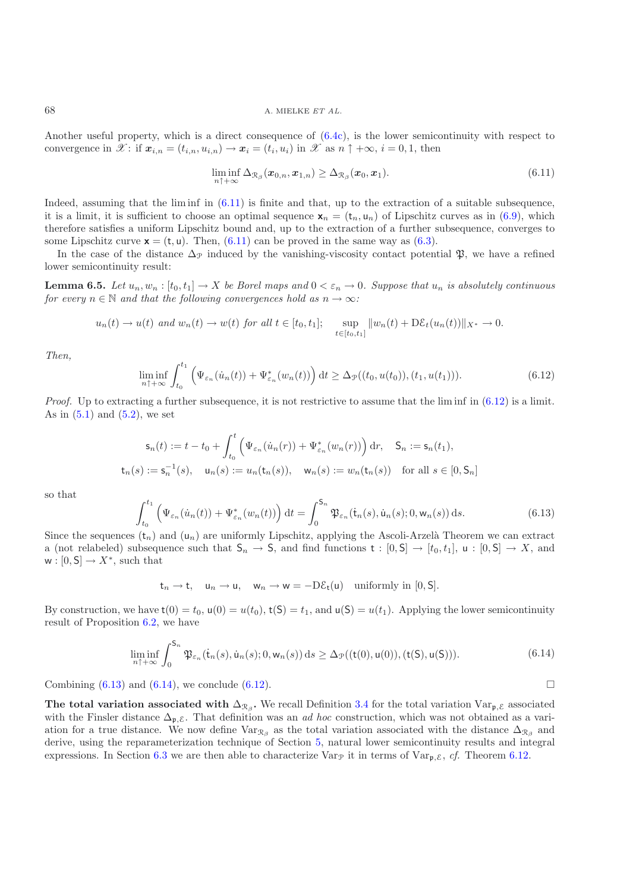Another useful property, which is a direct consequence of (6.4c), is the lower semicontinuity with respect to convergence in $\mathscr{X}$: if $\boldsymbol{x}_{i,n} = (t_{i,n}, u_{i,n}) \to \boldsymbol{x}_i = (t_i, u_i)$ in $\mathscr{X}$ as $n \uparrow +\infty$, $i = 0, 1$, then

$$\liminf_{n\uparrow+\infty} \Delta_{\mathfrak{R}_\beta}(\boldsymbol{x}_{0,n}, \boldsymbol{x}_{1,n}) \geq \Delta_{\mathfrak{R}_\beta}(\boldsymbol{x}_0, \boldsymbol{x}_1). \tag{6.11}$$

Indeed, assuming that the lim inf in (6.11) is finite and that, up to the extraction of a suitable subsequence, it is a limit, it is sufficient to choose an optimal sequence $\mathsf{x}_n = (\mathsf{t}_n, \mathsf{u}_n)$ of Lipschitz curves as in (6.9), which therefore satisfies a uniform Lipschitz bound and, up to the extraction of a further subsequence, converges to some Lipschitz curve $\mathsf{x} = (\mathsf{t}, \mathsf{u})$. Then, (6.11) can be proved in the same way as (6.3).

In the case of the distance $\Delta_{\mathfrak{P}}$ induced by the vanishing-viscosity contact potential $\mathfrak{P}$, we have a refined lower semicontinuity result:

**Lemma 6.5.** *Let $u_n, w_n : [t_0, t_1] \to X$ be Borel maps and $0 < \varepsilon_n \to 0$. Suppose that $u_n$ is absolutely continuous for every $n \in \mathbb{N}$ and that the following convergences hold as $n \to \infty$:*

$$u_n(t) \to u(t) \text{ and } w_n(t) \to w(t) \text{ for all } t \in [t_0, t_1]; \quad \sup_{t\in[t_0,t_1]} \|w_n(t) + \mathrm{D}\mathcal{E}_t(u_n(t))\|_{X^*} \to 0.$$

*Then,*

$$\liminf_{n\uparrow+\infty} \int_{t_0}^{t_1} \Big( \Psi_{\varepsilon_n}(\dot{u}_n(t)) + \Psi^*_{\varepsilon_n}(w_n(t)) \Big)\,\mathrm{d}t \geq \Delta_{\mathfrak{P}}((t_0, u(t_0)), (t_1, u(t_1))). \tag{6.12}$$

*Proof.* Up to extracting a further subsequence, it is not restrictive to assume that the lim inf in (6.12) is a limit. As in (5.1) and (5.2), we set

$$\mathsf{s}_n(t) := t - t_0 + \int_{t_0}^{t} \Big( \Psi_{\varepsilon_n}(\dot{u}_n(r)) + \Psi^*_{\varepsilon_n}(w_n(r)) \Big)\,\mathrm{d}r, \quad \mathsf{S}_n := \mathsf{s}_n(t_1),$$
$$\mathsf{t}_n(s) := \mathsf{s}_n^{-1}(s), \quad \mathsf{u}_n(s) := u_n(\mathsf{t}_n(s)), \quad \mathsf{w}_n(s) := w_n(\mathsf{t}_n(s)) \quad \text{for all } s \in [0, \mathsf{S}_n]$$

so that

$$\int_{t_0}^{t_1} \Big( \Psi_{\varepsilon_n}(\dot{u}_n(t)) + \Psi^*_{\varepsilon_n}(w_n(t)) \Big)\,\mathrm{d}t = \int_0^{\mathsf{S}_n} \mathfrak{P}_{\varepsilon_n}(\dot{\mathsf{t}}_n(s), \dot{\mathsf{u}}_n(s); 0, \mathsf{w}_n(s))\,\mathrm{d}s. \tag{6.13}$$

Since the sequences $(\mathsf{t}_n)$ and $(\mathsf{u}_n)$ are uniformly Lipschitz, applying the Ascoli-Arzelà Theorem we can extract a (not relabeled) subsequence such that $\mathsf{S}_n \to \mathsf{S}$, and find functions $\mathsf{t} : [0, \mathsf{S}] \to [t_0, t_1]$, $\mathsf{u} : [0, \mathsf{S}] \to X$, and $\mathsf{w} : [0, \mathsf{S}] \to X^*$, such that

$$\mathsf{t}_n \to \mathsf{t}, \quad \mathsf{u}_n \to \mathsf{u}, \quad \mathsf{w}_n \to \mathsf{w} = -\mathrm{D}\mathcal{E}_{\mathsf{t}}(\mathsf{u}) \quad \text{uniformly in } [0, \mathsf{S}].$$

By construction, we have $\mathsf{t}(0) = t_0$, $\mathsf{u}(0) = u(t_0)$, $\mathsf{t}(\mathsf{S}) = t_1$, and $\mathsf{u}(\mathsf{S}) = u(t_1)$. Applying the lower semicontinuity result of Proposition 6.2, we have

$$\liminf_{n\uparrow+\infty} \int_0^{\mathsf{S}_n} \mathfrak{P}_{\varepsilon_n}(\dot{\mathsf{t}}_n(s), \dot{\mathsf{u}}_n(s); 0, \mathsf{w}_n(s))\,\mathrm{d}s \geq \Delta_{\mathfrak{P}}((\mathsf{t}(0), \mathsf{u}(0)), (\mathsf{t}(\mathsf{S}), \mathsf{u}(\mathsf{S}))). \tag{6.14}$$

Combining (6.13) and (6.14), we conclude (6.12). $\square$

**The total variation associated with $\Delta_{\mathfrak{R}_\beta}$.** We recall Definition 3.4 for the total variation $\mathrm{Var}_{\mathfrak{p},\mathcal{E}}$ associated with the Finsler distance $\Delta_{\mathfrak{p},\mathcal{E}}$. That definition was an *ad hoc* construction, which was not obtained as a variation for a true distance. We now define $\mathrm{Var}_{\mathfrak{R}_\beta}$ as the total variation associated with the distance $\Delta_{\mathfrak{R}_\beta}$ and derive, using the reparameterization technique of Section 5, natural lower semicontinuity results and integral expressions. In Section 6.3 we are then able to characterize $\mathrm{Var}_{\mathfrak{P}}$ it in terms of $\mathrm{Var}_{\mathfrak{p},\mathcal{E}}$, *cf.* Theorem 6.12.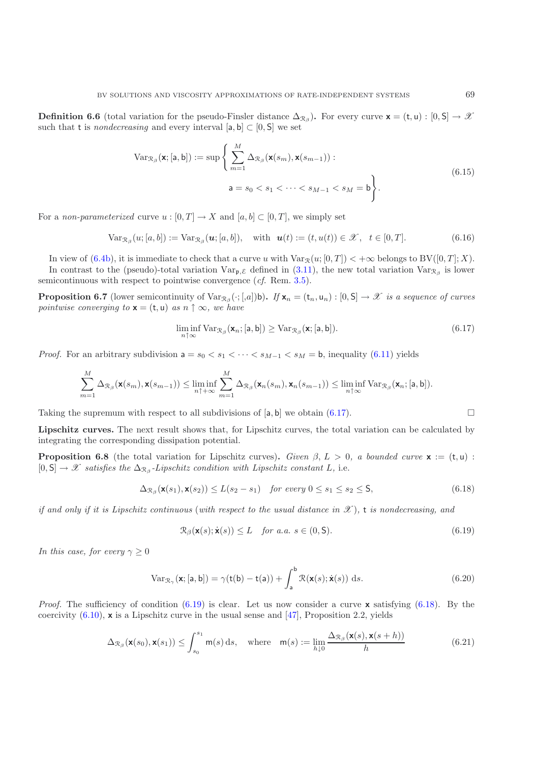**Definition 6.6** (total variation for the pseudo-Finsler distance $\Delta_{\mathcal{R}_\beta}$)**.** For every curve $\mathsf{x} = (\mathsf{t}, \mathsf{u}) : [0, \mathsf{S}] \to \mathscr{X}$ such that $\mathsf{t}$ is *nondecreasing* and every interval $[\mathsf{a}, \mathsf{b}] \subset [0, \mathsf{S}]$ we set

$$
\begin{aligned}
\mathrm{Var}_{\mathcal{R}_\beta}(\mathsf{x}; [\mathsf{a}, \mathsf{b}]) := \sup \Bigg\{ \sum_{m=1}^{M} \Delta_{\mathcal{R}_\beta}(\mathsf{x}(s_m), \mathsf{x}(s_{m-1})) : \\
\mathsf{a} = s_0 < s_1 < \cdots < s_{M-1} < s_M = \mathsf{b} \Bigg\}.
\end{aligned}
\tag{6.15}
$$

For a *non-parameterized* curve $u : [0, T] \to X$ and $[a, b] \subset [0, T]$, we simply set

$$
\mathrm{Var}_{\mathcal{R}_\beta}(u; [a, b]) := \mathrm{Var}_{\mathcal{R}_\beta}(\boldsymbol{u}; [a, b]), \quad \text{with} \quad \boldsymbol{u}(t) := (t, u(t)) \in \mathscr{X}, \quad t \in [0, T]. \tag{6.16}
$$

In view of (6.4b), it is immediate to check that a curve $u$ with $\mathrm{Var}_{\mathcal{R}}(u; [0, T]) < +\infty$ belongs to $\mathrm{BV}([0, T]; X)$.

In contrast to the (pseudo)-total variation $\mathrm{Var}_{\mathsf{p},\mathcal{E}}$ defined in (3.11), the new total variation $\mathrm{Var}_{\mathcal{R}_\beta}$ is lower semicontinuous with respect to pointwise convergence (*cf.* Rem. 3.5).

**Proposition 6.7** (lower semicontinuity of $\mathrm{Var}_{\mathcal{R}_\beta}(\cdot; [,a])\mathsf{b})$)**.** *If $\mathsf{x}_n = (\mathsf{t}_n, \mathsf{u}_n) : [0, \mathsf{S}] \to \mathscr{X}$ is a sequence of curves pointwise converging to $\mathsf{x} = (\mathsf{t}, \mathsf{u})$ as $n \uparrow \infty$, we have*

$$
\liminf_{n \uparrow \infty} \mathrm{Var}_{\mathcal{R}_\beta}(\mathsf{x}_n; [\mathsf{a}, \mathsf{b}]) \geq \mathrm{Var}_{\mathcal{R}_\beta}(\mathsf{x}; [\mathsf{a}, \mathsf{b}]). \tag{6.17}
$$

*Proof.* For an arbitrary subdivision $\mathsf{a} = s_0 < s_1 < \cdots < s_{M-1} < s_M = \mathsf{b}$, inequality (6.11) yields

$$
\sum_{m=1}^{M} \Delta_{\mathcal{R}_\beta}(\mathsf{x}(s_m), \mathsf{x}(s_{m-1})) \leq \liminf_{n \uparrow +\infty} \sum_{m=1}^{M} \Delta_{\mathcal{R}_\beta}(\mathsf{x}_n(s_m), \mathsf{x}_n(s_{m-1})) \leq \liminf_{n \uparrow \infty} \mathrm{Var}_{\mathcal{R}_\beta}(\mathsf{x}_n; [\mathsf{a}, \mathsf{b}]).
$$

Taking the supremum with respect to all subdivisions of $[\mathsf{a}, \mathsf{b}]$ we obtain (6.17). $\square$

**Lipschitz curves.** The next result shows that, for Lipschitz curves, the total variation can be calculated by integrating the corresponding dissipation potential.

**Proposition 6.8** (the total variation for Lipschitz curves)**.** *Given $\beta$, $L > 0$, a bounded curve $\mathsf{x} := (\mathsf{t}, \mathsf{u}) : [0, \mathsf{S}] \to \mathscr{X}$ satisfies the $\Delta_{\mathcal{R}_\beta}$-Lipschitz condition with Lipschitz constant $L$, i.e.*

$$
\Delta_{\mathcal{R}_\beta}(\mathsf{x}(s_1), \mathsf{x}(s_2)) \leq L(s_2 - s_1) \quad \textit{for every } 0 \leq s_1 \leq s_2 \leq \mathsf{S}, \tag{6.18}
$$

*if and only if it is Lipschitz continuous (with respect to the usual distance in $\mathscr{X}$), $\mathsf{t}$ is nondecreasing, and*

$$
\mathcal{R}_\beta(\mathsf{x}(s); \dot{\mathsf{x}}(s)) \leq L \quad \textit{for a.a. } s \in (0, \mathsf{S}). \tag{6.19}
$$

*In this case, for every $\gamma \geq 0$*

$$
\mathrm{Var}_{\mathcal{R}_\gamma}(\mathsf{x}; [\mathsf{a}, \mathsf{b}]) = \gamma(\mathsf{t}(\mathsf{b}) - \mathsf{t}(\mathsf{a})) + \int_{\mathsf{a}}^{\mathsf{b}} \mathcal{R}(\mathsf{x}(s); \dot{\mathsf{x}}(s))\, \mathrm{d}s. \tag{6.20}
$$

*Proof.* The sufficiency of condition (6.19) is clear. Let us now consider a curve $\mathsf{x}$ satisfying (6.18). By the coercivity (6.10), $\mathsf{x}$ is a Lipschitz curve in the usual sense and [47], Proposition 2.2, yields

$$
\Delta_{\mathcal{R}_\beta}(\mathsf{x}(s_0), \mathsf{x}(s_1)) \leq \int_{s_0}^{s_1} \mathsf{m}(s)\, \mathrm{d}s, \quad \text{where} \quad \mathsf{m}(s) := \lim_{h \downarrow 0} \frac{\Delta_{\mathcal{R}_\beta}(\mathsf{x}(s), \mathsf{x}(s+h))}{h} \tag{6.21}
$$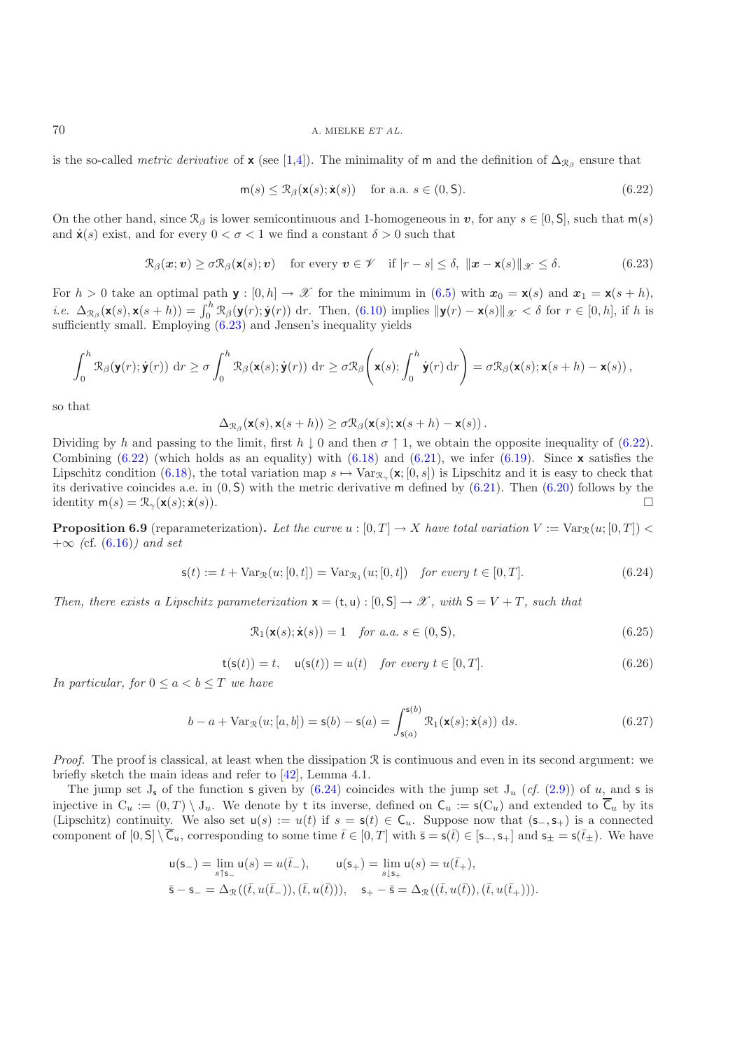is the so-called *metric derivative* of $\mathsf{x}$ (see [1,4]). The minimality of $\mathsf{m}$ and the definition of $\Delta_{\mathcal{R}_\beta}$ ensure that

$$\mathsf{m}(s) \le \mathcal{R}_\beta(\mathsf{x}(s); \dot{\mathsf{x}}(s)) \quad \text{for a.a. } s \in (0, \mathsf{S}). \tag{6.22}$$

On the other hand, since $\mathcal{R}_\beta$ is lower semicontinuous and 1-homogeneous in $\boldsymbol{v}$, for any $s \in [0, \mathsf{S}]$, such that $\mathsf{m}(s)$ and $\dot{\mathsf{x}}(s)$ exist, and for every $0 < \sigma < 1$ we find a constant $\delta > 0$ such that

$$\mathcal{R}_\beta(\boldsymbol{x}; \boldsymbol{v}) \ge \sigma \mathcal{R}_\beta(\mathsf{x}(s); \boldsymbol{v}) \quad \text{for every } \boldsymbol{v} \in \mathscr{V} \quad \text{if } |r - s| \le \delta, \; \|\boldsymbol{x} - \mathsf{x}(s)\|_{\mathscr{X}} \le \delta. \tag{6.23}$$

For $h > 0$ take an optimal path $\mathsf{y} : [0, h] \to \mathscr{X}$ for the minimum in (6.5) with $\boldsymbol{x}_0 = \mathsf{x}(s)$ and $\boldsymbol{x}_1 = \mathsf{x}(s+h)$, *i.e.* $\Delta_{\mathcal{R}_\beta}(\mathsf{x}(s), \mathsf{x}(s+h)) = \int_0^h \mathcal{R}_\beta(\mathsf{y}(r); \dot{\mathsf{y}}(r))\, \mathrm{d}r$. Then, (6.10) implies $\|\mathsf{y}(r) - \mathsf{x}(s)\|_{\mathscr{X}} < \delta$ for $r \in [0, h]$, if $h$ is sufficiently small. Employing (6.23) and Jensen's inequality yields

$$\int_0^h \mathcal{R}_\beta(\mathsf{y}(r); \dot{\mathsf{y}}(r))\, \mathrm{d}r \ge \sigma \int_0^h \mathcal{R}_\beta(\mathsf{x}(s); \dot{\mathsf{y}}(r))\, \mathrm{d}r \ge \sigma \mathcal{R}_\beta\left(\mathsf{x}(s); \int_0^h \dot{\mathsf{y}}(r)\, \mathrm{d}r\right) = \sigma \mathcal{R}_\beta(\mathsf{x}(s); \mathsf{x}(s+h) - \mathsf{x}(s)),$$

so that

$$\Delta_{\mathcal{R}_\beta}(\mathsf{x}(s), \mathsf{x}(s+h)) \ge \sigma \mathcal{R}_\beta(\mathsf{x}(s); \mathsf{x}(s+h) - \mathsf{x}(s)).$$

Dividing by $h$ and passing to the limit, first $h \downarrow 0$ and then $\sigma \uparrow 1$, we obtain the opposite inequality of (6.22). Combining (6.22) (which holds as an equality) with (6.18) and (6.21), we infer (6.19). Since $\mathsf{x}$ satisfies the Lipschitz condition (6.18), the total variation map $s \mapsto \mathrm{Var}_{\mathcal{R}_\gamma}(\mathsf{x}; [0, s])$ is Lipschitz and it is easy to check that its derivative coincides a.e. in $(0, \mathsf{S})$ with the metric derivative $\mathsf{m}$ defined by (6.21). Then (6.20) follows by the identity $\mathsf{m}(s) = \mathcal{R}_\gamma(\mathsf{x}(s); \dot{\mathsf{x}}(s))$. $\square$

**Proposition 6.9** (reparameterization)**.** *Let the curve $u : [0, T] \to X$ have total variation $V := \mathrm{Var}_{\mathcal{R}}(u; [0, T]) < +\infty$ (cf. (6.16)) and set*

$$\mathsf{s}(t) := t + \mathrm{Var}_{\mathcal{R}}(u; [0, t]) = \mathrm{Var}_{\mathcal{R}_1}(u; [0, t]) \quad \textit{for every } t \in [0, T]. \tag{6.24}$$

*Then, there exists a Lipschitz parameterization $\mathsf{x} = (\mathsf{t}, \mathsf{u}) : [0, \mathsf{S}] \to \mathscr{X}$, with $\mathsf{S} = V + T$, such that*

$$\mathcal{R}_1(\mathsf{x}(s); \dot{\mathsf{x}}(s)) = 1 \quad \textit{for a.a. } s \in (0, \mathsf{S}), \tag{6.25}$$

$$\mathsf{t}(\mathsf{s}(t)) = t, \quad \mathsf{u}(\mathsf{s}(t)) = u(t) \quad \textit{for every } t \in [0, T]. \tag{6.26}$$

*In particular, for $0 \le a < b \le T$ we have*

$$b - a + \mathrm{Var}_{\mathcal{R}}(u; [a, b]) = \mathsf{s}(b) - \mathsf{s}(a) = \int_{\mathsf{s}(a)}^{\mathsf{s}(b)} \mathcal{R}_1(\mathsf{x}(s); \dot{\mathsf{x}}(s))\, \mathrm{d}s. \tag{6.27}$$

*Proof.* The proof is classical, at least when the dissipation $\mathcal{R}$ is continuous and even in its second argument: we briefly sketch the main ideas and refer to [42], Lemma 4.1.

The jump set $\mathsf{J}_\mathsf{s}$ of the function $\mathsf{s}$ given by (6.24) coincides with the jump set $\mathrm{J}_u$ (*cf.* (2.9)) of $u$, and $\mathsf{s}$ is injective in $\mathrm{C}_u := (0, T) \setminus \mathrm{J}_u$. We denote by $\mathsf{t}$ its inverse, defined on $\mathsf{C}_u := \mathsf{s}(\mathrm{C}_u)$ and extended to $\overline{\mathsf{C}}_u$ by its (Lipschitz) continuity. We also set $\mathsf{u}(s) := u(t)$ if $s = \mathsf{s}(t) \in \mathsf{C}_u$. Suppose now that $(\mathsf{s}_-, \mathsf{s}_+)$ is a connected component of $[0, \mathsf{S}] \setminus \overline{\mathsf{C}}_u$, corresponding to some time $\bar{t} \in [0, T]$ with $\bar{\mathsf{s}} = \mathsf{s}(\bar{t}) \in [\mathsf{s}_-, \mathsf{s}_+]$ and $\mathsf{s}_\pm = \mathsf{s}(\bar{t}_\pm)$. We have

$$\mathsf{u}(\mathsf{s}_-) = \lim_{s \uparrow \mathsf{s}_-} \mathsf{u}(s) = u(\bar{t}_-), \qquad \mathsf{u}(\mathsf{s}_+) = \lim_{s \downarrow \mathsf{s}_+} \mathsf{u}(s) = u(\bar{t}_+),$$
$$\bar{\mathsf{s}} - \mathsf{s}_- = \Delta_{\mathcal{R}}((\bar{t}, u(\bar{t}_-)), (\bar{t}, u(\bar{t}))), \quad \mathsf{s}_+ - \bar{\mathsf{s}} = \Delta_{\mathcal{R}}((\bar{t}, u(\bar{t})), (\bar{t}, u(\bar{t}_+))).$$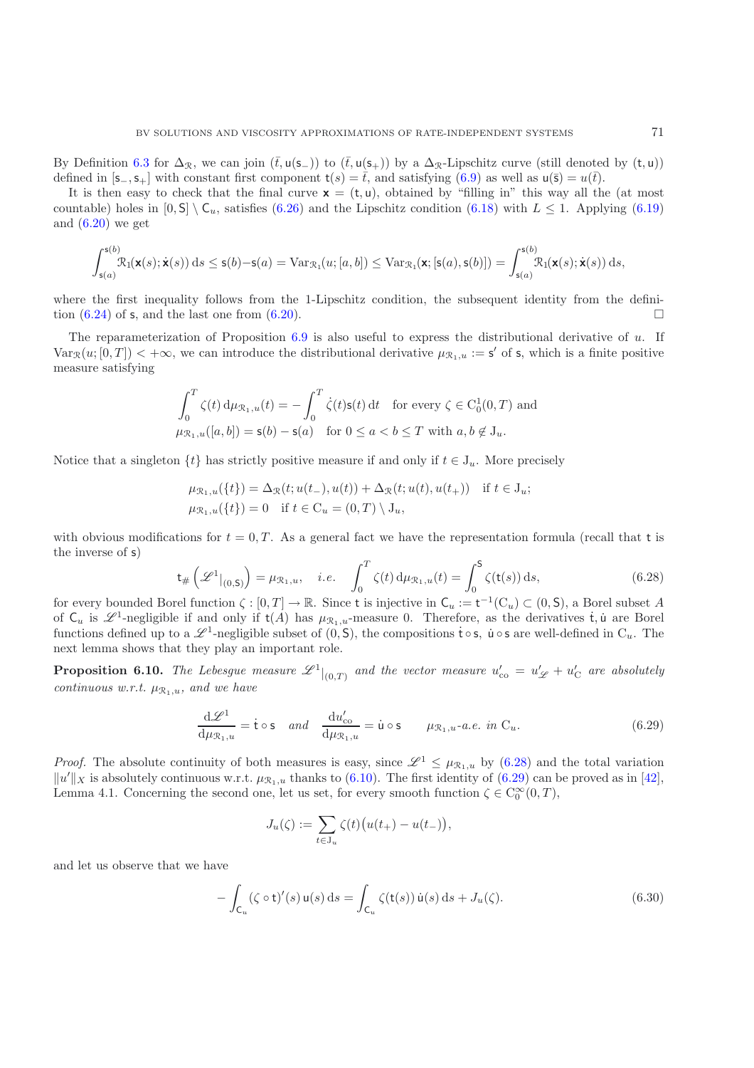By Definition 6.3 for $\Delta_{\mathcal{R}}$, we can join $(\bar{t}, \mathsf{u}(\mathsf{s}_-))$ to $(\bar{t}, \mathsf{u}(\mathsf{s}_+))$ by a $\Delta_{\mathcal{R}}$-Lipschitz curve (still denoted by $(\mathsf{t}, \mathsf{u})$) defined in $[\mathsf{s}_-, \mathsf{s}_+]$ with constant first component $\mathsf{t}(s) = \bar{t}$, and satisfying (6.9) as well as $\mathsf{u}(\bar{\mathsf{s}}) = u(\bar{t})$.

It is then easy to check that the final curve $\mathsf{x} = (\mathsf{t}, \mathsf{u})$, obtained by "filling in" this way all the (at most countable) holes in $[0, \mathsf{S}] \setminus \mathsf{C}_u$, satisfies (6.26) and the Lipschitz condition (6.18) with $L \leq 1$. Applying (6.19) and (6.20) we get

$$\int_{\mathsf{s}(a)}^{\mathsf{s}(b)} \mathcal{R}_1(\mathsf{x}(s); \dot{\mathsf{x}}(s))\, \mathrm{d}s \leq \mathsf{s}(b) - \mathsf{s}(a) = \mathrm{Var}_{\mathcal{R}_1}(u; [a, b]) \leq \mathrm{Var}_{\mathcal{R}_1}(\mathsf{x}; [\mathsf{s}(a), \mathsf{s}(b)]) = \int_{\mathsf{s}(a)}^{\mathsf{s}(b)} \mathcal{R}_1(\mathsf{x}(s); \dot{\mathsf{x}}(s))\, \mathrm{d}s,$$

where the first inequality follows from the 1-Lipschitz condition, the subsequent identity from the definition (6.24) of $\mathsf{s}$, and the last one from (6.20). $\square$

The reparameterization of Proposition 6.9 is also useful to express the distributional derivative of $u$. If $\mathrm{Var}_{\mathcal{R}}(u; [0, T]) < +\infty$, we can introduce the distributional derivative $\mu_{\mathcal{R}_1, u} := \mathsf{s}'$ of $\mathsf{s}$, which is a finite positive measure satisfying

$$\int_0^T \zeta(t)\, \mathrm{d}\mu_{\mathcal{R}_1, u}(t) = -\int_0^T \dot{\zeta}(t) \mathsf{s}(t)\, \mathrm{d}t \quad \text{for every } \zeta \in \mathrm{C}^1_0(0, T) \text{ and}$$
$$\mu_{\mathcal{R}_1, u}([a, b]) = \mathsf{s}(b) - \mathsf{s}(a) \quad \text{for } 0 \leq a < b \leq T \text{ with } a, b \notin \mathrm{J}_u.$$

Notice that a singleton $\{t\}$ has strictly positive measure if and only if $t \in \mathrm{J}_u$. More precisely

$$\mu_{\mathcal{R}_1, u}(\{t\}) = \Delta_{\mathcal{R}}(t; u(t_-), u(t)) + \Delta_{\mathcal{R}}(t; u(t), u(t_+)) \quad \text{if } t \in \mathrm{J}_u;$$
$$\mu_{\mathcal{R}_1, u}(\{t\}) = 0 \quad \text{if } t \in \mathrm{C}_u = (0, T) \setminus \mathrm{J}_u,$$

with obvious modifications for $t = 0, T$. As a general fact we have the representation formula (recall that $\mathsf{t}$ is the inverse of $\mathsf{s}$)

$$\mathsf{t}_\# \left( \mathscr{L}^1|_{(0, \mathsf{S})} \right) = \mu_{\mathcal{R}_1, u}, \quad i.e. \quad \int_0^T \zeta(t)\, \mathrm{d}\mu_{\mathcal{R}_1, u}(t) = \int_0^{\mathsf{S}} \zeta(\mathsf{t}(s))\, \mathrm{d}s, \tag{6.28}$$

for every bounded Borel function $\zeta : [0, T] \to \mathbb{R}$. Since $\mathsf{t}$ is injective in $\mathsf{C}_u := \mathsf{t}^{-1}(\mathrm{C}_u) \subset (0, \mathsf{S})$, a Borel subset $A$ of $\mathsf{C}_u$ is $\mathscr{L}^1$-negligible if and only if $\mathsf{t}(A)$ has $\mu_{\mathcal{R}_1, u}$-measure 0. Therefore, as the derivatives $\dot{\mathsf{t}}, \dot{\mathsf{u}}$ are Borel functions defined up to a $\mathscr{L}^1$-negligible subset of $(0, \mathsf{S})$, the compositions $\dot{\mathsf{t}} \circ \mathsf{s}$, $\dot{\mathsf{u}} \circ \mathsf{s}$ are well-defined in $\mathrm{C}_u$. The next lemma shows that they play an important role.

**Proposition 6.10.** *The Lebesgue measure $\mathscr{L}^1|_{(0,T)}$ and the vector measure $u'_{\mathrm{co}} = u'_{\mathscr{L}} + u'_{\mathrm{C}}$ are absolutely continuous w.r.t. $\mu_{\mathcal{R}_1, u}$, and we have*

$$\frac{\mathrm{d}\mathscr{L}^1}{\mathrm{d}\mu_{\mathcal{R}_1, u}} = \dot{\mathsf{t}} \circ \mathsf{s} \quad \textit{and} \quad \frac{\mathrm{d}u'_{\mathrm{co}}}{\mathrm{d}\mu_{\mathcal{R}_1, u}} = \dot{\mathsf{u}} \circ \mathsf{s} \qquad \mu_{\mathcal{R}_1, u}\textit{-a.e. in } \mathrm{C}_u. \tag{6.29}$$

*Proof.* The absolute continuity of both measures is easy, since $\mathscr{L}^1 \leq \mu_{\mathcal{R}_1, u}$ by (6.28) and the total variation $\|u'\|_X$ is absolutely continuous w.r.t. $\mu_{\mathcal{R}_1, u}$ thanks to (6.10). The first identity of (6.29) can be proved as in [42], Lemma 4.1. Concerning the second one, let us set, for every smooth function $\zeta \in \mathrm{C}^\infty_0(0, T)$,

$$J_u(\zeta) := \sum_{t \in \mathrm{J}_u} \zeta(t) \big( u(t_+) - u(t_-) \big),$$

and let us observe that we have

$$-\int_{\mathsf{C}_u} (\zeta \circ \mathsf{t})'(s)\, \mathsf{u}(s)\, \mathrm{d}s = \int_{\mathsf{C}_u} \zeta(\mathsf{t}(s))\, \dot{\mathsf{u}}(s)\, \mathrm{d}s + J_u(\zeta). \tag{6.30}$$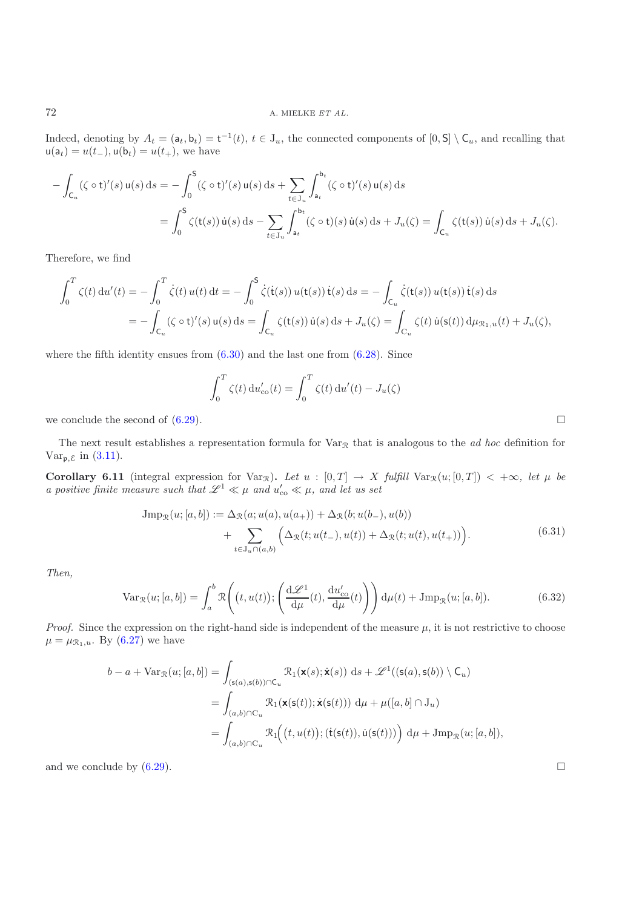Indeed, denoting by $A_t = (\mathsf{a}_t, \mathsf{b}_t) = \mathsf{t}^{-1}(t)$, $t \in \mathrm{J}_u$, the connected components of $[0, \mathsf{S}] \setminus \mathsf{C}_u$, and recalling that $\mathsf{u}(\mathsf{a}_t) = u(t_-)$, $\mathsf{u}(\mathsf{b}_t) = u(t_+)$, we have

$$
\begin{aligned}
-\int_{\mathsf{C}_u} (\zeta \circ \mathsf{t})'(s)\, \mathsf{u}(s)\, \mathrm{d}s &= -\int_0^{\mathsf{S}} (\zeta \circ \mathsf{t})'(s)\, \mathsf{u}(s)\, \mathrm{d}s + \sum_{t \in \mathrm{J}_u} \int_{\mathsf{a}_t}^{\mathsf{b}_t} (\zeta \circ \mathsf{t})'(s)\, \mathsf{u}(s)\, \mathrm{d}s \\
&= \int_0^{\mathsf{S}} \zeta(\mathsf{t}(s))\, \dot{\mathsf{u}}(s)\, \mathrm{d}s - \sum_{t \in \mathrm{J}_u} \int_{\mathsf{a}_t}^{\mathsf{b}_t} (\zeta \circ \mathsf{t})(s)\, \dot{\mathsf{u}}(s)\, \mathrm{d}s + J_u(\zeta) = \int_{\mathsf{C}_u} \zeta(\mathsf{t}(s))\, \dot{\mathsf{u}}(s)\, \mathrm{d}s + J_u(\zeta).
\end{aligned}
$$

Therefore, we find

$$
\begin{aligned}
\int_0^T \zeta(t)\, \mathrm{d}u'(t) &= -\int_0^T \dot{\zeta}(t)\, u(t)\, \mathrm{d}t = -\int_0^{\mathsf{S}} \dot{\zeta}(\mathsf{t}(s))\, u(\mathsf{t}(s))\, \dot{\mathsf{t}}(s)\, \mathrm{d}s = -\int_{\mathsf{C}_u} \dot{\zeta}(\mathsf{t}(s))\, u(\mathsf{t}(s))\, \dot{\mathsf{t}}(s)\, \mathrm{d}s \\
&= -\int_{\mathsf{C}_u} (\zeta \circ \mathsf{t})'(s)\, \mathsf{u}(s)\, \mathrm{d}s = \int_{\mathsf{C}_u} \zeta(\mathsf{t}(s))\, \dot{\mathsf{u}}(s)\, \mathrm{d}s + J_u(\zeta) = \int_{\mathrm{C}_u} \zeta(t)\, \dot{\mathsf{u}}(\mathsf{s}(t))\, \mathrm{d}\mu_{\mathcal{R}_1, u}(t) + J_u(\zeta),
\end{aligned}
$$

where the fifth identity ensues from (6.30) and the last one from (6.28). Since

$$
\int_0^T \zeta(t)\, \mathrm{d}u'_{\mathrm{co}}(t) = \int_0^T \zeta(t)\, \mathrm{d}u'(t) - J_u(\zeta)
$$

we conclude the second of (6.29). □

The next result establishes a representation formula for $\mathrm{Var}_{\mathcal{R}}$ that is analogous to the *ad hoc* definition for $\mathrm{Var}_{\mathfrak{p},\mathcal{E}}$ in (3.11).

**Corollary 6.11** (integral expression for $\mathrm{Var}_{\mathcal{R}}$)**.** *Let $u : [0, T] \to X$ fulfill $\mathrm{Var}_{\mathcal{R}}(u; [0, T]) < +\infty$, let $\mu$ be a positive finite measure such that $\mathscr{L}^1 \ll \mu$ and $u'_{\mathrm{co}} \ll \mu$, and let us set*

$$
\begin{aligned}
\mathrm{Jmp}_{\mathcal{R}}(u; [a, b]) := \Delta_{\mathcal{R}}(a; u(a), u(a_+)) &+ \Delta_{\mathcal{R}}(b; u(b_-), u(b)) \\
&+ \sum_{t \in \mathrm{J}_u \cap (a,b)} \Big( \Delta_{\mathcal{R}}(t; u(t_-), u(t)) + \Delta_{\mathcal{R}}(t; u(t), u(t_+)) \Big).
\end{aligned}
\tag{6.31}
$$

*Then,*

$$
\mathrm{Var}_{\mathcal{R}}(u; [a, b]) = \int_a^b \mathcal{R}\left( \big(t, u(t)\big); \left( \frac{\mathrm{d}\mathscr{L}^1}{\mathrm{d}\mu}(t), \frac{\mathrm{d}u'_{\mathrm{co}}}{\mathrm{d}\mu}(t) \right) \right) \mathrm{d}\mu(t) + \mathrm{Jmp}_{\mathcal{R}}(u; [a, b]).
\tag{6.32}
$$

*Proof.* Since the expression on the right-hand side is independent of the measure $\mu$, it is not restrictive to choose $\mu = \mu_{\mathcal{R}_1, u}$. By (6.27) we have

$$
\begin{aligned}
b - a + \mathrm{Var}_{\mathcal{R}}(u; [a, b]) &= \int_{(\mathsf{s}(a), \mathsf{s}(b)) \cap \mathsf{C}_u} \mathcal{R}_1(\mathbf{x}(s); \dot{\mathbf{x}}(s))\ \mathrm{d}s + \mathscr{L}^1((\mathsf{s}(a), \mathsf{s}(b)) \setminus \mathsf{C}_u) \\
&= \int_{(a,b) \cap \mathrm{C}_u} \mathcal{R}_1(\mathbf{x}(\mathsf{s}(t)); \dot{\mathbf{x}}(\mathsf{s}(t)))\ \mathrm{d}\mu + \mu([a, b] \cap \mathrm{J}_u) \\
&= \int_{(a,b) \cap \mathrm{C}_u} \mathcal{R}_1\Big( \big(t, u(t)\big); \big(\dot{\mathsf{t}}(\mathsf{s}(t)), \dot{\mathsf{u}}(\mathsf{s}(t))\big) \Big)\ \mathrm{d}\mu + \mathrm{Jmp}_{\mathcal{R}}(u; [a, b]),
\end{aligned}
$$

and we conclude by (6.29). □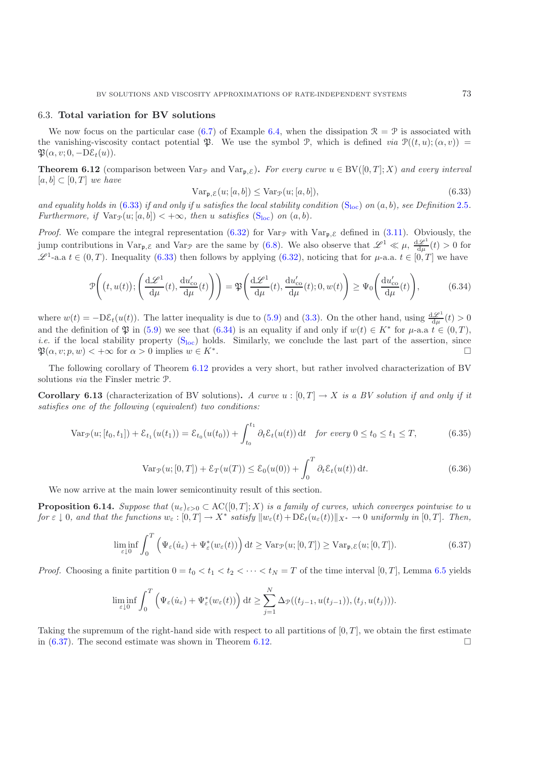### 6.3. Total variation for BV solutions

We now focus on the particular case (6.7) of Example 6.4, when the dissipation $\mathcal{R} = \mathcal{P}$ is associated with the vanishing-viscosity contact potential $\mathfrak{P}$. We use the symbol $\mathcal{P}$, which is defined *via* $\mathcal{P}((t,u);(\alpha,v)) = \mathfrak{P}(\alpha, v; 0, -\mathrm{D}\mathcal{E}_t(u))$.

**Theorem 6.12** (comparison between $\mathrm{Var}_{\mathcal{P}}$ and $\mathrm{Var}_{\mathfrak{p},\mathcal{E}}$)**.** *For every curve $u \in \mathrm{BV}([0,T];X)$ and every interval $[a,b] \subset [0,T]$ we have*

$$\mathrm{Var}_{\mathfrak{p},\mathcal{E}}(u;[a,b]) \le \mathrm{Var}_{\mathcal{P}}(u;[a,b]), \tag{6.33}$$

*and equality holds in (6.33) if and only if $u$ satisfies the local stability condition ($\mathrm{S_{loc}}$) on $(a,b)$, see Definition 2.5. Furthermore, if $\mathrm{Var}_{\mathcal{P}}(u;[a,b]) < +\infty$, then $u$ satisfies ($\mathrm{S_{loc}}$) on $(a,b)$.*

*Proof.* We compare the integral representation (6.32) for $\mathrm{Var}_{\mathcal{P}}$ with $\mathrm{Var}_{\mathfrak{p},\mathcal{E}}$ defined in (3.11). Obviously, the jump contributions in $\mathrm{Var}_{\mathfrak{p},\mathcal{E}}$ and $\mathrm{Var}_{\mathcal{P}}$ are the same by (6.8). We also observe that $\mathscr{L}^1 \ll \mu$, $\frac{\mathrm{d}\mathscr{L}^1}{\mathrm{d}\mu}(t) > 0$ for $\mathscr{L}^1$-a.a $t \in (0,T)$. Inequality (6.33) then follows by applying (6.32), noticing that for $\mu$-a.a. $t \in [0,T]$ we have

$$\mathcal{P}\left((t,u(t));\left(\frac{\mathrm{d}\mathscr{L}^1}{\mathrm{d}\mu}(t), \frac{\mathrm{d}u'_{\mathrm{co}}}{\mathrm{d}\mu}(t)\right)\right) = \mathfrak{P}\left(\frac{\mathrm{d}\mathscr{L}^1}{\mathrm{d}\mu}(t), \frac{\mathrm{d}u'_{\mathrm{co}}}{\mathrm{d}\mu}(t); 0, w(t)\right) \ge \Psi_0\left(\frac{\mathrm{d}u'_{\mathrm{co}}}{\mathrm{d}\mu}(t)\right), \tag{6.34}$$

where $w(t) = -\mathrm{D}\mathcal{E}_t(u(t))$. The latter inequality is due to (5.9) and (3.3). On the other hand, using $\frac{\mathrm{d}\mathscr{L}^1}{\mathrm{d}\mu}(t) > 0$ and the definition of $\mathfrak{P}$ in (5.9) we see that (6.34) is an equality if and only if $w(t) \in K^*$ for $\mu$-a.a $t \in (0,T)$, *i.e.* if the local stability property ($\mathrm{S_{loc}}$) holds. Similarly, we conclude the last part of the assertion, since $\mathfrak{P}(\alpha, v; p, w) < +\infty$ for $\alpha > 0$ implies $w \in K^*$. □

The following corollary of Theorem 6.12 provides a very short, but rather involved characterization of BV solutions *via* the Finsler metric $\mathcal{P}$.

**Corollary 6.13** (characterization of BV solutions)**.** *A curve $u : [0,T] \to X$ is a BV solution if and only if it satisfies one of the following (equivalent) two conditions:*

$$\mathrm{Var}_{\mathcal{P}}(u;[t_0,t_1]) + \mathcal{E}_{t_1}(u(t_1)) = \mathcal{E}_{t_0}(u(t_0)) + \int_{t_0}^{t_1} \partial_t \mathcal{E}_t(u(t))\,\mathrm{d}t \quad \textit{for every } 0 \le t_0 \le t_1 \le T, \tag{6.35}$$

$$\mathrm{Var}_{\mathcal{P}}(u;[0,T]) + \mathcal{E}_T(u(T)) \le \mathcal{E}_0(u(0)) + \int_0^T \partial_t \mathcal{E}_t(u(t))\,\mathrm{d}t. \tag{6.36}$$

We now arrive at the main lower semicontinuity result of this section.

**Proposition 6.14.** *Suppose that $(u_\varepsilon)_{\varepsilon>0} \subset \mathrm{AC}([0,T];X)$ is a family of curves, which converges pointwise to $u$ for $\varepsilon \downarrow 0$, and that the functions $w_\varepsilon : [0,T] \to X^*$ satisfy $\|w_\varepsilon(t) + \mathrm{D}\mathcal{E}_t(u_\varepsilon(t))\|_{X^*} \to 0$ uniformly in $[0,T]$. Then,*

$$\liminf_{\varepsilon\downarrow 0} \int_0^T \Big(\Psi_\varepsilon(\dot u_\varepsilon) + \Psi_\varepsilon^*(w_\varepsilon(t))\Big)\,\mathrm{d}t \ge \mathrm{Var}_{\mathcal{P}}(u;[0,T]) \ge \mathrm{Var}_{\mathfrak{p},\mathcal{E}}(u;[0,T]). \tag{6.37}$$

*Proof.* Choosing a finite partition $0 = t_0 < t_1 < t_2 < \cdots < t_N = T$ of the time interval $[0,T]$, Lemma 6.5 yields

$$\liminf_{\varepsilon\downarrow 0} \int_0^T \Big(\Psi_\varepsilon(\dot u_\varepsilon) + \Psi_\varepsilon^*(w_\varepsilon(t))\Big)\,\mathrm{d}t \ge \sum_{j=1}^N \Delta_{\mathcal{P}}((t_{j-1}, u(t_{j-1})), (t_j, u(t_j))).$$

Taking the supremum of the right-hand side with respect to all partitions of $[0,T]$, we obtain the first estimate in (6.37). The second estimate was shown in Theorem 6.12. □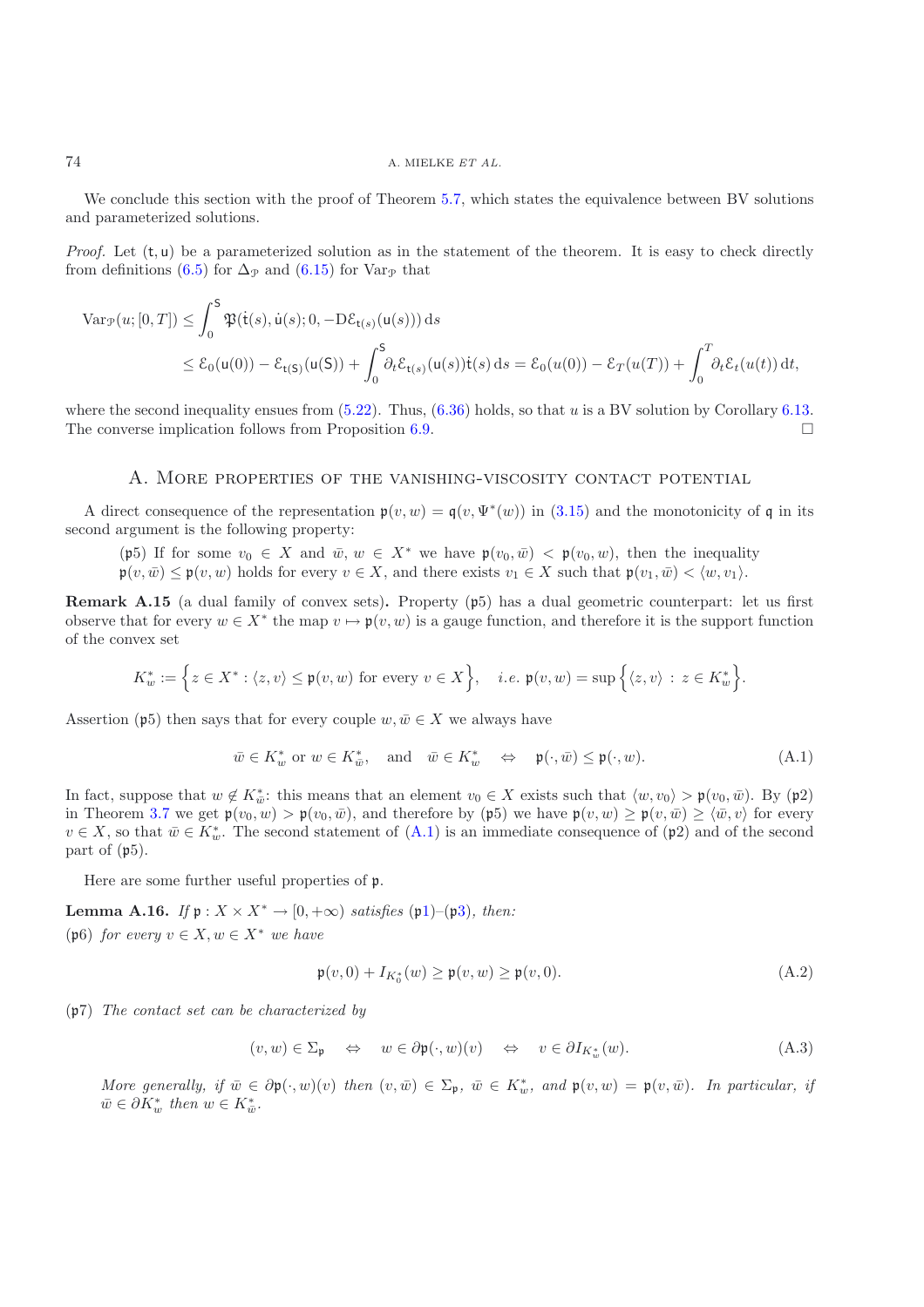We conclude this section with the proof of Theorem 5.7, which states the equivalence between BV solutions and parameterized solutions.

*Proof.* Let $(\mathsf{t}, \mathsf{u})$ be a parameterized solution as in the statement of the theorem. It is easy to check directly from definitions (6.5) for $\Delta_{\mathfrak{P}}$ and (6.15) for $\mathrm{Var}_{\mathfrak{P}}$ that

$$
\begin{aligned}
\mathrm{Var}_{\mathfrak{P}}(u;[0,T]) &\leq \int_0^{\mathsf{S}} \mathfrak{P}(\dot{\mathsf{t}}(s), \dot{\mathsf{u}}(s); 0, -\mathrm{D}\mathcal{E}_{\mathsf{t}(s)}(\mathsf{u}(s)))\,\mathrm{d}s \\
&\leq \mathcal{E}_0(\mathsf{u}(0)) - \mathcal{E}_{\mathsf{t}(\mathsf{S})}(\mathsf{u}(\mathsf{S})) + \int_0^{\mathsf{S}} \partial_t \mathcal{E}_{\mathsf{t}(s)}(\mathsf{u}(s))\dot{\mathsf{t}}(s)\,\mathrm{d}s = \mathcal{E}_0(u(0)) - \mathcal{E}_T(u(T)) + \int_0^T \partial_t \mathcal{E}_t(u(t))\,\mathrm{d}t,
\end{aligned}
$$

where the second inequality ensues from (5.22). Thus, (6.36) holds, so that $u$ is a BV solution by Corollary 6.13. The converse implication follows from Proposition 6.9. $\square$

## A. More properties of the vanishing-viscosity contact potential

A direct consequence of the representation $\mathfrak{p}(v,w) = \mathfrak{q}(v, \Psi^*(w))$ in (3.15) and the monotonicity of $\mathfrak{q}$ in its second argument is the following property:

($\mathfrak{p}5$) If for some $v_0 \in X$ and $\bar{w}, w \in X^*$ we have $\mathfrak{p}(v_0, \bar{w}) < \mathfrak{p}(v_0, w)$, then the inequality $\mathfrak{p}(v, \bar{w}) \leq \mathfrak{p}(v, w)$ holds for every $v \in X$, and there exists $v_1 \in X$ such that $\mathfrak{p}(v_1, \bar{w}) < \langle w, v_1 \rangle$.

**Remark A.15** (a dual family of convex sets)**.** Property ($\mathfrak{p}5$) has a dual geometric counterpart: let us first observe that for every $w \in X^*$ the map $v \mapsto \mathfrak{p}(v,w)$ is a gauge function, and therefore it is the support function of the convex set

$$
K_w^* := \Big\{ z \in X^* : \langle z, v \rangle \leq \mathfrak{p}(v,w) \text{ for every } v \in X \Big\}, \quad \textit{i.e. } \mathfrak{p}(v,w) = \sup \Big\{ \langle z, v \rangle \,:\, z \in K_w^* \Big\}.
$$

Assertion ($\mathfrak{p}5$) then says that for every couple $w, \bar{w} \in X$ we always have

$$
\bar{w} \in K_w^* \text{ or } w \in K_{\bar{w}}^*, \quad \text{and} \quad \bar{w} \in K_w^* \quad \Leftrightarrow \quad \mathfrak{p}(\cdot, \bar{w}) \leq \mathfrak{p}(\cdot, w). \tag{A.1}
$$

In fact, suppose that $w \notin K_{\bar{w}}^*$: this means that an element $v_0 \in X$ exists such that $\langle w, v_0 \rangle > \mathfrak{p}(v_0, \bar{w})$. By ($\mathfrak{p}2$) in Theorem 3.7 we get $\mathfrak{p}(v_0, w) > \mathfrak{p}(v_0, \bar{w})$, and therefore by ($\mathfrak{p}5$) we have $\mathfrak{p}(v,w) \geq \mathfrak{p}(v, \bar{w}) \geq \langle \bar{w}, v \rangle$ for every $v \in X$, so that $\bar{w} \in K_w^*$. The second statement of (A.1) is an immediate consequence of ($\mathfrak{p}2$) and of the second part of ($\mathfrak{p}5$).

Here are some further useful properties of $\mathfrak{p}$.

**Lemma A.16.** *If $\mathfrak{p} : X \times X^* \to [0, +\infty)$ satisfies ($\mathfrak{p}1$)–($\mathfrak{p}3$), then:*

($\mathfrak{p}6$) *for every $v \in X, w \in X^*$ we have*

$$
\mathfrak{p}(v, 0) + I_{K_0^*}(w) \geq \mathfrak{p}(v, w) \geq \mathfrak{p}(v, 0). \tag{A.2}
$$

($\mathfrak{p}7$) *The contact set can be characterized by*

$$
(v, w) \in \Sigma_{\mathfrak{p}} \quad \Leftrightarrow \quad w \in \partial \mathfrak{p}(\cdot, w)(v) \quad \Leftrightarrow \quad v \in \partial I_{K_w^*}(w). \tag{A.3}
$$

*More generally, if $\bar{w} \in \partial \mathfrak{p}(\cdot, w)(v)$ then $(v, \bar{w}) \in \Sigma_{\mathfrak{p}}$, $\bar{w} \in K_w^*$, and $\mathfrak{p}(v, w) = \mathfrak{p}(v, \bar{w})$. In particular, if $\bar{w} \in \partial K_w^*$ then $w \in K_{\bar{w}}^*$.*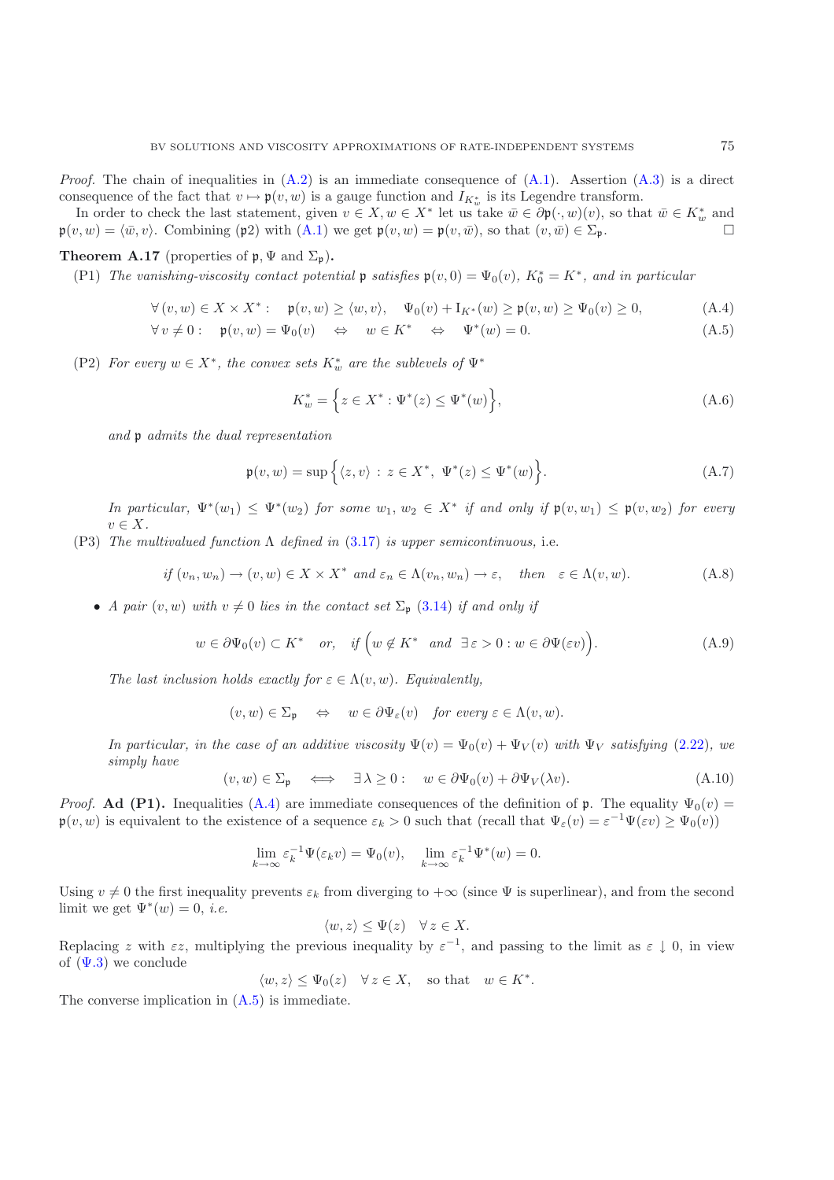*Proof.* The chain of inequalities in (A.2) is an immediate consequence of (A.1). Assertion (A.3) is a direct consequence of the fact that $v \mapsto \mathfrak{p}(v,w)$ is a gauge function and $I_{K^*_w}$ is its Legendre transform.

In order to check the last statement, given $v \in X, w \in X^*$ let us take $\bar w \in \partial\mathfrak{p}(\cdot,w)(v)$, so that $\bar w \in K^*_w$ and $\mathfrak{p}(v,w) = \langle \bar w, v\rangle$. Combining ($\mathfrak{p}$2) with (A.1) we get $\mathfrak{p}(v,w) = \mathfrak{p}(v,\bar w)$, so that $(v,\bar w) \in \Sigma_{\mathfrak{p}}$. □

**Theorem A.17** (properties of $\mathfrak{p}, \Psi$ and $\Sigma_{\mathfrak{p}}$)**.**

(P1) *The vanishing-viscosity contact potential $\mathfrak{p}$ satisfies $\mathfrak{p}(v,0) = \Psi_0(v)$, $K^*_0 = K^*$, and in particular*

$$\forall\,(v,w) \in X \times X^*: \quad \mathfrak{p}(v,w) \geq \langle w, v\rangle, \quad \Psi_0(v) + \mathrm{I}_{K^*}(w) \geq \mathfrak{p}(v,w) \geq \Psi_0(v) \geq 0, \tag{A.4}$$

$$\forall\, v \neq 0: \quad \mathfrak{p}(v,w) = \Psi_0(v) \quad \Leftrightarrow \quad w \in K^* \quad \Leftrightarrow \quad \Psi^*(w) = 0. \tag{A.5}$$

(P2) *For every $w \in X^*$, the convex sets $K^*_w$ are the sublevels of $\Psi^*$*

$$K^*_w = \Big\{ z \in X^* : \Psi^*(z) \leq \Psi^*(w) \Big\}, \tag{A.6}$$

*and $\mathfrak{p}$ admits the dual representation*

$$\mathfrak{p}(v,w) = \sup\Big\{ \langle z, v\rangle \,:\, z \in X^*,\ \Psi^*(z) \leq \Psi^*(w) \Big\}. \tag{A.7}$$

*In particular, $\Psi^*(w_1) \leq \Psi^*(w_2)$ for some $w_1, w_2 \in X^*$ if and only if $\mathfrak{p}(v,w_1) \leq \mathfrak{p}(v,w_2)$ for every $v \in X$.*

(P3) *The multivalued function $\Lambda$ defined in (3.17) is upper semicontinuous,* i.e.

$$\textit{if } (v_n,w_n) \to (v,w) \in X \times X^* \textit{ and } \varepsilon_n \in \Lambda(v_n,w_n) \to \varepsilon, \quad \textit{then} \quad \varepsilon \in \Lambda(v,w). \tag{A.8}$$

- *A pair $(v,w)$ with $v \neq 0$ lies in the contact set $\Sigma_{\mathfrak{p}}$ (3.14) if and only if*

$$w \in \partial\Psi_0(v) \subset K^* \quad \textit{or,} \quad \textit{if } \Big( w \notin K^* \ \textit{ and } \ \exists\, \varepsilon > 0 : w \in \partial\Psi(\varepsilon v) \Big). \tag{A.9}$$

*The last inclusion holds exactly for $\varepsilon \in \Lambda(v,w)$. Equivalently,*

$$(v,w) \in \Sigma_{\mathfrak{p}} \quad \Leftrightarrow \quad w \in \partial\Psi_\varepsilon(v) \quad \textit{for every } \varepsilon \in \Lambda(v,w).$$

*In particular, in the case of an additive viscosity $\Psi(v) = \Psi_0(v) + \Psi_V(v)$ with $\Psi_V$ satisfying (2.22), we simply have*

$$(v,w) \in \Sigma_{\mathfrak{p}} \quad \Longleftrightarrow \quad \exists\, \lambda \geq 0 : \quad w \in \partial\Psi_0(v) + \partial\Psi_V(\lambda v). \tag{A.10}$$

*Proof.* **Ad (P1).** Inequalities (A.4) are immediate consequences of the definition of $\mathfrak{p}$. The equality $\Psi_0(v) = \mathfrak{p}(v,w)$ is equivalent to the existence of a sequence $\varepsilon_k > 0$ such that (recall that $\Psi_\varepsilon(v) = \varepsilon^{-1}\Psi(\varepsilon v) \geq \Psi_0(v)$)

$$\lim_{k\to\infty} \varepsilon_k^{-1}\Psi(\varepsilon_k v) = \Psi_0(v), \quad \lim_{k\to\infty} \varepsilon_k^{-1}\Psi^*(w) = 0.$$

Using $v \neq 0$ the first inequality prevents $\varepsilon_k$ from diverging to $+\infty$ (since $\Psi$ is superlinear), and from the second limit we get $\Psi^*(w) = 0$, *i.e.*

$$\langle w, z\rangle \leq \Psi(z) \quad \forall\, z \in X.$$

Replacing $z$ with $\varepsilon z$, multiplying the previous inequality by $\varepsilon^{-1}$, and passing to the limit as $\varepsilon \downarrow 0$, in view of ($\Psi$.3) we conclude

$$\langle w, z\rangle \leq \Psi_0(z) \quad \forall\, z \in X, \quad \text{so that} \quad w \in K^*.$$

The converse implication in (A.5) is immediate.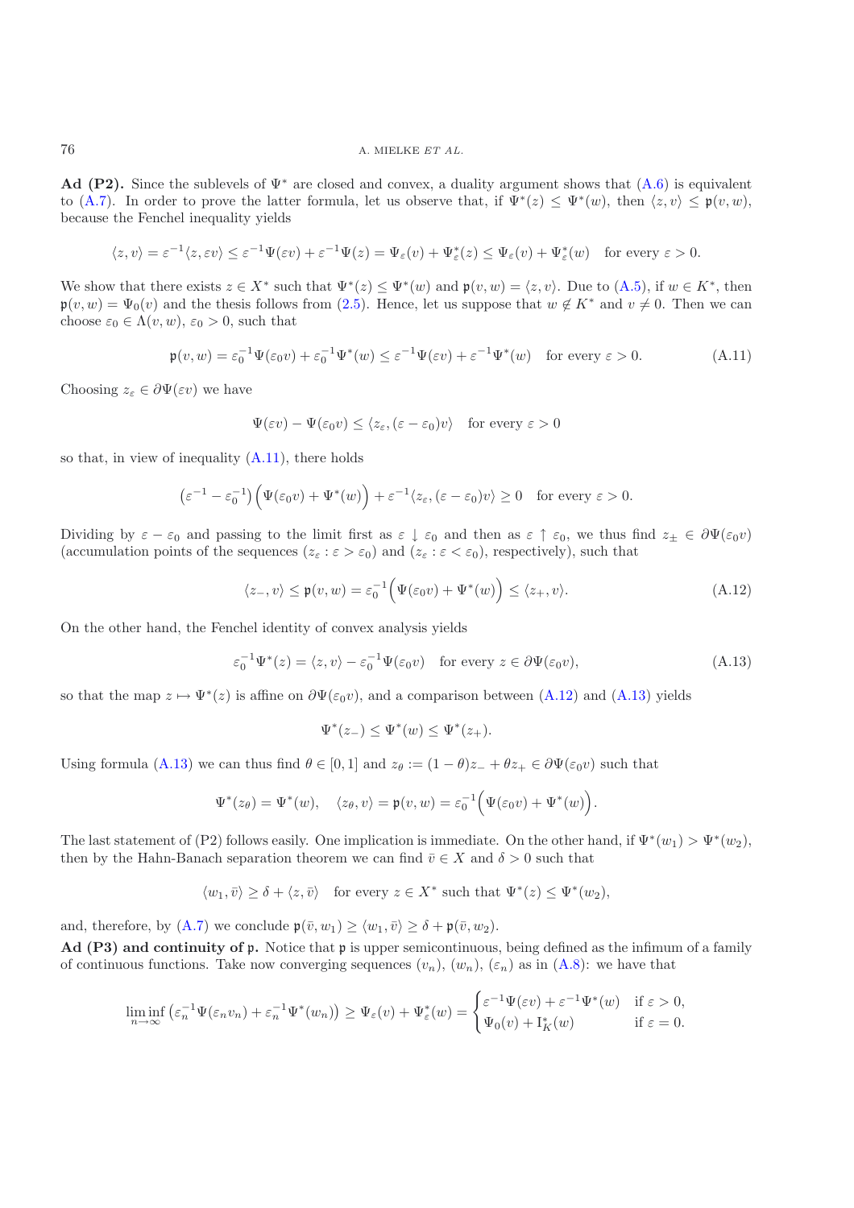**Ad (P2).** Since the sublevels of $\Psi^*$ are closed and convex, a duality argument shows that (A.6) is equivalent to (A.7). In order to prove the latter formula, let us observe that, if $\Psi^*(z) \le \Psi^*(w)$, then $\langle z, v\rangle \le \mathfrak{p}(v, w)$, because the Fenchel inequality yields

$$\langle z, v\rangle = \varepsilon^{-1}\langle z, \varepsilon v\rangle \le \varepsilon^{-1}\Psi(\varepsilon v) + \varepsilon^{-1}\Psi(z) = \Psi_\varepsilon(v) + \Psi_\varepsilon^*(z) \le \Psi_\varepsilon(v) + \Psi_\varepsilon^*(w) \quad \text{for every } \varepsilon > 0.$$

We show that there exists $z \in X^*$ such that $\Psi^*(z) \le \Psi^*(w)$ and $\mathfrak{p}(v, w) = \langle z, v\rangle$. Due to (A.5), if $w \in K^*$, then $\mathfrak{p}(v, w) = \Psi_0(v)$ and the thesis follows from (2.5). Hence, let us suppose that $w \notin K^*$ and $v \ne 0$. Then we can choose $\varepsilon_0 \in \Lambda(v, w)$, $\varepsilon_0 > 0$, such that

$$\mathfrak{p}(v, w) = \varepsilon_0^{-1}\Psi(\varepsilon_0 v) + \varepsilon_0^{-1}\Psi^*(w) \le \varepsilon^{-1}\Psi(\varepsilon v) + \varepsilon^{-1}\Psi^*(w) \quad \text{for every } \varepsilon > 0. \tag{A.11}$$

Choosing $z_\varepsilon \in \partial\Psi(\varepsilon v)$ we have

$$\Psi(\varepsilon v) - \Psi(\varepsilon_0 v) \le \langle z_\varepsilon, (\varepsilon - \varepsilon_0)v\rangle \quad \text{for every } \varepsilon > 0$$

so that, in view of inequality (A.11), there holds

$$\big(\varepsilon^{-1} - \varepsilon_0^{-1}\big)\Big(\Psi(\varepsilon_0 v) + \Psi^*(w)\Big) + \varepsilon^{-1}\langle z_\varepsilon, (\varepsilon - \varepsilon_0)v\rangle \ge 0 \quad \text{for every } \varepsilon > 0.$$

Dividing by $\varepsilon - \varepsilon_0$ and passing to the limit first as $\varepsilon \downarrow \varepsilon_0$ and then as $\varepsilon \uparrow \varepsilon_0$, we thus find $z_\pm \in \partial\Psi(\varepsilon_0 v)$ (accumulation points of the sequences $(z_\varepsilon : \varepsilon > \varepsilon_0)$ and $(z_\varepsilon : \varepsilon < \varepsilon_0)$, respectively), such that

$$\langle z_-, v\rangle \le \mathfrak{p}(v, w) = \varepsilon_0^{-1}\Big(\Psi(\varepsilon_0 v) + \Psi^*(w)\Big) \le \langle z_+, v\rangle. \tag{A.12}$$

On the other hand, the Fenchel identity of convex analysis yields

$$\varepsilon_0^{-1}\Psi^*(z) = \langle z, v\rangle - \varepsilon_0^{-1}\Psi(\varepsilon_0 v) \quad \text{for every } z \in \partial\Psi(\varepsilon_0 v), \tag{A.13}$$

so that the map $z \mapsto \Psi^*(z)$ is affine on $\partial\Psi(\varepsilon_0 v)$, and a comparison between (A.12) and (A.13) yields

$$\Psi^*(z_-) \le \Psi^*(w) \le \Psi^*(z_+).$$

Using formula (A.13) we can thus find $\theta \in [0, 1]$ and $z_\theta := (1 - \theta)z_- + \theta z_+ \in \partial\Psi(\varepsilon_0 v)$ such that

$$\Psi^*(z_\theta) = \Psi^*(w), \quad \langle z_\theta, v\rangle = \mathfrak{p}(v, w) = \varepsilon_0^{-1}\Big(\Psi(\varepsilon_0 v) + \Psi^*(w)\Big).$$

The last statement of (P2) follows easily. One implication is immediate. On the other hand, if $\Psi^*(w_1) > \Psi^*(w_2)$, then by the Hahn-Banach separation theorem we can find $\bar v \in X$ and $\delta > 0$ such that

$$\langle w_1, \bar v\rangle \ge \delta + \langle z, \bar v\rangle \quad \text{for every } z \in X^* \text{ such that } \Psi^*(z) \le \Psi^*(w_2),$$

and, therefore, by (A.7) we conclude $\mathfrak{p}(\bar v, w_1) \ge \langle w_1, \bar v\rangle \ge \delta + \mathfrak{p}(\bar v, w_2)$.

**Ad (P3) and continuity of $\mathfrak{p}$.** Notice that $\mathfrak{p}$ is upper semicontinuous, being defined as the infimum of a family of continuous functions. Take now converging sequences $(v_n)$, $(w_n)$, $(\varepsilon_n)$ as in (A.8): we have that

$$\liminf_{n\to\infty} \big(\varepsilon_n^{-1}\Psi(\varepsilon_n v_n) + \varepsilon_n^{-1}\Psi^*(w_n)\big) \ge \Psi_\varepsilon(v) + \Psi_\varepsilon^*(w) = \begin{cases} \varepsilon^{-1}\Psi(\varepsilon v) + \varepsilon^{-1}\Psi^*(w) & \text{if } \varepsilon > 0, \\ \Psi_0(v) + \mathrm{I}_K^*(w) & \text{if } \varepsilon = 0. \end{cases}$$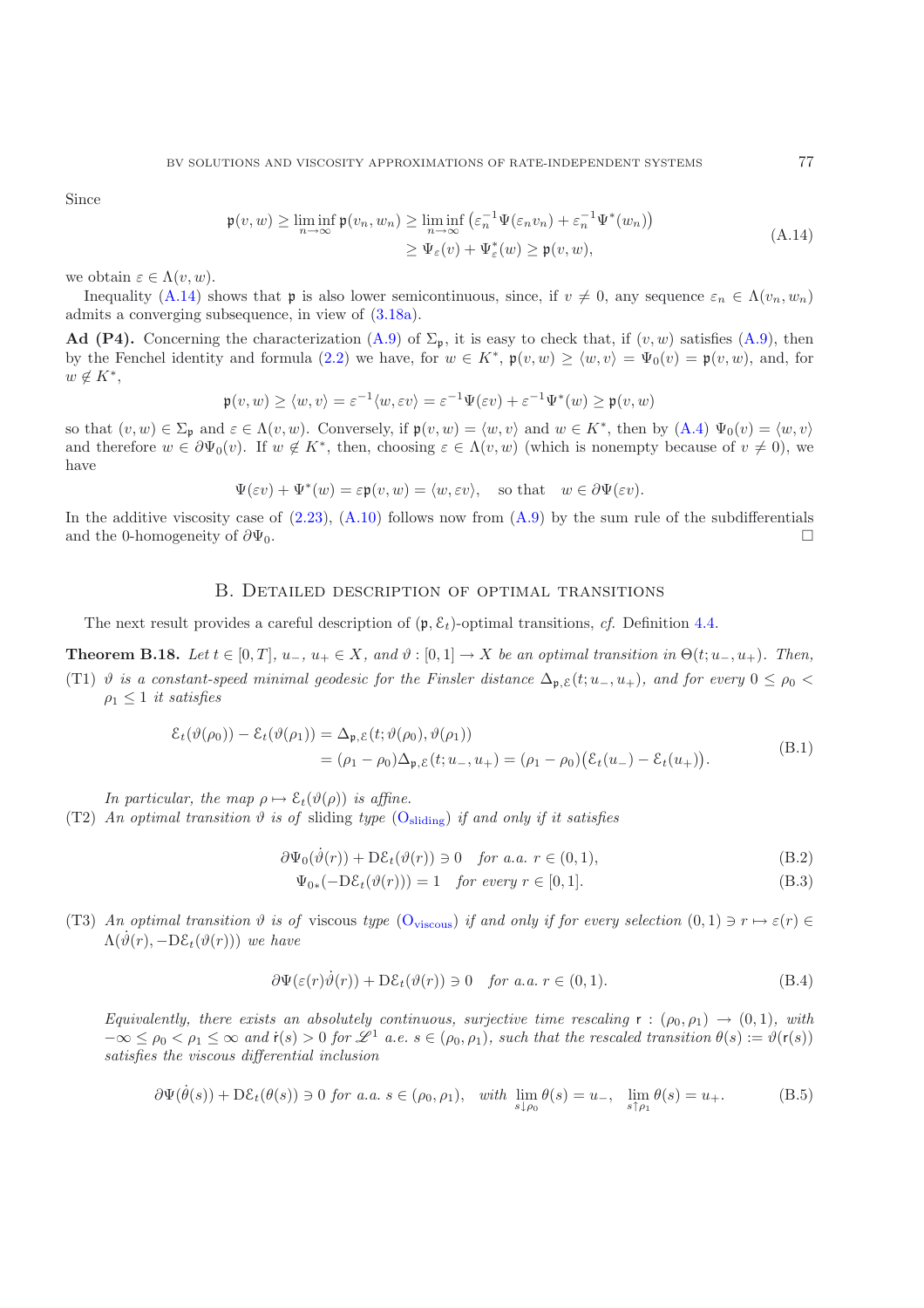Since

$$
\begin{aligned}
\mathfrak{p}(v,w) \geq \liminf_{n\to\infty} \mathfrak{p}(v_n,w_n) &\geq \liminf_{n\to\infty} \left(\varepsilon_n^{-1}\Psi(\varepsilon_n v_n) + \varepsilon_n^{-1}\Psi^*(w_n)\right) \\
&\geq \Psi_\varepsilon(v) + \Psi_\varepsilon^*(w) \geq \mathfrak{p}(v,w),
\end{aligned}
\tag{A.14}
$$

we obtain $\varepsilon \in \Lambda(v,w)$.

Inequality (A.14) shows that $\mathfrak{p}$ is also lower semicontinuous, since, if $v \neq 0$, any sequence $\varepsilon_n \in \Lambda(v_n,w_n)$ admits a converging subsequence, in view of (3.18a).

**Ad (P4).** Concerning the characterization (A.9) of $\Sigma_\mathfrak{p}$, it is easy to check that, if $(v,w)$ satisfies (A.9), then by the Fenchel identity and formula (2.2) we have, for $w \in K^*$, $\mathfrak{p}(v,w) \geq \langle w,v\rangle = \Psi_0(v) = \mathfrak{p}(v,w)$, and, for $w \notin K^*$,

$$
\mathfrak{p}(v,w) \geq \langle w,v\rangle = \varepsilon^{-1}\langle w,\varepsilon v\rangle = \varepsilon^{-1}\Psi(\varepsilon v) + \varepsilon^{-1}\Psi^*(w) \geq \mathfrak{p}(v,w)
$$

so that $(v,w) \in \Sigma_\mathfrak{p}$ and $\varepsilon \in \Lambda(v,w)$. Conversely, if $\mathfrak{p}(v,w) = \langle w,v\rangle$ and $w \in K^*$, then by (A.4) $\Psi_0(v) = \langle w,v\rangle$ and therefore $w \in \partial\Psi_0(v)$. If $w \notin K^*$, then, choosing $\varepsilon \in \Lambda(v,w)$ (which is nonempty because of $v \neq 0$), we have

$$
\Psi(\varepsilon v) + \Psi^*(w) = \varepsilon\mathfrak{p}(v,w) = \langle w,\varepsilon v\rangle, \quad \text{so that} \quad w \in \partial\Psi(\varepsilon v).
$$

In the additive viscosity case of (2.23), (A.10) follows now from (A.9) by the sum rule of the subdifferentials and the 0-homogeneity of $\partial\Psi_0$. □

## B. Detailed description of optimal transitions

The next result provides a careful description of $(\mathfrak{p},\mathcal{E}_t)$-optimal transitions, *cf.* Definition 4.4.

**Theorem B.18.** *Let $t \in [0,T]$, $u_-$, $u_+ \in X$, and $\vartheta : [0,1] \to X$ be an optimal transition in $\Theta(t;u_-,u_+)$. Then,*

(T1) *$\vartheta$ is a constant-speed minimal geodesic for the Finsler distance $\Delta_{\mathfrak{p},\mathcal{E}}(t;u_-,u_+)$, and for every $0 \leq \rho_0 < \rho_1 \leq 1$ it satisfies*

$$
\begin{aligned}
\mathcal{E}_t(\vartheta(\rho_0)) - \mathcal{E}_t(\vartheta(\rho_1)) &= \Delta_{\mathfrak{p},\mathcal{E}}(t;\vartheta(\rho_0),\vartheta(\rho_1)) \\
&= (\rho_1-\rho_0)\Delta_{\mathfrak{p},\mathcal{E}}(t;u_-,u_+) = (\rho_1-\rho_0)\big(\mathcal{E}_t(u_-) - \mathcal{E}_t(u_+)\big).
\end{aligned}
\tag{B.1}
$$

*In particular, the map $\rho \mapsto \mathcal{E}_t(\vartheta(\rho))$ is affine.*

(T2) *An optimal transition $\vartheta$ is of* sliding *type* ($\mathrm{O}_{\text{sliding}}$) *if and only if it satisfies*

$$
\partial\Psi_0(\dot\vartheta(r)) + \mathrm{D}\mathcal{E}_t(\vartheta(r)) \ni 0 \quad \textit{for a.a. } r \in (0,1), \tag{B.2}
$$

$$
\Psi_{0*}(-\mathrm{D}\mathcal{E}_t(\vartheta(r))) = 1 \quad \textit{for every } r \in [0,1]. \tag{B.3}
$$

(T3) *An optimal transition $\vartheta$ is of* viscous *type* ($\mathrm{O}_{\text{viscous}}$) *if and only if for every selection $(0,1) \ni r \mapsto \varepsilon(r) \in \Lambda(\dot\vartheta(r), -\mathrm{D}\mathcal{E}_t(\vartheta(r)))$ we have*

$$
\partial\Psi(\varepsilon(r)\dot\vartheta(r)) + \mathrm{D}\mathcal{E}_t(\vartheta(r)) \ni 0 \quad \textit{for a.a. } r \in (0,1). \tag{B.4}
$$

*Equivalently, there exists an absolutely continuous, surjective time rescaling $\mathsf{r} : (\rho_0,\rho_1) \to (0,1)$, with $-\infty \leq \rho_0 < \rho_1 \leq \infty$ and $\dot{\mathsf{r}}(s) > 0$ for $\mathscr{L}^1$ a.e. $s \in (\rho_0,\rho_1)$, such that the rescaled transition $\theta(s) := \vartheta(\mathsf{r}(s))$ satisfies the viscous differential inclusion*

$$
\partial\Psi(\dot\theta(s)) + \mathrm{D}\mathcal{E}_t(\theta(s)) \ni 0 \textit{ for a.a. } s \in (\rho_0,\rho_1), \quad \textit{with } \lim_{s\downarrow\rho_0}\theta(s) = u_-, \quad \lim_{s\uparrow\rho_1}\theta(s) = u_+. \tag{B.5}
$$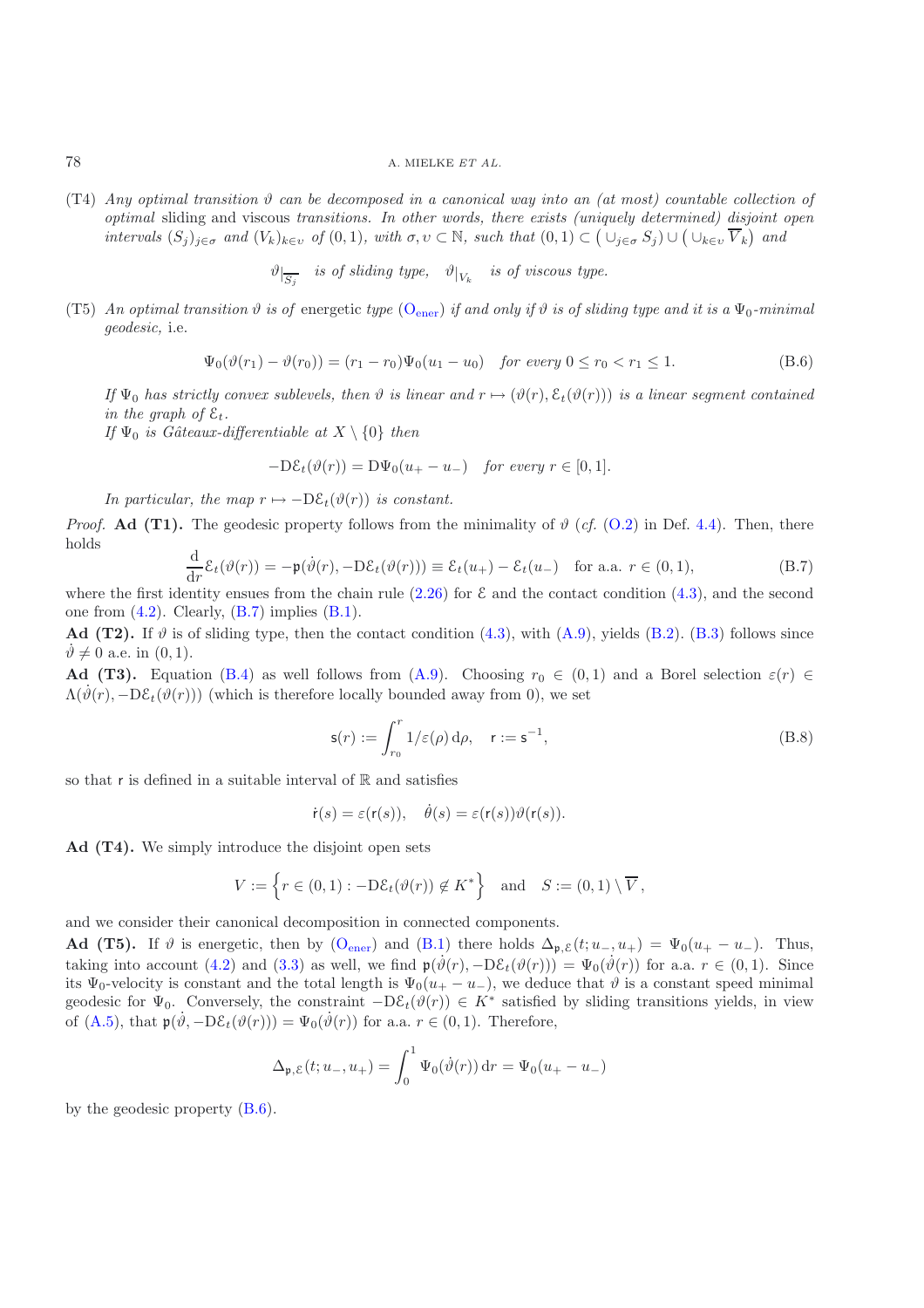(T4) *Any optimal transition $\vartheta$ can be decomposed in a canonical way into an (at most) countable collection of optimal* sliding and viscous *transitions. In other words, there exists (uniquely determined) disjoint open intervals $(S_j)_{j\in\sigma}$ and $(V_k)_{k\in\upsilon}$ of $(0,1)$, with $\sigma,\upsilon\subset\mathbb{N}$, such that $(0,1)\subset\big(\cup_{j\in\sigma} S_j\big)\cup\big(\cup_{k\in\upsilon}\overline{V}_k\big)$ and*

$$\vartheta|_{\overline{S_j}} \quad \textit{is of sliding type,} \quad \vartheta|_{V_k} \quad \textit{is of viscous type.}$$

(T5) *An optimal transition $\vartheta$ is of* energetic *type* ($\mathrm{O}_{\mathrm{ener}}$) *if and only if $\vartheta$ is of sliding type and it is a $\Psi_0$-minimal geodesic,* i.e.

$$\Psi_0(\vartheta(r_1)-\vartheta(r_0)) = (r_1-r_0)\Psi_0(u_1-u_0) \quad \textit{for every } 0\le r_0<r_1\le 1. \tag{B.6}$$

*If $\Psi_0$ has strictly convex sublevels, then $\vartheta$ is linear and $r\mapsto(\vartheta(r),\mathcal{E}_t(\vartheta(r)))$ is a linear segment contained in the graph of $\mathcal{E}_t$.*

*If $\Psi_0$ is Gâteaux-differentiable at $X\setminus\{0\}$ then*

$$-\mathrm{D}\mathcal{E}_t(\vartheta(r)) = \mathrm{D}\Psi_0(u_+-u_-) \quad \textit{for every } r\in[0,1].$$

*In particular, the map $r\mapsto -\mathrm{D}\mathcal{E}_t(\vartheta(r))$ is constant.*

*Proof.* **Ad (T1).** The geodesic property follows from the minimality of $\vartheta$ (*cf.* (O.2) in Def. 4.4). Then, there holds

$$\frac{\mathrm{d}}{\mathrm{d}r}\mathcal{E}_t(\vartheta(r)) = -\mathfrak{p}(\dot\vartheta(r),-\mathrm{D}\mathcal{E}_t(\vartheta(r))) \equiv \mathcal{E}_t(u_+)-\mathcal{E}_t(u_-) \quad \text{for a.a. } r\in(0,1), \tag{B.7}$$

where the first identity ensues from the chain rule (2.26) for $\mathcal{E}$ and the contact condition (4.3), and the second one from (4.2). Clearly, (B.7) implies (B.1).

**Ad (T2).** If $\vartheta$ is of sliding type, then the contact condition (4.3), with (A.9), yields (B.2). (B.3) follows since $\dot\vartheta\neq 0$ a.e. in $(0,1)$.

**Ad (T3).** Equation (B.4) as well follows from (A.9). Choosing $r_0\in(0,1)$ and a Borel selection $\varepsilon(r)\in\Lambda(\dot\vartheta(r),-\mathrm{D}\mathcal{E}_t(\vartheta(r)))$ (which is therefore locally bounded away from 0), we set

$$\mathsf{s}(r) := \int_{r_0}^{r} 1/\varepsilon(\rho)\,\mathrm{d}\rho, \quad \mathsf{r} := \mathsf{s}^{-1}, \tag{B.8}$$

so that $\mathsf{r}$ is defined in a suitable interval of $\mathbb{R}$ and satisfies

$$\dot{\mathsf{r}}(s) = \varepsilon(\mathsf{r}(s)), \quad \dot\theta(s) = \varepsilon(\mathsf{r}(s))\vartheta(\mathsf{r}(s)).$$

**Ad (T4).** We simply introduce the disjoint open sets

$$V := \Big\{ r\in(0,1) : -\mathrm{D}\mathcal{E}_t(\vartheta(r))\notin K^*\Big\} \quad \text{and} \quad S := (0,1)\setminus\overline{V},$$

and we consider their canonical decomposition in connected components.

**Ad (T5).** If $\vartheta$ is energetic, then by ($\mathrm{O}_{\mathrm{ener}}$) and (B.1) there holds $\Delta_{\mathfrak{p},\mathcal{E}}(t;u_-,u_+) = \Psi_0(u_+-u_-)$. Thus, taking into account (4.2) and (3.3) as well, we find $\mathfrak{p}(\dot\vartheta(r),-\mathrm{D}\mathcal{E}_t(\vartheta(r))) = \Psi_0(\dot\vartheta(r))$ for a.a. $r\in(0,1)$. Since its $\Psi_0$-velocity is constant and the total length is $\Psi_0(u_+-u_-)$, we deduce that $\vartheta$ is a constant speed minimal geodesic for $\Psi_0$. Conversely, the constraint $-\mathrm{D}\mathcal{E}_t(\vartheta(r))\in K^*$ satisfied by sliding transitions yields, in view of (A.5), that $\mathfrak{p}(\dot\vartheta,-\mathrm{D}\mathcal{E}_t(\vartheta(r))) = \Psi_0(\dot\vartheta(r))$ for a.a. $r\in(0,1)$. Therefore,

$$\Delta_{\mathfrak{p},\mathcal{E}}(t;u_-,u_+) = \int_0^1 \Psi_0(\dot\vartheta(r))\,\mathrm{d}r = \Psi_0(u_+-u_-)$$

by the geodesic property (B.6).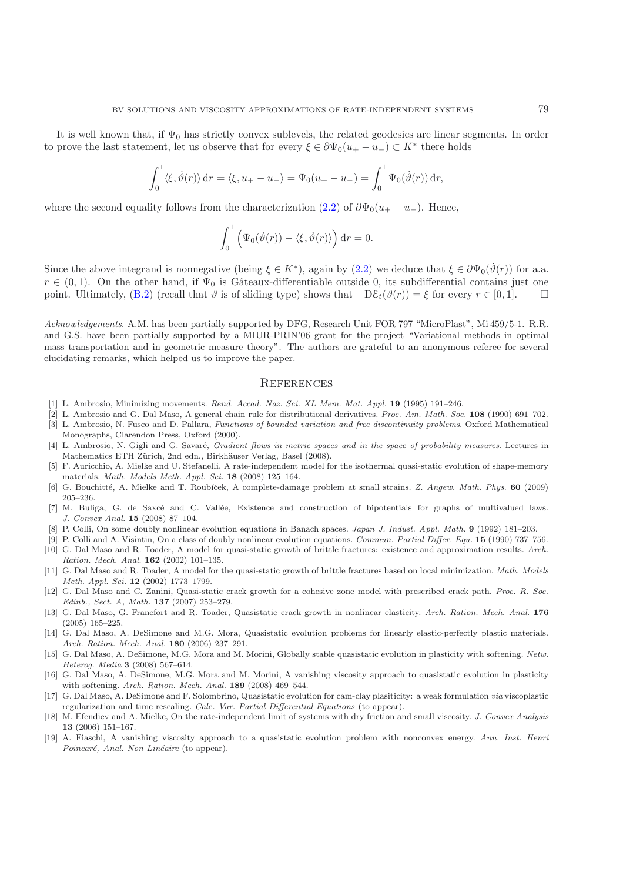It is well known that, if $\Psi_0$ has strictly convex sublevels, the related geodesics are linear segments. In order to prove the last statement, let us observe that for every $\xi \in \partial\Psi_0(u_+ - u_-) \subset K^*$ there holds

$$\int_0^1 \langle \xi, \dot{\vartheta}(r) \rangle \, \mathrm{d}r = \langle \xi, u_+ - u_- \rangle = \Psi_0(u_+ - u_-) = \int_0^1 \Psi_0(\dot{\vartheta}(r)) \, \mathrm{d}r,$$

where the second equality follows from the characterization (2.2) of $\partial\Psi_0(u_+ - u_-)$. Hence,

$$\int_0^1 \Big( \Psi_0(\dot{\vartheta}(r)) - \langle \xi, \dot{\vartheta}(r) \rangle \Big) \, \mathrm{d}r = 0.$$

Since the above integrand is nonnegative (being $\xi \in K^*$), again by (2.2) we deduce that $\xi \in \partial\Psi_0(\dot{\vartheta}(r))$ for a.a. $r \in (0,1)$. On the other hand, if $\Psi_0$ is Gâteaux-differentiable outside 0, its subdifferential contains just one point. Ultimately, (B.2) (recall that $\vartheta$ is of sliding type) shows that $-\mathrm{D}\mathcal{E}_t(\vartheta(r)) = \xi$ for every $r \in [0,1]$. □

*Acknowledgements*. A.M. has been partially supported by DFG, Research Unit FOR 797 "MicroPlast", Mi 459/5-1. R.R. and G.S. have been partially supported by a MIUR-PRIN'06 grant for the project "Variational methods in optimal mass transportation and in geometric measure theory". The authors are grateful to an anonymous referee for several elucidating remarks, which helped us to improve the paper.

## References

[1] L. Ambrosio, Minimizing movements. *Rend. Accad. Naz. Sci. XL Mem. Mat. Appl.* **19** (1995) 191–246.

[2] L. Ambrosio and G. Dal Maso, A general chain rule for distributional derivatives. *Proc. Am. Math. Soc.* **108** (1990) 691–702.

[3] L. Ambrosio, N. Fusco and D. Pallara, *Functions of bounded variation and free discontinuity problems*. Oxford Mathematical Monographs, Clarendon Press, Oxford (2000).

[4] L. Ambrosio, N. Gigli and G. Savaré, *Gradient flows in metric spaces and in the space of probability measures*. Lectures in Mathematics ETH Zürich, 2nd edn., Birkhäuser Verlag, Basel (2008).

[5] F. Auricchio, A. Mielke and U. Stefanelli, A rate-independent model for the isothermal quasi-static evolution of shape-memory materials. *Math. Models Meth. Appl. Sci.* **18** (2008) 125–164.

[6] G. Bouchitté, A. Mielke and T. Roubíček, A complete-damage problem at small strains. *Z. Angew. Math. Phys.* **60** (2009) 205–236.

[7] M. Buliga, G. de Saxcé and C. Vallée, Existence and construction of bipotentials for graphs of multivalued laws. *J. Convex Anal.* **15** (2008) 87–104.

[8] P. Colli, On some doubly nonlinear evolution equations in Banach spaces. *Japan J. Indust. Appl. Math.* **9** (1992) 181–203.

[9] P. Colli and A. Visintin, On a class of doubly nonlinear evolution equations. *Commun. Partial Differ. Equ.* **15** (1990) 737–756.

[10] G. Dal Maso and R. Toader, A model for quasi-static growth of brittle fractures: existence and approximation results. *Arch. Ration. Mech. Anal.* **162** (2002) 101–135.

[11] G. Dal Maso and R. Toader, A model for the quasi-static growth of brittle fractures based on local minimization. *Math. Models Meth. Appl. Sci.* **12** (2002) 1773–1799.

[12] G. Dal Maso and C. Zanini, Quasi-static crack growth for a cohesive zone model with prescribed crack path. *Proc. R. Soc. Edinb., Sect. A, Math.* **137** (2007) 253–279.

[13] G. Dal Maso, G. Francfort and R. Toader, Quasistatic crack growth in nonlinear elasticity. *Arch. Ration. Mech. Anal.* **176** (2005) 165–225.

[14] G. Dal Maso, A. DeSimone and M.G. Mora, Quasistatic evolution problems for linearly elastic-perfectly plastic materials. *Arch. Ration. Mech. Anal.* **180** (2006) 237–291.

[15] G. Dal Maso, A. DeSimone, M.G. Mora and M. Morini, Globally stable quasistatic evolution in plasticity with softening. *Netw. Heterog. Media* **3** (2008) 567–614.

[16] G. Dal Maso, A. DeSimone, M.G. Mora and M. Morini, A vanishing viscosity approach to quasistatic evolution in plasticity with softening. *Arch. Ration. Mech. Anal.* **189** (2008) 469–544.

[17] G. Dal Maso, A. DeSimone and F. Solombrino, Quasistatic evolution for cam-clay plasiticity: a weak formulation *via* viscoplastic regularization and time rescaling. *Calc. Var. Partial Differential Equations* (to appear).

[18] M. Efendiev and A. Mielke, On the rate-independent limit of systems with dry friction and small viscosity. *J. Convex Analysis* **13** (2006) 151–167.

[19] A. Fiaschi, A vanishing viscosity approach to a quasistatic evolution problem with nonconvex energy. *Ann. Inst. Henri Poincaré, Anal. Non Linéaire* (to appear).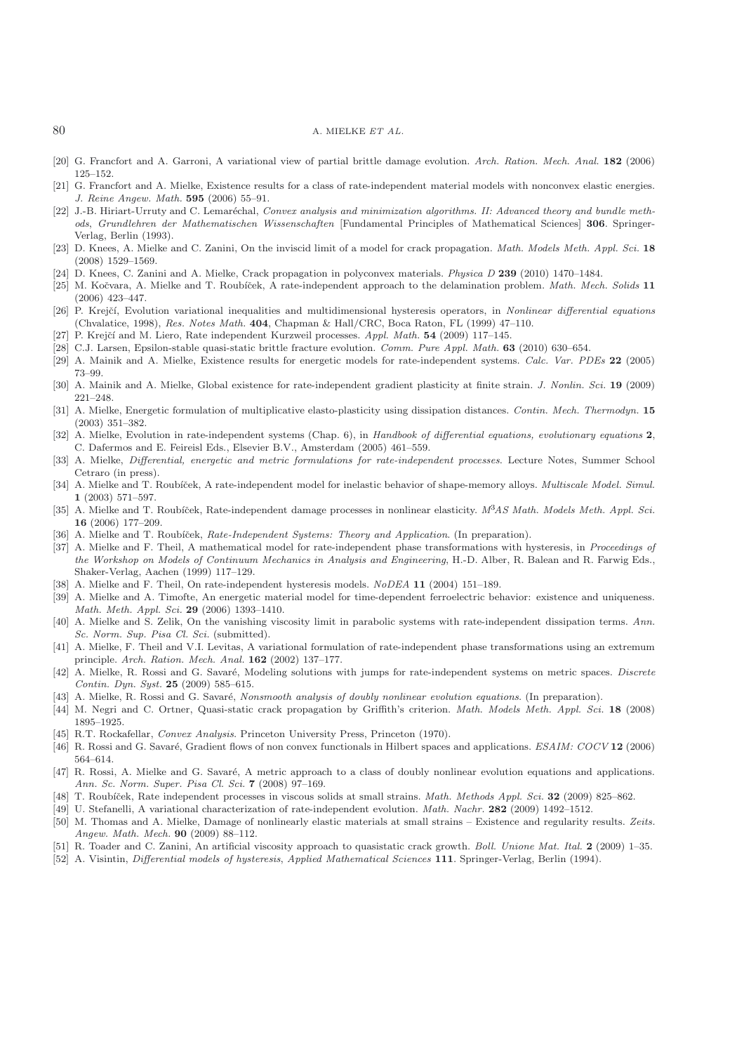- [20] G. Francfort and A. Garroni, A variational view of partial brittle damage evolution. *Arch. Ration. Mech. Anal.* **182** (2006) 125–152.
- [21] G. Francfort and A. Mielke, Existence results for a class of rate-independent material models with nonconvex elastic energies. *J. Reine Angew. Math.* **595** (2006) 55–91.
- [22] J.-B. Hiriart-Urruty and C. Lemaréchal, *Convex analysis and minimization algorithms. II: Advanced theory and bundle methods*, *Grundlehren der Mathematischen Wissenschaften* [Fundamental Principles of Mathematical Sciences] **306**. Springer-Verlag, Berlin (1993).
- [23] D. Knees, A. Mielke and C. Zanini, On the inviscid limit of a model for crack propagation. *Math. Models Meth. Appl. Sci.* **18** (2008) 1529–1569.
- [24] D. Knees, C. Zanini and A. Mielke, Crack propagation in polyconvex materials. *Physica D* **239** (2010) 1470–1484.
- [25] M. Kočvara, A. Mielke and T. Roubíček, A rate-independent approach to the delamination problem. *Math. Mech. Solids* **11** (2006) 423–447.
- [26] P. Krejčí, Evolution variational inequalities and multidimensional hysteresis operators, in *Nonlinear differential equations* (Chvalatice, 1998), *Res. Notes Math.* **404**, Chapman & Hall/CRC, Boca Raton, FL (1999) 47–110.
- [27] P. Krejčí and M. Liero, Rate independent Kurzweil processes. *Appl. Math.* **54** (2009) 117–145.
- [28] C.J. Larsen, Epsilon-stable quasi-static brittle fracture evolution. *Comm. Pure Appl. Math.* **63** (2010) 630–654.
- [29] A. Mainik and A. Mielke, Existence results for energetic models for rate-independent systems. *Calc. Var. PDEs* **22** (2005) 73–99.
- [30] A. Mainik and A. Mielke, Global existence for rate-independent gradient plasticity at finite strain. *J. Nonlin. Sci.* **19** (2009) 221–248.
- [31] A. Mielke, Energetic formulation of multiplicative elasto-plasticity using dissipation distances. *Contin. Mech. Thermodyn.* **15** (2003) 351–382.
- [32] A. Mielke, Evolution in rate-independent systems (Chap. 6), in *Handbook of differential equations, evolutionary equations* **2**, C. Dafermos and E. Feireisl Eds., Elsevier B.V., Amsterdam (2005) 461–559.
- [33] A. Mielke, *Differential, energetic and metric formulations for rate-independent processes*. Lecture Notes, Summer School Cetraro (in press).
- [34] A. Mielke and T. Roubíček, A rate-independent model for inelastic behavior of shape-memory alloys. *Multiscale Model. Simul.* **1** (2003) 571–597.
- [35] A. Mielke and T. Roubíček, Rate-independent damage processes in nonlinear elasticity. *M$^3$AS Math. Models Meth. Appl. Sci.* **16** (2006) 177–209.
- [36] A. Mielke and T. Roubíček, *Rate-Independent Systems: Theory and Application*. (In preparation).
- [37] A. Mielke and F. Theil, A mathematical model for rate-independent phase transformations with hysteresis, in *Proceedings of the Workshop on Models of Continuum Mechanics in Analysis and Engineering*, H.-D. Alber, R. Balean and R. Farwig Eds., Shaker-Verlag, Aachen (1999) 117–129.
- [38] A. Mielke and F. Theil, On rate-independent hysteresis models. *NoDEA* **11** (2004) 151–189.
- [39] A. Mielke and A. Timofte, An energetic material model for time-dependent ferroelectric behavior: existence and uniqueness. *Math. Meth. Appl. Sci.* **29** (2006) 1393–1410.
- [40] A. Mielke and S. Zelik, On the vanishing viscosity limit in parabolic systems with rate-independent dissipation terms. *Ann. Sc. Norm. Sup. Pisa Cl. Sci.* (submitted).
- [41] A. Mielke, F. Theil and V.I. Levitas, A variational formulation of rate-independent phase transformations using an extremum principle. *Arch. Ration. Mech. Anal.* **162** (2002) 137–177.
- [42] A. Mielke, R. Rossi and G. Savaré, Modeling solutions with jumps for rate-independent systems on metric spaces. *Discrete Contin. Dyn. Syst.* **25** (2009) 585–615.
- [43] A. Mielke, R. Rossi and G. Savaré, *Nonsmooth analysis of doubly nonlinear evolution equations*. (In preparation).
- [44] M. Negri and C. Ortner, Quasi-static crack propagation by Griffith's criterion. *Math. Models Meth. Appl. Sci.* **18** (2008) 1895–1925.
- [45] R.T. Rockafellar, *Convex Analysis*. Princeton University Press, Princeton (1970).
- [46] R. Rossi and G. Savaré, Gradient flows of non convex functionals in Hilbert spaces and applications. *ESAIM: COCV* **12** (2006) 564–614.
- [47] R. Rossi, A. Mielke and G. Savaré, A metric approach to a class of doubly nonlinear evolution equations and applications. *Ann. Sc. Norm. Super. Pisa Cl. Sci.* **7** (2008) 97–169.
- [48] T. Roubíček, Rate independent processes in viscous solids at small strains. *Math. Methods Appl. Sci.* **32** (2009) 825–862.
- [49] U. Stefanelli, A variational characterization of rate-independent evolution. *Math. Nachr.* **282** (2009) 1492–1512.
- [50] M. Thomas and A. Mielke, Damage of nonlinearly elastic materials at small strains – Existence and regularity results. *Zeits. Angew. Math. Mech.* **90** (2009) 88–112.
- [51] R. Toader and C. Zanini, An artificial viscosity approach to quasistatic crack growth. *Boll. Unione Mat. Ital.* **2** (2009) 1–35.
- [52] A. Visintin, *Differential models of hysteresis*, *Applied Mathematical Sciences* **111**. Springer-Verlag, Berlin (1994).